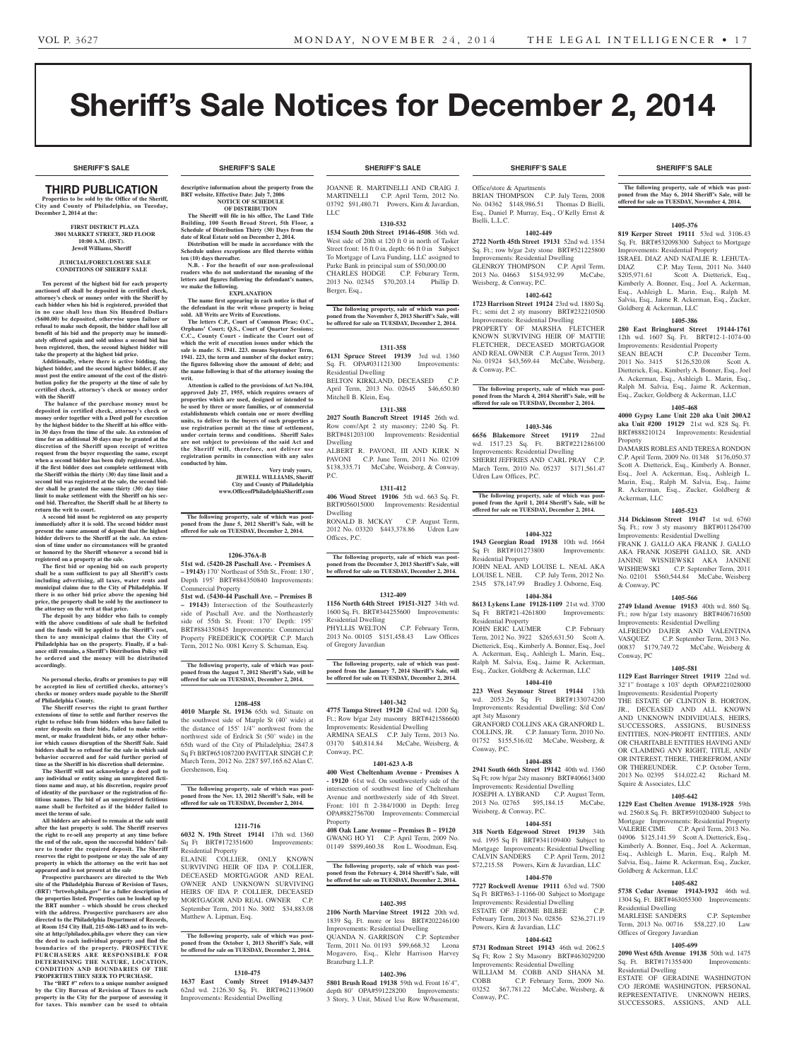# Sheriff's Sale Notices for December 2, 2014

SHERIFF'S SALE

## THIRD PUBLICATION

**Properties to be sold by the Office of the Sheriff, City and County of Philadelphia, on Tuesday, December 2, 2014 at the:**

**FIRST DISTRICT PLAZA**
**3801 MARKET STREET, 3RD FLOOR**
**10:00 A.M. (DST).**
**Jewell Williams, Sheriff**

**JUDICIAL/FORECLOSURE SALE CONDITIONS OF SHERIFF SALE**

**Ten percent of the highest bid for each property auctioned off shall be deposited in certified check, attorney's check or money order with the Sheriff by each bidder when his bid is registered, provided that in no case shall less than Six Hundred Dollars ($600.00) be deposited, otherwise upon failure or refusal to make such deposit, the bidder shall lose all benefit of his bid and the property may be immediately offered again and sold unless a second bid has been registered, then, the second highest bidder will take the property at the highest bid price.**

**Additionally, where there is active bidding, the highest bidder, and the second highest bidder, if any must post the entire amount of the cost of the distribution policy for the property at the time of sale by certified check, attorney's check or money order with the Sheriff**

**The balance of the purchase money must be deposited in certified check, attorney's check or money order together with a Deed poll for execution by the highest bidder to the Sheriff at his office within 30 days from the time of the sale. An extension of time for an additional 30 days may be granted at the discretion of the Sheriff upon receipt of written request from the buyer requesting the same, except when a second bidder has been duly registered. Also, if the first bidder does not complete settlement with the Sheriff within the thirty (30) day time limit and a second bid was registered at the sale, the second bidder shall be granted the same thirty (30) day time limit to make settlement with the Sheriff on his second bid. Thereafter, the Sheriff shall be at liberty to return the writ to court.**

**A second bid must be registered on any property immediately after it is sold. The second bidder must present the same amount of deposit that the highest bidder delivers to the Sheriff at the sale. An extension of time under no circumstances will be granted or honored by the Sheriff whenever a second bid is registered on a property at the sale.**

**The first bid or opening bid on each property shall be a sum sufficient to pay all Sheriff's costs including advertising, all taxes, water rents and municipal claims due to the City of Philadelphia. If there is no other bid price above the opening bid price, the property shall be sold by the auctioneer to the attorney on the writ at that price.**

**The deposit by any bidder who fails to comply with the above conditions of sale shall be forfeited and the funds will be applied to the Sheriff's cost, then to any municipal claims that the City of Philadelphia has on the property. Finally, if a balance still remains, a Sheriff's Distribution Policy will be ordered and the money will be distributed accordingly.**

**No personal checks, drafts or promises to pay will be accepted in lieu of certified checks, attorney's checks or money orders made payable to the Sheriff of Philadelphia County.**

**The Sheriff reserves the right to grant further extensions of time to settle and further reserves the right to refuse bids from bidders who have failed to enter deposits on their bids, failed to make settlement, or make fraudulent bids, or any other behavior which causes disruption of the Sheriff Sale. Said bidders shall be so refused for the sale in which said behavior occurred and for said further period of time as the Sheriff in his discretion shall determine.**

**The Sheriff will not acknowledge a deed poll to any individual or entity using an unregistered fictitious name and may, at his discretion, require proof of identity of the purchaser or the registration of fictitious names. The bid of an unregistered fictitious name shall be forfeited as if the bidder failed to meet the terms of sale.**

**All bidders are advised to remain at the sale until after the last property is sold. The Sheriff reserves the right to re-sell any property at any time before the end of the sale, upon the successful bidders' failure to tender the required deposit. The Sheriff reserves the right to postpone or stay the sale of any property in which the attorney on the writ has not appeared and is not present at the sale**

**Prospective purchasers are directed to the Web site of the Philadelphia Bureau of Revision of Taxes, (BRT) "brtweb.phila.gov" for a fuller description of the properties listed. Properties can be looked up by the BRT number – which should be cross checked with the address. Prospective purchasers are also directed to the Philadelphia Department of Records, at Room 154 City Hall, 215-686-1483 and to its website at http://philadox.phila.gov where they can view the deed to each individual property and find the boundaries of the property. PROSPECTIVE PURCHASERS ARE RESPONSIBLE FOR DETERMINING THE NATURE, LOCATION, CONDITION AND BOUNDARIES OF THE PROPERTIES THEY SEEK TO PURCHASE.**

**The "BRT #" refers to a unique number assigned by the City Bureau of Revision of Taxes to each property in the City for the purpose of assessing it for taxes. This number can be used to obtain descriptive information about the property from the BRT website. Effective Date: July 7, 2006**

**NOTICE OF SCHEDULE OF DISTRIBUTION**

**The Sheriff will file in his office, The Land Title Building, 100 South Broad Street, 5th Floor, a Schedule of Distribution Thirty (30) Days from the date of Real Estate sold on December 2, 2014.**

**Distribution will be made in accordance with the Schedule unless exceptions are filed thereto within ten (10) days thereafter.**

**N.B. - For the benefit of our non-professional readers who do not understand the meaning of the letters and figures following the defendant's names, we make the following.**

**EXPLANATION**

**The name first appearing in each notice is that of the defendant in the writ whose property is being sold. All Writs are Writs of Executions.**

**The letters C.P., Court of Common Pleas; O.C., Orphans' Court; Q.S., Court of Quarter Sessions; C.C., County Court - indicate the Court out of which the writ of execution issues under which the sale is made: S. 1941. 223. means September Term, 1941. 223, the term and number of the docket entry; the figures following show the amount of debt; and the name following is that of the attorney issuing the writ.**

**Attention is called to the provisions of Act No.104, approved July 27, 1955, which requires owners of properties which are used, designed or intended to be used by three or more families, or of commercial establishments which contain one or more dwelling units, to deliver to the buyers of such properties a use registration permit at the time of settlement, under certain terms and conditions. Sheriff Sales are not subject to provisions of the said Act and the Sheriff will, therefore, not deliver use registration permits in connection with any sales conducted by him.**

Very truly yours,
**JEWELL WILLIAMS, Sheriff**
**City and County of Philadelphia**
**www.OfficeofPhiladelphiaSheriff.com**

**The following property, sale of which was postponed from the June 5, 2012 Sheriff's Sale, will be offered for sale on TUESDAY, December 2, 2014.**

**1206-376A-B**

**51st wd. (5420-28 Paschall Ave. - Premises A – 19143)** 170' Northeast of 55th St., Front: 130', Depth 195' BRT#884350840 Improvements: Commercial Property

**51st wd. (5430-44 Paschall Ave. – Premises B – 19143)** Intersection of the Southeasterly side of Paschall Ave. and the Northeasterly side of 55th St. Front: 170' Depth: 195' BRT#884350845 Improvements: Commercial Property FREDERICK COOPER C.P. March Term, 2012 No. 0081 Kerry S. Schuman, Esq.

**The following property, sale of which was postponed from the August 7, 2012 Sheriff's Sale, will be offered for sale on TUESDAY, December 2, 2014.**

**1208-458**

**4010 Marple St. 19136** 65th wd. Situate on the southwest side of Marple St (40' wide) at the distance of 155' 1/4" northwest from the northwest side of Erdrick St (50' wide) in the 65th ward of the City of Philadelphia; 2847.8 Sq Ft BRT#651087200 PAVITTAR SINGH C.P. March Term, 2012 No. 2287 $97,165.62 Alan C. Gershenson, Esq.

**The following property, sale of which was postponed from the Nov. 13, 2012 Sheriff's Sale, will be offered for sale on TUESDAY, December 2, 2014.**

**1211-716**

**6032 N. 19th Street 19141** 17th wd. 1360 Sq Ft BRT#172351600 Improvements: Residential Property

ELAINE COLLIER, ONLY KNOWN SURVIVING HEIR OF IDA P. COLLIER, DECEASED MORTGAGOR AND REAL OWNER AND UNKNOWN SURVIVING HEIRS OF IDA P. COLLIER, DECEASED MORTGAGOR AND REAL OWNER C.P. September Term, 2011 No. 3002 $34,883.08 Matthew A. Lipman, Esq.

**The following property, sale of which was postponed from the October 1, 2013 Sheriff's Sale, will be offered for sale on TUESDAY, December 2, 2014.**

**1310-475**

**1637 East Comly Street 19149-3437** 62nd wd. 2126.30 Sq. Ft. BRT#621139600 Improvements: Residential Dwelling

JOANNE R. MARTINELLI AND CRAIG J. MARTINELLI C.P. April Term, 2012 No. 03792 $91,480.71 Powers, Kirn & Javardian, LLC

**1310-532**

**1534 South 20th Street 19146-4508** 36th wd. West side of 20th st 120 ft 0 in north of Tasker Street front: 16 ft 0 in, depth: 66 ft 0 in Subject To Mortgage of Lava Funding, LLC assigned to Parke Bank in principal sum of $50,000.00 CHARLES HODGE C.P. Feburary Term, 2013 No. 02345 $70,203.14 Phillip D. Berger, Esq.,

**The following property, sale of which was postponed from the November 5, 2013 Sheriff's Sale, will be offered for sale on TUESDAY, December 2, 2014.**

**1311-358**

**6131 Spruce Street 19139** 3rd wd. 1360 Sq. Ft. OPA#031121300 Improvements: Residential Dwelling

BELTON KIRKLAND, DECEASED C.P. April Term, 2013 No. 02645 $46,650.80 Mitchell B. Klein, Esq.

**1311-388**

**2027 South Bancroft Street 19145** 26th wd. Row conv/Apt 2 sty masonry; 2240 Sq. Ft. BRT#481203100 Improvements: Residential Dwelling

ALBERT R. PAVONI, III AND KIRK N PAVONI C.P. June Term, 2011 No. 02109 $138,335.71 McCabe, Weisberg, & Conway, P.C.

**1311-412**

**406 Wood Street 19106** 5th wd. 663 Sq. Ft. BRT#056015000 Improvements: Residential Dwelling

RONALD B. MCKAY C.P. August Term, 2012 No. 03320 $443,378.86 Udren Law Offices, P.C.

**The following property, sale of which was postponed from the December 3, 2013 Sheriff's Sale, will be offered for sale on TUESDAY, December 2, 2014.**

**1312-409**

**1156 North 64th Street 19151-3127** 34th wd. 1600 Sq. Ft. BRT#344255600 Improvements: Residential Dwelling

PHYLLIS WELTON C.P. February Term, 2013 No. 00105 $151,458.43 Law Offices of Gregory Javardian

**The following property, sale of which was postponed from the January 7, 2014 Sheriff's Sale, will be offered for sale on TUESDAY, December 2, 2014.**

**1401-342**

**4775 Tampa Street 19120** 42nd wd. 1200 Sq. Ft.; Row b/gar 2sty masonry BRT#421586600 Improvements: Residential Dwelling

ARMINA SEALS C.P. July Term, 2013 No. 03170 $40,814.84 McCabe, Weisberg, & Conway, P.C.

**1401-623 A-B**

**400 West Cheltenham Avenue - Premises A - 19120** 61st wd. On southwesterly side of the intersection of southwest line of Cheltenham Avenue and northwesterly side of 4th Street. Front: 101 ft 2-384/1000 in Depth: Irreg OPA#882756700 Improvements: Commercial Property

**408 Oak Lane Avenue – Premises B – 19120** GWANG HO YI C.P. April Term, 2009 No. 01149 $899,460.38 Ron L. Woodman, Esq.

**The following property, sale of which was postponed from the February 4, 2014 Sheriff's Sale, will be offered for sale on TUESDAY, December 2, 2014.**

**1402-395**

**2106 North Marvine Street 19122** 20th wd. 1839 Sq. Ft. more or less BRT#202246100 Improvements: Residential Dwelling

QUANDA N. GARRISON C.P. September Term, 2011 No. 01193 $99,668.32 Leona Mogavero, Esq., Klehr Harrison Harvey Branzburg L.L.P.

**1402-396**

**5801 Brush Road 19138** 59th wd. Front 16'4", depth 80' OPA#591228200 Improvements: 3 Story, 3 Unit, Mixed Use Row W/basement, Office/store & Apartments

BRIAN THOMPSON C.P. July Term, 2008 No. 04362 $148,986.51 Thomas D Bielli, Esq., Daniel P. Murray Esq., O'Kelly Ernst & Bielli, L.L.C.

**1402-449**

**2722 North 45th Street 19131** 52nd wd. 1354 Sq. Ft.; row b/gar 2sty stone BRT#521225800 Improvements: Residential Dwelling

GLENROY THOMPSON C.P. April Term, 2013 No. 04663 $154,932.99 McCabe, Weisberg, & Conway, P.C.

**1402-642**

**1723 Harrison Street 19124** 23rd wd. 1880 Sq. Ft.; semi det 2 sty masonry BRT#232210500 Improvements: Residential Dwelling

PROPERTY OF MARSHA FLETCHER KNOWN SURVIVING HEIR OF MATTIE FLETCHER, DECEASED MORTGAGOR AND REAL OWNER C.P. August Term, 2013 No. 01924 $43,569.44 McCabe, Weisberg, & Conway, P.C.

**The following property, sale of which was postponed from the March 4, 2014 Sheriff's Sale, will be offered for sale on TUESDAY, December 2, 2014.**

**1403-346**

**6656 Blakemore Street 19119** 22nd wd. 1517.23 Sq. Ft. BRT#221286100 Improvements: Residential Dwelling

SHERRI JEFFRIES AND CARL PRAY C.P. March Term, 2010 No. 05237 $171,561.47 Udren Law Offices, P.C.

**The following property, sale of which was postponed from the April 1, 2014 Sheriff's Sale, will be offered for sale on TUESDAY, December 2, 2014.**

**1404-322**

**1943 Georgian Road 19138** 10th wd. 1664 Sq Ft BRT#101273800 Improvements: Residential Property

JOHN NEAL AND LOUISE L. NEAL AKA LOUISE L. NEIL C.P. July Term, 2012 No. 2345 $78,147.99 Bradley J. Osborne, Esq.

**1404-384**

**8613 Lykens Lane 19128-1109** 21st wd. 3700 Sq Ft BRT#21-4261800 Improvements: Residential Property

JOHN ERIC LAUMER C.P. February Term, 2012 No. 3922 $265,631.50 Scott A. Dietterick, Esq., Kimberly A. Bonner, Esq., Joel A. Ackerman, Esq., Ashleigh L. Marin, Esq., Ralph M. Salvia, Esq., Jaime R. Ackerman, Esq., Zucker, Goldberg & Ackerman, LLC

**1404-410**

**223 West Seymour Street 19144** 13th wd. 2053.26 Sq Ft BRT#133074200 Improvements: Residential Dwelling; S/d Con/apt 3sty Masonry

GRANFORD COLLINS AKA GRANFORD L. COLLINS, JR. C.P. January Term, 2010 No. 01752 $155,516.02 McCabe, Weisberg, & Conway, P.C.

**1404-488**

**2941 South 66th Street 19142** 40th wd. 1360 Sq Ft; row b/gar 2sty masonry BRT#406613400 Improvements: Residential Dwelling

JOSEPH A. LYBRAND C.P. August Term, 2013 No. 02765 $95,184.15 McCabe, Weisberg, & Conway, P.C.

**1404-551**

**318 North Edgewood Street 19139** 34th wd. 1995 Sq Ft BRT#341109400 Subject to Mortgage Improvements: Residential Dwelling CALVIN SANDERS C.P. April Term, 2012 $72,215.58 Powers, Kirn & Javardian, LLC

**1404-570**

**7727 Rockwell Avenue 19111** 63rd wd. 7500 Sq Ft BRT#63-1-1166-00 Subject to Mortgage Improvements: Residential Dwelling

ESTATE OF JEROME BILBEE C.P. February Term, 2013 No. 02856 $236,271.19 Powers, Kirn & Javardian, LLC

**1404-642**

**5731 Rodman Street 19143** 46th wd. 2062.5 Sq Ft; Row 2 Sty Masonry BRT#463029200 Improvements: Residential Dwelling

WILLIAM M. COBB AND SHANA M. COBB C.P. February Term, 2009 No. 03252 $67,781.22 McCabe, Weisberg, & Conway, P.C.

**The following property, sale of which was postponed from the May 6, 2014 Sheriff's Sale, will be offered for sale on TUESDAY, November 4, 2014.**

**1405-376**

**819 Kerper Street 19111** 53rd wd. 3106.43 Sq. Ft. BRT#532098300 Subject to Mortgage Improvements: Residential Property

ISRAEL DIAZ AND NATALIE R. LEHUTA-DIAZ C.P. May Term, 2011 No. 3440 $205,971.61 Scott A. Dietterick, Esq., Kimberly A. Bonner, Esq., Joel A. Ackerman, Esq., Ashleigh L. Marin, Esq., Ralph M. Salvia, Esq., Jaime R. Ackerman, Esq., Zucker, Goldberg & Ackerman, LLC

**1405-386**

**280 East Bringhurst Street 19144-1761** 12th wd. 1607 Sq. Ft. BRT#12-1-1074-00 Improvements: Residential Property

SEAN BEACH C.P. December Term, 2011 No. 3415 $126,520.08 Scott A. Dietterick, Esq., Kimberly A. Bonner, Esq., Joel A. Ackerman, Esq., Ashleigh L. Marin, Esq., Ralph M. Salvia, Esq., Jaime R. Ackerman, Esq., Zucker, Goldberg & Ackerman, LLC

**1405-468**

**4000 Gypsy Lane Unit 220 aka Unit 200A2 aka Unit #200 19129** 21st wd. 828 Sq. Ft. BRT#888210124 Improvements: Residential Property

DAMARIS ROBLES AND TERESA RONDON C.P. April Term, 2009 No. 01348 $176,050.37 Scott A. Dietterick, Esq., Kimberly A. Bonner, Esq., Joel A. Ackerman, Esq., Ashleigh L. Marin, Esq., Ralph M. Salvia, Esq., Jaime R. Ackerman, Esq., Zucker, Goldberg & Ackerman, LLC

**1405-523**

**314 Dickinson Street 19147** 1st wd. 6760 Sq. Ft.; row 3 sty masonry BRT#011264700 Improvements: Residential Dwelling

FRANK J. GALLO AKA FRANK J. GALLO AKA FRANK JOSEPH GALLO, SR. AND JANINE WISNIEWSKI AKA JANINE WISHIEWSKI C.P. September Term, 2011 No. 02101 $560,544.84 McCabe, Weisberg & Conway, PC

**1405-566**

**2749 Island Avenue 19153** 40th wd. 860 Sq. Ft.; row b/gar 1sty masonry BRT#406716500 Improvements: Residential Dwelling

ALFREDO DAJER AND VALENTINA VASQUEZ C.P. September Term, 2013 No. 00837 $179,749.72 McCabe, Weisberg & Conway, PC

**1405-581**

**1129 East Barringer Street 19119** 22nd wd. 32'1" frontage x 103' depth OPA#221028000 Improvements: Residential Property

THE ESTATE OF CLINTON B. HORTON, JR., DECEASED AND ALL KNOWN AND UNKNOWN INDIVIDUALS, HEIRS, SUCCESSORS, ASSIGNS, BUSINESS ENTITIES, NON-PROFIT ENTITIES, AND/OR CHARITABLE ENTITIES HAVING AND/OR CLAIMING ANY RIGHT, TITLE, AND/OR INTEREST, THERE, THEREFROM, AND/OR THEREUNDER. C.P. October Term, 2013 No. 02395 $14,022.42 Richard M. Squire & Associates, LLC

**1405-642**

**1229 East Chelten Avenue 19138-1928** 59th wd. 2560.8 Sq. Ft. BRT#591020400 Subject to Mortgage Improvements: Residential Property

VALERIE CIME C.P. April Term, 2013 No. 04906 $125,141.59 Scott A. Dietterick, Esq., Kimberly A. Bonner, Esq., Joel A. Ackerman, Esq., Ashleigh L. Marin, Esq., Ralph M. Salvia, Esq., Jaime R. Ackerman, Esq., Zucker, Goldberg & Ackerman, LLC

**1405-682**

**5738 Cedar Avenue 19143-1932** 46th wd. 1304 Sq. Ft. BRT#463055300 Improvements: Residential Dwelling

MARLEISE SANDERS C.P. September Term, 2013 No. 00716 $58,227.10 Law Offices of Gregory Javardian

**1405-699**

**2090 West 65th Avenue 19138** 50th wd. 1475 Sq. Ft. BRT#171355400 Improvements: Residential Dwelling

ESTATE OF GERADINE WASHINGTON C/O JEROME WASHINGTON, PERSONAL REPRESENTATIVE. UNKNOWN HEIRS, SUCCESSORS, ASSIGNS, AND ALL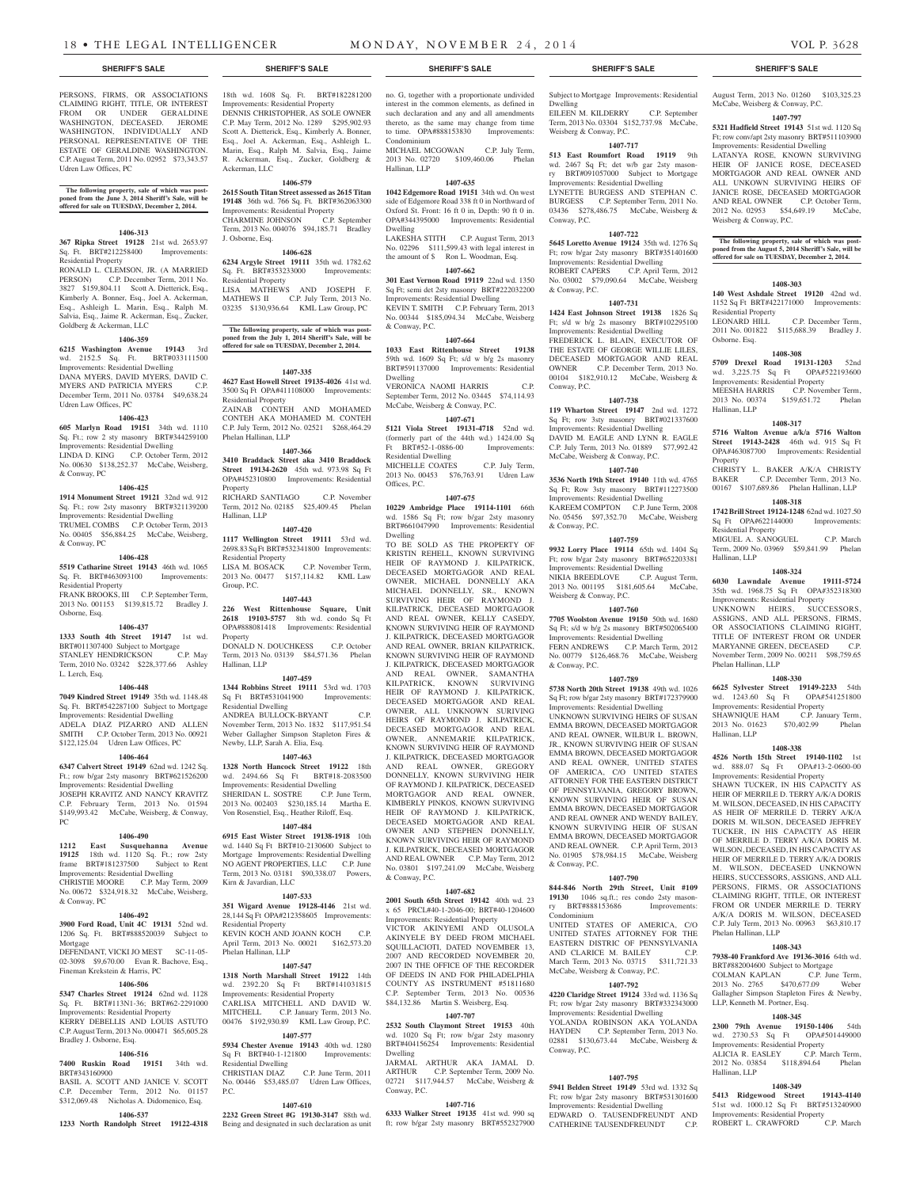PERSONS, FIRMS, OR ASSOCIATIONS CLAIMING RIGHT, TITLE, OR INTEREST FROM OR UNDER GERALDINE WASHINGTON, DECEASED. JEROME WASHINGTON, INDIVIDUALLY AND PERSONAL REPRESENTATIVE OF THE ESTATE OF GERALDINE WASHINGTON. C.P. August Term, 2011 No. 02952 $73,343.57 Udren Law Offices, PC

**The following property, sale of which was postponed from the June 3, 2014 Sheriff's Sale, will be offered for sale on TUESDAY, December 2, 2014.**

**1406-313**

**367 Ripka Street 19128** 21st wd. 2653.97 Sq. Ft. BRT#212258400 Improvements: Residential Property

RONALD L. CLEMSON, JR. (A MARRIED PERSON) C.P. December Term, 2011 No. 3827 $159,804.11 Scott A. Dietterick, Esq., Kimberly A. Bonner, Esq., Joel A. Ackerman, Esq., Ashleigh L. Marin, Esq., Ralph M. Salvia, Esq., Jaime R. Ackerman, Esq., Zucker, Goldberg & Ackerman, LLC

**1406-359**

**6215 Washington Avenue 19143** 3rd wd. 2152.5 Sq. Ft. BRT#033111500 Improvements: Residential Dwelling

DANA MYERS, DAVID MYERS, DAVID C. MYERS AND PATRICIA MYERS C.P. December Term, 2011 No. 03784 $49,638.24 Udren Law Offices, PC

**1406-423**

**605 Marlyn Road 19151** 34th wd. 1110 Sq. Ft.; row 2 sty masonry BRT#344259100 Improvements: Residential Dwelling

LINDA D. KING C.P. October Term, 2012 No. 00630 $138,252.37 McCabe, Weisberg, & Conway, PC

**1406-425**

**1914 Monument Street 19121** 32nd wd. 912 Sq. Ft.; row 2sty masonry BRT#321139200 Improvements: Residential Dwelling

TRUMEL COMBS C.P. October Term, 2013 No. 00405 $56,884.25 McCabe, Weisberg, & Conway, PC

**1406-428**

**5519 Catharine Street 19143** 46th wd. 1065 Sq. Ft. BRT#463093100 Improvements: Residential Property

FRANK BROOKS, III C.P. September Term, 2013 No. 001153 $139,815.72 Bradley J. Osborne, Esq.

**1406-437**

**1333 South 4th Street 19147** 1st wd. BRT#011307400 Subject to Mortgage

STANLEY HENDRICKSON C.P. May Term, 2010 No. 03242 $228,377.66 Ashley L. Lerch, Esq.

**1406-448**

**7049 Kindred Street 19149** 35th wd. 1148.48 Sq. Ft. BRT#542287100 Subject to Mortgage Improvements: Residential Dwelling

ADELA DIAZ PIZARRO AND ALLEN SMITH C.P. October Term, 2013 No. 00921 $122,125.04 Udren Law Offices, PC

**1406-464**

**6347 Calvert Street 19149** 62nd wd. 1242 Sq. Ft.; row b/gar 2sty masonry BRT#621526200 Improvements: Residential Dwelling

JOSEPH KRAVITZ AND NANCY KRAVITZ C.P. February Term, 2013 No. 01594 $149,993.42 McCabe, Weisberg, & Conway, PC

**1406-490**

**1212 East Susquehanna Avenue 19125** 18th wd. 1120 Sq. Ft.; row 2sty frame BRT#181237500 Subject to Rent Improvements: Residential Dwelling

CHRISTIE MOORE C.P. May Term, 2009 No. 00672 $324,918.32 McCabe, Weisberg, & Conway, PC

**1406-492**

**3900 Ford Road, Unit 4C 19131** 52nd wd. 1206 Sq. Ft. BRT#888520039 Subject to Mortgage

DEFENDANT, VICKI JO WEST SC-11-05-02-3098 $9,670.00 Evan R. Bachove, Esq., Fineman Krekstein & Harris, PC

**1406-506**

**5347 Charles Street 19124** 62nd wd. 1128 Sq. Ft. BRT#113N1-36; BRT#62-2291000 Improvements: Residential Property

KERRY DEBELLIS AND LOUIS ASTUTO C.P. August Term, 2013 No. 000471 $65,605.28 Bradley J. Osborne, Esq.

**1406-516**

**7400 Ruskin Road 19151** 34th wd. BRT#343160900

BASIL A. SCOTT AND JANICE V. SCOTT C.P. December Term, 2012 No. 01157 $312,069.48 Nicholas A. Didomenico, Esq.

**1406-537**

**1233 North Randolph Street 19122-4318** 18th wd. 1608 Sq. Ft. BRT#182281200 Improvements: Residential Property

DENNIS CHRISTOPHER, AS SOLE OWNER C.P. May Term, 2012 No. 1289 $295,902.93 Scott A. Dietterick, Esq., Kimberly A. Bonner, Esq., Joel A. Ackerman, Esq., Ashleigh L. Marin, Esq., Ralph M. Salvia, Esq., Jaime R. Ackerman, Esq., Zucker, Goldberg & Ackerman, LLC

**1406-579**

**2615 South Titan Street assessed as 2615 Titan 19148** 36th wd. 766 Sq. Ft. BRT#362063300 Improvements: Residential Property

CHARMINE JOHNSON C.P. September Term, 2013 No. 004076 $94,185.71 Bradley J. Osborne, Esq.

**1406-628**

**6234 Argyle Street 19111** 35th wd. 1782.62 Sq. Ft. BRT#353233000 Improvements: Residential Property

LISA MATHEWS AND JOSEPH F. MATHEWS II C.P. July Term, 2013 No. 03235 $130,936.64 KML Law Group, PC

**The following property, sale of which was postponed from the July 1, 2014 Sheriff's Sale, will be offered for sale on TUESDAY, December 2, 2014.**

**1407-335**

**4627 East Howell Street 19135-4026** 41st wd. 3500 Sq Ft OPA#411108000 Improvements: Residential Property

ZAINAB CONTEH AND MOHAMED CONTEH AKA MOHAMED M. CONTEH C.P. July Term, 2012 No. 02521 $268,464.29 Phelan Hallinan, LLP

**1407-366**

**3410 Braddack Street aka 3410 Braddock Street 19134-2620** 45th wd. 973.98 Sq Ft OPA#452310800 Improvements: Residential Property

RICHARD SANTIAGO C.P. November Term, 2012 No. 02185 $25,409.45 Phelan Hallinan, LLP

**1407-420**

**1117 Wellington Street 19111** 53rd wd. 2698.83 Sq Ft BRT#532341800 Improvements: Residential Property

LISA M. BOSACK C.P. November Term, 2013 No. 00477 $157,114.82 KML Law Group, P.C.

**1407-443**

**226 West Rittenhouse Square, Unit 2618 19103-5757** 8th wd. condo Sq Ft OPA#888081418 Improvements: Residential Property

DONALD N. DOUCHKESS C.P. October Term, 2013 No. 03139 $84,571.36 Phelan Hallinan, LLP

**1407-459**

**1344 Robbins Street 19111** 53rd wd. 1703 Sq Ft BRT#531041900 Improvements: Residential Dwelling

ANDREA BULLOCK-BRYANT C.P. November Term, 2013 No. 1832 $117,951.54 Weber Gallagher Simpson Stapleton Fires & Newby, LLP, Sarah A. Elia, Esq.

**1407-463**

**1328 North Hancock Street 19122** 18th wd. 2494.66 Sq Ft BRT#18-2083500 Improvements: Residential Dwelling

SHERIDAN L. SOSTRE C.P. June Term, 2013 No. 002403 $230,185.14 Martha E. Von Rosenstiel, Esq., Heather Riloff, Esq.

**1407-484**

**6915 East Wister Street 19138-1918** 10th wd. 1440 Sq Ft BRT#10-2130600 Subject to Mortgage Improvements: Residential Dwelling

NO AGENT PROPERTIES, LLC C.P. June Term, 2013 No. 03181 $90,338.07 Powers, Kirn & Javardian, LLC

**1407-533**

**351 Wigard Avenue 19128-4146** 21st wd. 28,144 Sq Ft OPA#212358605 Improvements: Residential Property

KEVIN KOCH AND JOANN KOCH C.P. April Term, 2013 No. 00021 $162,573.20 Phelan Hallinan, LLP

**1407-547**

**1318 North Marshall Street 19122** 14th wd. 2392.20 Sq Ft BRT#141031815 Improvements: Residential Property

CARLISA MITCHELL AND DAVID W. MITCHELL C.P. January Term, 2013 No. 00476 $192,930.89 KML Law Group, P.C.

**1407-577**

**5934 Chester Avenue 19143** 40th wd. 1280 Sq Ft BRT#40-1-121800 Improvements: Residential Dwelling

CHRISTIAN DIAZ C.P. June Term, 2011 No. 00446 $53,485.07 Udren Law Offices, P.C.

**1407-610**

**2232 Green Street #G 19130-3147** 88th wd. Being and designated in such declaration as unit no. G, together with a proportionate undivided interest in the common elements, as defined in such declaration and any and all amendments thereto, as the same may change from time to time. OPA#888153830 Improvements: Condominium

MICHAEL MCGOWAN C.P. July Term, 2013 No. 02720 $109,460.06 Phelan Hallinan, LLP

**1407-635**

**1042 Edgemore Road 19151** 34th wd. On west side of Edgemore Road 338 ft 0 in Northward of Oxford St. Front: 16 ft 0 in, Depth: 90 ft 0 in. OPA#344395000 Improvements: Residential Dwelling

LAKESHA STITH C.P. August Term, 2013 No. 02296 $111,599.43 with legal interest in the amount of $ Ron L. Woodman, Esq.

**1407-662**

**301 East Vernon Road 19119** 22nd wd. 1350 Sq Ft; semi det 2sty masonry BRT#222032200 Improvements: Residential Dwelling

KEVIN T. SMITH C.P. February Term, 2013 No. 00344 $185,094.34 McCabe, Weisberg & Conway, P.C.

**1407-664**

**1033 East Rittenhouse Street 19138** 59th wd. 1609 Sq Ft; s/d w b/g 2s masonry BRT#591137000 Improvements: Residential Dwelling

VERONICA NAOMI HARRIS C.P. September Term, 2012 No. 03445 $74,114.93 McCabe, Weisberg & Conway, P.C.

**1407-671**

**5121 Viola Street 19131-4718** 52nd wd. (formerly part of the 44th wd.) 1424.00 Sq Ft BRT#52-1-0886-00 Improvements: Residential Dwelling

MICHELLE COATES C.P. July Term, 2013 No. 00453 $76,763.91 Udren Law Offices, P.C.

**1407-675**

**10229 Ambridge Place 19114-1101** 66th wd. 1586 Sq Ft; row b/gar 2sty masonry BRT#661047990 Improvements: Residential Dwelling

TO BE SOLD AS THE PROPERTY OF KRISTIN REHELL, KNOWN SURVIVING HEIR OF RAYMOND J. KILPATRICK, DECEASED MORTGAGOR AND REAL OWNER, MICHAEL DONNELLY AKA MICHAEL DONNELLY, SR., KNOWN SURVIVING HEIR OF RAYMOND J. KILPATRICK, DECEASED MORTGAGOR AND REAL OWNER, KELLY CASEDY, KNOWN SURVIVING HEIR OF RAYMOND J. KILPATRICK, DECEASED MORTGAGOR AND REAL OWNER, BRIAN KILPATRICK, KNOWN SURVIVING HEIR OF RAYMOND J. KILPATRICK, DECEASED MORTGAGOR AND REAL OWNER, SAMANTHA KILPATRICK, KNOWN SURVIVING HEIR OF RAYMOND J. KILPATRICK, DECEASED MORTGAGOR AND REAL OWNER, ALL UNKNOWN SURVIVING HEIRS OF RAYMOND J. KILPATRICK, DECEASED MORTGAGOR AND REAL OWNER, ANNEMARIE KILPATRICK, KNOWN SURVIVING HEIR OF RAYMOND J. KILPATRICK, DECEASED MORTGAGOR AND REAL OWNER, GREGORY DONNELLY, KNOWN SURVIVING HEIR OF RAYMOND J. KILPATRICK, DECEASED MORTGAGOR AND REAL OWNER, KIMBERLY PINKOS, KNOWN SURVIVING HEIR OF RAYMOND J. KILPATRICK, DECEASED MORTGAGOR AND REAL OWNER AND STEPHEN DONNELLY, KNOWN SURVIVING HEIR OF RAYMOND J. KILPATRICK, DECEASED MORTGAGOR AND REAL OWNER C.P. May Term, 2012 No. 03801 $197,241.09 McCabe, Weisberg & Conway, P.C.

**1407-682**

**2001 South 65th Street 19142** 40th wd. 23 x 65 PRCL#40-1-2046-00; BRT#40-1204600 Improvements: Residential Property

VICTOR AKINYEMI AND OLUSOLA AKINYELE BY DEED FROM MICHAEL SQUILLACIOTI, DATED NOVEMBER 13, 2007 AND RECORDED NOVEMBER 20, 2007 IN THE OFFICE OF THE RECORDER OF DEEDS IN AND FOR PHILADELPHIA COUNTY AS INSTRUMENT #51811680 C.P. September Term, 2013 No. 00536 $84,132.86 Martin S. Weisberg, Esq.

**1407-707**

**2532 South Claymont Street 19153** 40th wd. 1020 Sq Ft; row b/gar 2sty masonry BRT#404156254 Improvements: Residential Dwelling

JARMAL ARTHUR AKA JAMAL D. ARTHUR C.P. September Term, 2009 No. 02721 $117,944.57 McCabe, Weisberg & Conway, P.C.

**1407-716**

**6333 Walker Street 19135** 41st wd. 990 sq ft; row b/gar 2sty masonry BRT#552327900 Subject to Mortgage Improvements: Residential Dwelling

EILEEN M. KILDERRY C.P. September Term, 2013 No. 03304 $152,737.98 McCabe, Weisberg & Conway, P.C.

**1407-717**

**513 East Roumfort Road 19119** 9th wd. 2467 Sq Ft; det w/b gar 2sty masonry BRT#091057000 Subject to Mortgage Improvements: Residential Dwelling

LYNETTE BURGESS AND STEPHAN C. BURGESS C.P. September Term, 2011 No. 03436 $278,486.75 McCabe, Weisberg & Conway, P.C.

**1407-722**

**5645 Loretto Avenue 19124** 35th wd. 1276 Sq Ft; row b/gar 2sty masonry BRT#351401600 Improvements: Residential Dwelling

ROBERT CAPERS C.P. April Term, 2012 No. 03002 $79,090.64 McCabe, Weisberg & Conway, P.C.

**1407-731**

**1424 East Johnson Street 19138** 1826 Sq Ft; s/d w b/g 2s masonry BRT#102295100 Improvements: Residential Dwelling

FREDERICK L. BLAIN, EXECUTOR OF THE ESTATE OF GEORGE WILLIE LILES, DECEASED MORTGAGOR AND REAL OWNER C.P. December Term, 2013 No. 00104 $182,910.12 McCabe, Weisberg & Conway, P.C.

**1407-738**

**119 Wharton Street 19147** 2nd wd. 1272 Sq Ft; row 3sty masonry BRT#021337600 Improvements: Residential Dwelling

DAVID M. EAGLE AND LYNN R. EAGLE C.P. July Term, 2013 No. 01889 $77,992.42 McCabe, Weisberg & Conway, P.C.

**1407-740**

**3536 North 19th Street 19140** 11th wd. 4765 Sq Ft; Row 3sty masonry BRT#112273500 Improvements: Residential Dwelling

KAREEM COMPTON C.P. June Term, 2008 No. 05456 $97,352.70 McCabe, Weisberg & Conway, P.C.

**1407-759**

**9932 Lorry Place 19114** 65th wd. 1404 Sq Ft; row b/gar 2sty masonry BRT#652203381 Improvements: Residential Dwelling

NIKIA BREEDLOVE C.P. August Term, 2013 No. 001195 $181,605.64 McCabe, Weisberg & Conway, P.C.

**1407-760**

**7705 Woolston Avenue 19150** 50th wd. 1680 Sq Ft; s/d w b/g 2s masonry BRT#502065400 Improvements: Residential Dwelling

FERN ANDREWS C.P. March Term, 2012 No. 00779 $126,468.76 McCabe, Weisberg & Conway, P.C.

**1407-789**

**5738 North 20th Street 19138** 49th wd. 1026 Sq Ft; row b/gar 2sty masonry BRT#172379900 Improvements: Residential Dwelling

UNKNOWN SURVIVING HEIRS OF SUSAN EMMA BROWN, DECEASED MORTGAGOR AND REAL OWNER, WILBUR L. BROWN, JR., KNOWN SURVIVING HEIR OF SUSAN EMMA BROWN, DECEASED MORTGAGOR AND REAL OWNER, UNITED STATES OF AMERICA, C/O UNITED STATES ATTORNEY FOR THE EASTERN DISTRICT OF PENNSYLVANIA, GREGORY BROWN, KNOWN SURVIVING HEIR OF SUSAN EMMA BROWN, DECEASED MORTGAGOR AND REAL OWNER AND WENDY BAILEY, KNOWN SURVIVING HEIR OF SUSAN EMMA BROWN, DECEASED MORTGAGOR AND REAL OWNER. C.P. April Term, 2013 No. 01905 $78,984.15 McCabe, Weisberg & Conway, P.C.

**1407-790**

**844-846 North 29th Street, Unit #109 19130** 1046 sq.ft.; res condo 2sty masonry BRT#888153686 Improvements: Condominium

UNITED STATES OF AMERICA, C/O UNITED STATES ATTORNEY FOR THE EASTERN DISTRIC OF PENNSYLVANIA AND CLARICE M. BAILEY C.P. March Term, 2013 No. 03715 $311,721.33 McCabe, Weisberg & Conway, P.C.

**1407-792**

**4220 Claridge Street 19124** 33rd wd. 1136 Sq Ft; row b/gar 2sty masonry BRT#332343000 Improvements: Residential Dwelling

YOLANDA ROBINSON AKA YOLANDA HAYDEN C.P. September Term, 2013 No. 02881 $130,673.44 McCabe, Weisberg & Conway, P.C.

**1407-795**

**5941 Belden Street 19149** 53rd wd. 1332 Sq Ft; row b/gar 2sty masonry BRT#531301600 Improvements: Residential Dwelling

EDWARD O. TAUSENDFREUNDT AND CATHERINE TAUSENDFREUNDT C.P. August Term, 2013 No. 01260 $103,325.23 McCabe, Weisberg & Conway, P.C.

**1407-797**

**5321 Hadfield Street 19143** 51st wd. 1120 Sq Ft; row conv/apt 2sty masonry BRT#511103900 Improvements: Residential Dwelling

LATANYA ROSE, KNOWN SURVIVING HEIR OF JANICE ROSE, DECEASED MORTGAGOR AND REAL OWNER AND ALL UNKOWN SURVIVING HEIRS OF JANICE ROSE, DECEASED MORTGAGOR AND REAL OWNER C.P. October Term, 2012 No. 02953 $54,649.19 McCabe, Weisberg & Conway, P.C.

**The following property, sale of which was postponed from the August 5, 2014 Sheriff's Sale, will be offered for sale on TUESDAY, December 2, 2014.**

**1408-303**

**140 West Ashdale Street 19120** 42nd wd. 1152 Sq Ft BRT#422171000 Improvements: Residential Property

LEONARD HILL C.P. December Term, 2011 No. 001822 $115,688.39 Bradley J. Osborne. Esq.

**1408-308**

**5709 Drexel Road 19131-1203** 52nd wd. 3,225.75 Sq Ft OPA#522193600 Improvements: Residential Property

MEESHA HARRIS C.P. November Term, 2013 No. 00374 $159,651.72 Phelan Hallinan, LLP

**1408-317**

**5716 Walton Avenue a/k/a 5716 Walton Street 19143-2428** 46th wd. 915 Sq Ft OPA#463087700 Improvements: Residential Property

CHRISTY L. BAKER A/K/A CHRISTY BAKER C.P. December Term, 2013 No. 00167 $107,689.86 Phelan Hallinan, LLP

**1408-318**

**1742 Brill Street 19124-1248** 62nd wd. 1027.50 Sq Ft OPA#622144000 Improvements: Residential Property

MIGUEL A. SANOGUEL C.P. March Term, 2009 No. 03969 $59,841.99 Phelan Hallinan, LLP

**1408-324**

**6030 Lawndale Avenue 19111-5724** 35th wd. 1968.75 Sq Ft OPA#352318300 Improvements: Residential Property

UNKNOWN HEIRS, SUCCESSORS, ASSIGNS, AND ALL PERSONS, FIRMS, OR ASSOCIATIONS CLAIMING RIGHT, TITLE OF INTEREST FROM OR UNDER MARYANNE GREEN, DECEASED C.P. November Term, 2009 No. 00211 $98,759.65 Phelan Hallinan, LLP

**1408-330**

**6625 Sylvester Street 19149-2233** 54th wd. 1243.60 Sq Ft OPA#541251800 Improvements: Residential Property

SHAWNIQUE HAM C.P. January Term, 2013 No. 01623 $70,402.99 Phelan Hallinan, LLP

**1408-338**

**4526 North 15th Street 19140-1102** 1st wd. 888.07 Sq Ft OPA#13-2-0600-00 Improvements: Residential Property

SHAWN TUCKER, IN HIS CAPACITY AS HEIR OF MERRILE D. TERRY A/K/A DORIS M. WILSON, DECEASED, IN HIS CAPACITY AS HEIR OF MERRILE D. TERRY A/K/A DORIS M. WILSON, DECEASED JEFFREY TUCKER, IN HIS CAPACITY AS HEIR OF MERRILE D. TERRY A/K/A DORIS M. WILSON, DECEASED, IN HIS CAPACITY AS HEIR OF MERRILE D. TERRY A/K/A DORIS M. WILSON, DECEASED UNKNOWN HEIRS, SUCCESSORS, ASSIGNS, AND ALL PERSONS, FIRMS, OR ASSOCIATIONS CLAIMING RIGHT, TITLE, OR INTEREST FROM OR UNDER MERRILE D. TERRY A/K/A DORIS M. WILSON, DECEASED C.P. July Term, 2013 No. 00963 $63,810.17 Phelan Hallinan, LLP

**1408-343**

**7938-40 Frankford Ave 19136-3016** 64th wd. BRT#882004600 Subject to Mortgage

COLMON KAPLAN C.P. June Term, 2013 No. 2765 $470,677.09 Weber Gallagher Simpson Stapleton Fires & Newby, LLP, Kenneth M. Portner, Esq.

**1408-345**

**2300 79th Avenue 19150-1406** 54th wd. 2730.53 Sq Ft OPA#501449000 Improvements: Residential Property

ALICIA R. EASLEY C.P. March Term, 2012 No. 03854 $118,894.64 Phelan Hallinan, LLP

**1408-349**

**5413 Ridgewood Street 19143-4140** 51st wd. 1000.12 Sq Ft BRT#513240900 Improvements: Residential Property

ROBERT L. CRAWFORD C.P. March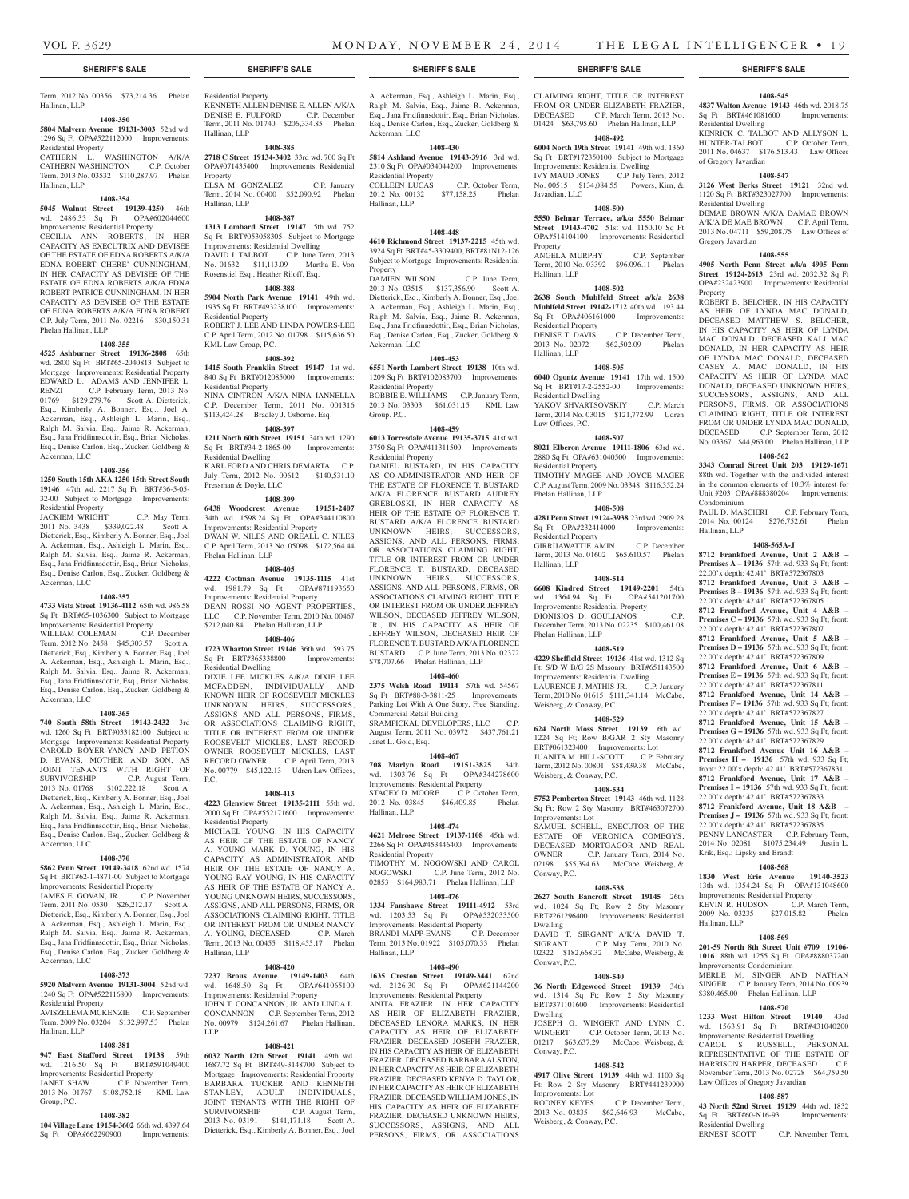Term, 2012 No. 00356 $73,214.36 Phelan Hallinan, LLP

**1408-350**

**5804 Malvern Avenue 19131-3003** 52nd wd. 1296 Sq Ft OPA#522112000 Improvements: Residential Property

CATHERN L. WASHINGTON A/K/A CATHERN WASHINGTON C.P. October Term, 2013 No. 03532 $110,287.97 Phelan Hallinan, LLP

**1408-354**

**5045 Walnut Street 19139-4250** 46th wd. 2486.33 Sq Ft OPA#602044600 Improvements: Residential Property

CECILIA ANN ROBERTS, IN HER CAPACITY AS EXECUTRIX AND DEVISEE OF THE ESTATE OF EDNA ROBERTS A/K/A EDNA ROBERT CHERE' CUNNINGHAM, IN HER CAPACITY AS DEVISEE OF THE ESTATE OF EDNA ROBERTS A/K/A EDNA ROBERT PATRICE CUNNINGHAM, IN HER CAPACITY AS DEVISEE OF THE ESTATE OF EDNA ROBERTS A/K/A EDNA ROBERT C.P. July Term, 2011 No. 02216 $30,150.31 Phelan Hallinan, LLP

**1408-355**

**4525 Ashburner Street 19136-2808** 65th wd. 2800 Sq Ft BRT#65-2040813 Subject to Mortgage Improvements: Residential Property EDWARD L. ADAMS AND JENNIFER L. RENZI C.P. February Term, 2013 No. 01769 $129,279.76 Scott A. Dietterick, Esq., Kimberly A. Bonner, Esq., Joel A. Ackerman, Esq., Ashleigh L. Marin, Esq., Ralph M. Salvia, Esq., Jaime R. Ackerman, Esq., Jana Fridfinnsdottir, Esq., Brian Nicholas, Esq., Denise Carlon, Esq., Zucker, Goldberg & Ackerman, LLC

**1408-356**

**1250 South 15th AKA 1250 15th Street South 19146** 47th wd. 2217 Sq Ft BRT#36-5-05-32-00 Subject to Mortgage Improvements: Residential Property

JACKIEM WRIGHT C.P. May Term, 2011 No. 3438 $339,022.48 Scott A. Dietterick, Esq., Kimberly A. Bonner, Esq., Joel A. Ackerman, Esq., Ashleigh L. Marin, Esq., Ralph M. Salvia, Esq., Jaime R. Ackerman, Esq., Jana Fridfinnsdottir, Esq., Brian Nicholas, Esq., Denise Carlon, Esq., Zucker, Goldberg & Ackerman, LLC

**1408-357**

**4733 Vista Street 19136-4112** 65th wd. 986.58 Sq Ft BRT#65-1036300 Subject to Mortgage Improvements: Residential Property

WILLIAM COLEMAN C.P. December Term, 2012 No. 2458 $45,303.57 Scott A. Dietterick, Esq., Kimberly A. Bonner, Esq., Joel A. Ackerman, Esq., Ashleigh L. Marin, Esq., Ralph M. Salvia, Esq., Jaime R. Ackerman, Esq., Jana Fridfinnsdottir, Esq., Brian Nicholas, Esq., Denise Carlon, Esq., Zucker, Goldberg & Ackerman, LLC

**1408-365**

**740 South 58th Street 19143-2432** 3rd wd. 1260 Sq Ft BRT#033182100 Subject to Mortgage Improvements: Residential Property CAROLD BOYER-YANCY AND PETION D. EVANS, MOTHER AND SON, AS JOINT TENANTS WITH RIGHT OF SURVIVORSHIP C.P. August Term, 2013 No. 01768 $102,222.18 Scott A. Dietterick, Esq., Kimberly A. Bonner, Esq., Joel A. Ackerman, Esq., Ashleigh L. Marin, Esq., Ralph M. Salvia, Esq., Jaime R. Ackerman, Esq., Jana Fridfinnsdottir, Esq., Brian Nicholas, Esq., Denise Carlon, Esq., Zucker, Goldberg & Ackerman, LLC

**1408-370**

**5862 Penn Street 19149-3418** 62nd wd. 1574 Sq Ft BRT#62-1-4871-00 Subject to Mortgage Improvements: Residential Property

JAMES E. GOVAN, JR. C.P. November Term, 2011 No. 0530 $26,212.17 Scott A. Dietterick, Esq., Kimberly A. Bonner, Esq., Joel A. Ackerman, Esq., Ashleigh L. Marin, Esq., Ralph M. Salvia, Esq., Jaime R. Ackerman, Esq., Jana Fridfinnsdottir, Esq., Brian Nicholas, Esq., Denise Carlon, Esq., Zucker, Goldberg & Ackerman, LLC

**1408-373**

**5920 Malvern Avenue 19131-3004** 52nd wd. 1240 Sq Ft OPA#522116800 Improvements: Residential Property

AVISZELEMA MCKENZIE C.P. September Term, 2009 No. 03204 $132,997.53 Phelan Hallinan, LLP

**1408-381**

**947 East Stafford Street 19138** 59th wd. 1216.50 Sq Ft BRT#591049400 Improvements: Residential Property

JANET SHAW C.P. November Term, 2013 No. 01767 $108,752.18 KML Law Group, P.C.

**1408-382**

**104 Village Lane 19154-3602** 66th wd. 4397.64 Sq Ft OPA#662290900 Improvements: Residential Property

KENNETH ALLEN DENISE E. ALLEN A/K/A DENISE E. FULFORD C.P. December Term, 2011 No. 01740 $206,334.85 Phelan Hallinan, LLP

**1408-385**

**2718 C Street 19134-3402** 33rd wd. 700 Sq Ft OPA#071435400 Improvements: Residential Property

ELSA M. GONZALEZ C.P. January Term, 2014 No. 00400 $52,090.92 Phelan Hallinan, LLP

**1408-387**

**1313 Lombard Street 19147** 5th wd. 752 Sq Ft BRT#053058305 Subject to Mortgage Improvements: Residential Dwelling

DAVID J. TALBOT C.P. June Term, 2013 No. 01632 $11,113.09 Martha E. Von Rosenstiel Esq., Heather Riloff, Esq.

**1408-388**

**5904 North Park Avenue 19141** 49th wd. 1935 Sq Ft BRT#493238100 Improvements: Residential Property

ROBERT J. LEE AND LINDA POWERS-LEE C.P. April Term, 2012 No. 01798 $115,636.50 KML Law Group, P.C.

**1408-392**

**1415 South Franklin Street 19147** 1st wd. 840 Sq Ft BRT#012085000 Improvements: Residential Property

NINA CINTRON A/K/A NINA IANNELLA C.P. December Term, 2011 No. 001316 $113,424.28 Bradley J. Osborne. Esq.

**1408-397**

**1211 North 60th Street 19151** 34th wd. 1290 Sq Ft BRT#34-2-1865-00 Improvements: Residential Dwelling

KARL FORD AND CHRIS DEMARTA C.P. July Term, 2012 No. 00612 $140,531.10 Pressman & Doyle, LLC

**1408-399**

**6438 Woodcrest Avenue 19151-2407** 34th wd. 1598.24 Sq Ft OPA#344110800 Improvements: Residential Property

DWAN W. NILES AND OREALL C. NILES C.P. April Term, 2013 No. 05098 $172,564.44 Phelan Hallinan, LLP

**1408-405**

**4222 Cottman Avenue 19135-1115** 41st wd. 1981.79 Sq Ft OPA#871193650 Improvements: Residential Property

DEAN ROSSI NO AGENT PROPERTIES, LLC C.P. November Term, 2010 No. 00467 $212,040.84 Phelan Hallinan, LLP

**1408-406**

**1723 Wharton Street 19146** 36th wd. 1593.75 Sq Ft BRT#365338800 Improvements: Residential Dwelling

DIXIE LEE MICKLES A/K/A DIXIE LEE MCFADDEN, INDIVIDUALLY AND KNOWN HEIR OF ROOSEVELT MICKLES UNKNOWN HEIRS, SUCCESSORS, ASSIGNS AND ALL PERSONS, FIRMS, OR ASSOCIATIONS CLAIMING RIGHT, TITLE OR INTEREST FROM OR UNDER ROOSEVELT MICKLES, LAST RECORD OWNER ROOSEVELT MICKLES, LAST RECORD OWNER C.P. April Term, 2013 No. 00779 $45,122.13 Udren Law Offices, P.C.

**1408-413**

**4223 Glenview Street 19135-2111** 55th wd. 2000 Sq Ft OPA#552171600 Improvements: Residential Property

MICHAEL YOUNG, IN HIS CAPACITY AS HEIR OF THE ESTATE OF NANCY A. YOUNG MARK D. YOUNG, IN HIS CAPACITY AS ADMINISTRATOR AND HEIR OF THE ESTATE OF NANCY A. YOUNG RAY YOUNG, IN HIS CAPACITY AS HEIR OF THE ESTATE OF NANCY A. YOUNG UNKNOWN HEIRS, SUCCESSORS, ASSIGNS, AND ALL PERSONS, FIRMS, OR ASSOCIATIONS CLAIMING RIGHT, TITLE OR INTEREST FROM OR UNDER NANCY A. YOUNG, DECEASED C.P. March Term, 2013 No. 00455 $118,455.17 Phelan Hallinan, LLP

**1408-420**

**7237 Brous Avenue 19149-1403** 64th wd. 1648.50 Sq Ft OPA#641065100 Improvements: Residential Property

JOHN T. CONCANNON, JR. AND LINDA L. CONCANNON C.P. September Term, 2012 No. 00979 $124,261.67 Phelan Hallinan, LLP

**1408-421**

**6032 North 12th Street 19141** 49th wd. 1687.72 Sq Ft BRT#49-3148700 Subject to Mortgage Improvements: Residential Property BARBARA TUCKER AND KENNETH STANLEY, ADULT INDIVIDUALS, JOINT TENANTS WITH THE RIGHT OF SURVIVORSHIP C.P. August Term, 2013 No. 03191 $141,171.18 Scott A. Dietterick, Esq., Kimberly A. Bonner, Esq., Joel A. Ackerman, Esq., Ashleigh L. Marin, Esq., Ralph M. Salvia, Esq., Jaime R. Ackerman, Esq., Jana Fridfinnsdottir, Esq., Brian Nicholas, Esq., Denise Carlon, Esq., Zucker, Goldberg & Ackerman, LLC

**1408-430**

**5814 Ashland Avenue 19143-3916** 3rd wd. 2310 Sq Ft OPA#034044200 Improvements: Residential Property

COLLEEN LUCAS C.P. October Term, 2012 No. 00132 $77,158.25 Phelan Hallinan, LLP

**1408-448**

**4610 Richmond Street 19137-2215** 45th wd. 3924 Sq Ft BRT#45-3309400, BRT#81N12-126 Subject to Mortgage Improvements: Residential Property

DAMIEN WILSON C.P. June Term, 2013 No. 03515 $137,356.90 Scott A. Dietterick, Esq., Kimberly A. Bonner, Esq., Joel A. Ackerman, Esq., Ashleigh L. Marin, Esq., Ralph M. Salvia, Esq., Jaime R. Ackerman, Esq., Jana Fridfinnsdottir, Esq., Brian Nicholas, Esq., Denise Carlon, Esq., Zucker, Goldberg & Ackerman, LLC

**1408-453**

**6551 North Lambert Street 19138** 10th wd. 1209 Sq Ft BRT#102083700 Improvements: Residential Property

BOBBIE E. WILLIAMS C.P. January Term, 2013 No. 03303 $61,031.15 KML Law Group, P.C.

**1408-459**

**6013 Torresdale Avenue 19135-3715** 41st wd. 3750 Sq Ft OPA#411311500 Improvements: Residential Property

DANIEL BUSTARD, IN HIS CAPACITY AS CO-ADMINISTRATOR AND HEIR OF THE ESTATE OF FLORENCE T. BUSTARD A/K/A FLORENCE BUSTARD AUDREY GREBLOSKI, IN HER CAPACITY AS HEIR OF THE ESTATE OF FLORENCE T. BUSTARD A/K/A FLORENCE BUSTARD UNKNOWN HEIRS, SUCCESSORS, ASSIGNS, AND ALL PERSONS, FIRMS, OR ASSOCIATIONS CLAIMING RIGHT, TITLE OR INTEREST FROM OR UNDER FLORENCE T. BUSTARD, DECEASED UNKNOWN HEIRS, SUCCESSORS, ASSIGNS, AND ALL PERSONS, FIRMS, OR ASSOCIATIONS CLAIMING RIGHT, TITLE OR INTEREST FROM OR UNDER JEFFREY WILSON, DECEASED JEFFREY WILSON, JR., IN HIS CAPACITY AS HEIR OF JEFFREY WILSON, DECEASED HEIR OF FLORENCE T. BUSTARD A/K/A FLORENCE BUSTARD C.P. June Term, 2013 No. 02372 $78,707.66 Phelan Hallinan, LLP

**1408-460**

**2375 Welsh Road 19114** 57th wd. 54567 Sq Ft BRT#88-3-3811-25 Improvements: Parking Lot With A One Story, Free Standing, Commercial Retail Building

SRAMPICKAL DEVELOPERS, LLC C.P. August Term, 2011 No. 03972 $437,761.21 Janet L. Gold, Esq.

**1408-467**

**708 Marlyn Road 19151-3825** 34th wd. 1303.76 Sq Ft OPA#344278600 Improvements: Residential Property

STACEY D. MOORE C.P. October Term, 2012 No. 03845 $46,409.85 Phelan Hallinan, LLP

**1408-474**

**4621 Melrose Street 19137-1108** 45th wd. 2266 Sq Ft OPA#453446400 Improvements: Residential Property

TIMOTHY M. NOGOWSKI AND CAROL NOGOWSKI C.P. June Term, 2012 No. 02853 $164,983.71 Phelan Hallinan, LLP

**1408-476**

**1334 Fanshawe Street 19111-4912** 53rd wd. 1203.53 Sq Ft OPA#532033500 Improvements: Residential Property

BRANDI MAPP-EVANS C.P. December Term, 2013 No. 01922 $105,070.33 Phelan Hallinan, LLP

**1408-490**

**1635 Creston Street 19149-3441** 62nd wd. 2126.30 Sq Ft OPA#621144200 Improvements: Residential Property

ANITA FRAZIER, IN HER CAPACITY AS HEIR OF ELIZABETH FRAZIER, DECEASED LENORA MARKS, IN HER CAPACITY AS HEIR OF ELIZABETH FRAZIER, DECEASED JOSEPH FRAZIER, IN HIS CAPACITY AS HEIR OF ELIZABETH FRAZIER, DECEASED BARBARA ALSTON, IN HER CAPACITY AS HEIR OF ELIZABETH FRAZIER, DECEASED KENYA D. TAYLOR, IN HER CAPACITY AS HEIR OF ELIZABETH FRAZIER, DECEASED WILLIAM JONES, IN HIS CAPACITY AS HEIR OF ELIZABETH FRAZIER, DECEASED UNKNOWN HEIRS, SUCCESSORS, ASSIGNS, AND ALL PERSONS, FIRMS, OR ASSOCIATIONS CLAIMING RIGHT, TITLE OR INTEREST FROM OR UNDER ELIZABETH FRAZIER, DECEASED C.P. March Term, 2013 No. 01424 $63,795.60 Phelan Hallinan, LLP

**1408-492**

**6004 North 19th Street 19141** 49th wd. 1360 Sq Ft BRT#172350100 Subject to Mortgage Improvements: Residential Dwelling

IVY MAUD JONES C.P. July Term, 2012 No. 00515 $134,084.55 Powers, Kirn, & Javardian, LLC

**1408-500**

**5550 Belmar Terrace, a/k/a 5550 Belmar Street 19143-4702** 51st wd. 1150.10 Sq Ft OPA#514104100 Improvements: Residential Property

ANGELA MURPHY C.P. September Term, 2010 No. 03392 $96,096.11 Phelan Hallinan, LLP

**1408-502**

**2638 South Muhlfeld Street a/k/a 2638 Muhlfeld Street 19142-1712** 40th wd. 1193.44 Sq Ft OPA#406161000 Improvements: Residential Property

DENISE T. DAVIS C.P. December Term, 2013 No. 02072 $62,502.09 Phelan Hallinan, LLP

**1408-505**

**6040 Ogontz Avenue 19141** 17th wd. 1500 Sq Ft BRT#17-2-2552-00 Improvements: Residential Dwelling

YAKOV SHVARTSOVSKIY C.P. March Term, 2014 No. 03015 $121,772.99 Udren Law Offices, P.C.

**1408-507**

**8021 Elberon Avenue 19111-1806** 63rd wd. 2880 Sq Ft OPA#631040500 Improvements: Residential Property

TIMOTHY MAGEE AND JOYCE MAGEE C.P. August Term, 2009 No. 03348 $116,352.24 Phelan Hallinan, LLP

**1408-508**

**4281 Penn Street 19124-3938** 23rd wd. 2909.28 Sq Ft OPA#232414000 Improvements: Residential Property

GIRRIJAWATTIE AMIN C.P. December Term, 2013 No. 01602 $65,610.57 Phelan Hallinan, LLP

**1408-514**

**6608 Kindred Street 19149-2201** 54th wd. 1364.94 Sq Ft OPA#541201700 Improvements: Residential Property

DIONISIOS D. GOULIANOS C.P. December Term, 2013 No. 02235 $100,461.08 Phelan Hallinan, LLP

**1408-519**

**4229 Sheffield Street 19136** 41st wd. 1312 Sq Ft; S/D W B/G 2S Masonry BRT#651143500 Improvements: Residential Dwelling

LAURENCE J. MATHIS JR. C.P. January Term, 2010 No. 01615 $111,341.14 McCabe, Weisberg, & Conway, P.C.

**1408-529**

**624 North Moss Street 19139** 6th wd. 1224 Sq Ft; Row B/GAR 2 Sty Masonry BRT#061323400 Improvements: Lot

JUANITA M. HILL-SCOTT C.P. February Term, 2012 No. 00801 $58,439.38 McCabe, Weisberg, & Conway, P.C.

**1408-534**

**5752 Pemberton Street 19143** 46th wd. 1128 Sq Ft; Row 2 Sty Masonry BRT#463072700 Improvements: Lot

SAMUEL SCHELL, EXECUTOR OF THE ESTATE OF VERONICA COMEGYS, DECEASED MORTGAGOR AND REAL OWNER C.P. January Term, 2014 No. 02198 $55,394.63 McCabe, Weisberg, & Conway, P.C.

**1408-538**

**2627 South Bancroft Street 19145** 26th wd. 1024 Sq Ft; Row 2 Sty Masonry BRT#261296400 Improvements: Residential Dwelling

DAVID T. SIRGANT A/K/A DAVID T. SIGRANT C.P. May Term, 2010 No. 02322 $182,668.32 McCabe, Weisberg, & Conway, P.C.

**1408-540**

**36 North Edgewood Street 19139** 34th wd. 1314 Sq Ft; Row 2 Sty Masonry BRT#371101600 Improvements: Residential Dwelling

JOSEPH G. WINGERT AND LYNN C. WINGERT C.P. October Term, 2013 No. 01217 $63,637.29 McCabe, Weisberg, & Conway, P.C.

**1408-542**

**4917 Olive Street 19139** 44th wd. 1100 Sq Ft; Row 2 Sty Masonry BRT#441239900 Improvements: Lot

RODNEY KEYES C.P. December Term, 2013 No. 03835 $62,646.93 McCabe, Weisberg, & Conway, P.C.

**1408-545**

**4837 Walton Avenue 19143** 46th wd. 2018.75 Sq Ft BRT#461081600 Improvements: Residential Dwelling

KENRICK C. TALBOT AND ALLYSON L. HUNTER-TALBOT C.P. October Term, 2011 No. 04637 $176,513.43 Law Offices of Gregory Javardian

**1408-547**

**3126 West Berks Street 19121** 32nd wd. 1120 Sq Ft BRT#323027700 Improvements: Residential Dwelling

DEMAE BROWN A/K/A DAMAE BROWN A/K/A DE MAE BROWN C.P. April Term, 2013 No. 04711 $59,208.75 Law Offices of Gregory Javardian

**1408-555**

**4905 North Penn Street a/k/a 4905 Penn Street 19124-2613** 23rd wd. 2032.32 Sq Ft OPA#232423900 Improvements: Residential Property

ROBERT B. BELCHER, IN HIS CAPACITY AS HEIR OF LYNDA MAC DONALD, DECEASED MATTHEW S. BELCHER, IN HIS CAPACITY AS HEIR OF LYNDA MAC DONALD, DECEASED KALI MAC DONALD, IN HER CAPACITY AS HEIR OF LYNDA MAC DONALD, DECEASED CASEY A. MAC DONALD, IN HIS CAPACITY AS HEIR OF LYNDA MAC DONALD, DECEASED UNKNOWN HEIRS, SUCCESSORS, ASSIGNS, AND ALL PERSONS, FIRMS, OR ASSOCIATIONS CLAIMING RIGHT, TITLE OR INTEREST FROM OR UNDER LYNDA MAC DONALD, DECEASED C.P. September Term, 2012 No. 03367 $44,963.00 Phelan Hallinan, LLP

**1408-562**

**3343 Conrad Street Unit 203 19129-1671** 88th wd. Together with the undivided interest in the common elements of 10.3% interest for Unit #203 OPA#888380204 Improvements: Condominium

PAUL D. MASCIERI C.P. February Term, 2014 No. 00124 $276,752.61 Phelan Hallinan, LLP

**1408-565A-J**

**8712 Frankford Avenue, Unit 2 A&B – Premises A – 19136** 57th wd. 933 Sq Ft; front: 22.00'x depth: 42.41' BRT#572367803

**8712 Frankford Avenue, Unit 3 A&B – Premises B – 19136** 57th wd. 933 Sq Ft; front: 22.00'x depth: 42.41' BRT#572367805

**8712 Frankford Avenue, Unit 4 A&B – Premises C – 19136** 57th wd. 933 Sq Ft; front: 22.00'x depth: 42.41' BRT#572367807

**8712 Frankford Avenue, Unit 5 A&B – Premises D – 19136** 57th wd. 933 Sq Ft; front: 22.00'x depth: 42.41' BRT#572367809

**8712 Frankford Avenue, Unit 6 A&B – Premises E – 19136** 57th wd. 933 Sq Ft; front: 22.00'x depth: 42.41' BRT#572367811

**8712 Frankford Avenue, Unit 14 A&B – Premises F – 19136** 57th wd. 933 Sq Ft; front: 22.00'x depth: 42.41' BRT#572367827

**8712 Frankford Avenue, Unit 15 A&B – Premises G – 19136** 57th wd. 933 Sq Ft; front: 22.00'x depth: 42.41' BRT#572367829

**8712 Frankford Avenue, Unit 16 A&B – Premises H – 19136** 57th wd. 933 Sq Ft; front: 22.00'x depth: 42.41' BRT#572367831

**8712 Frankford Avenue, Unit 17 A&B – Premises I – 19136** 57th wd. 933 Sq Ft; front: 22.00'x depth: 42.41' BRT#572367833

**8712 Frankford Avenue, Unit 18 A&B – Premises J – 19136** 57th wd. 933 Sq Ft; front: 22.00'x depth: 42.41' BRT#572367835

PENNY LANCASTER C.P. February Term, 2014 No. 02081 $1075,234.49 Justin L. Krik, Esq.; Lipsky and Brandt

**1408-568**

**1830 West Erie Avenue 19140-3523** 13th wd. 1354.24 Sq Ft OPA#131048600 Improvements: Residential Property

KEVIN R. HUDSON C.P. March Term, 2009 No. 03235 $27,015.82 Phelan Hallinan, LLP

**1408-569**

**201-59 North 8th Street Unit #709 19106-1016** 88th wd. 1255 Sq Ft OPA#888037240 Improvements: Condominium

MERLE M. SINGER AND NATHAN SINGER C.P. January Term, 2014 No. 00939 $380,465.00 Phelan Hallinan, LLP

**1408-570**

**1233 West Hilton Street 19140** 43rd wd. 1563.91 Sq Ft BRT#431040200 Improvements: Residential Dwelling

CAROL S. RUSSELL, PERSONAL REPRESENTATIVE OF THE ESTATE OF HARRISON HARPER, DECEASED C.P. November Term, 2013 No. 02728 $64,759.50 Law Offices of Gregory Javardian

**1408-587**

**43 North 52nd Street 19139** 44th wd. 1832 Sq Ft BRT#60-N16-93 Improvements: Residential Dwelling

ERNEST SCOTT C.P. November Term,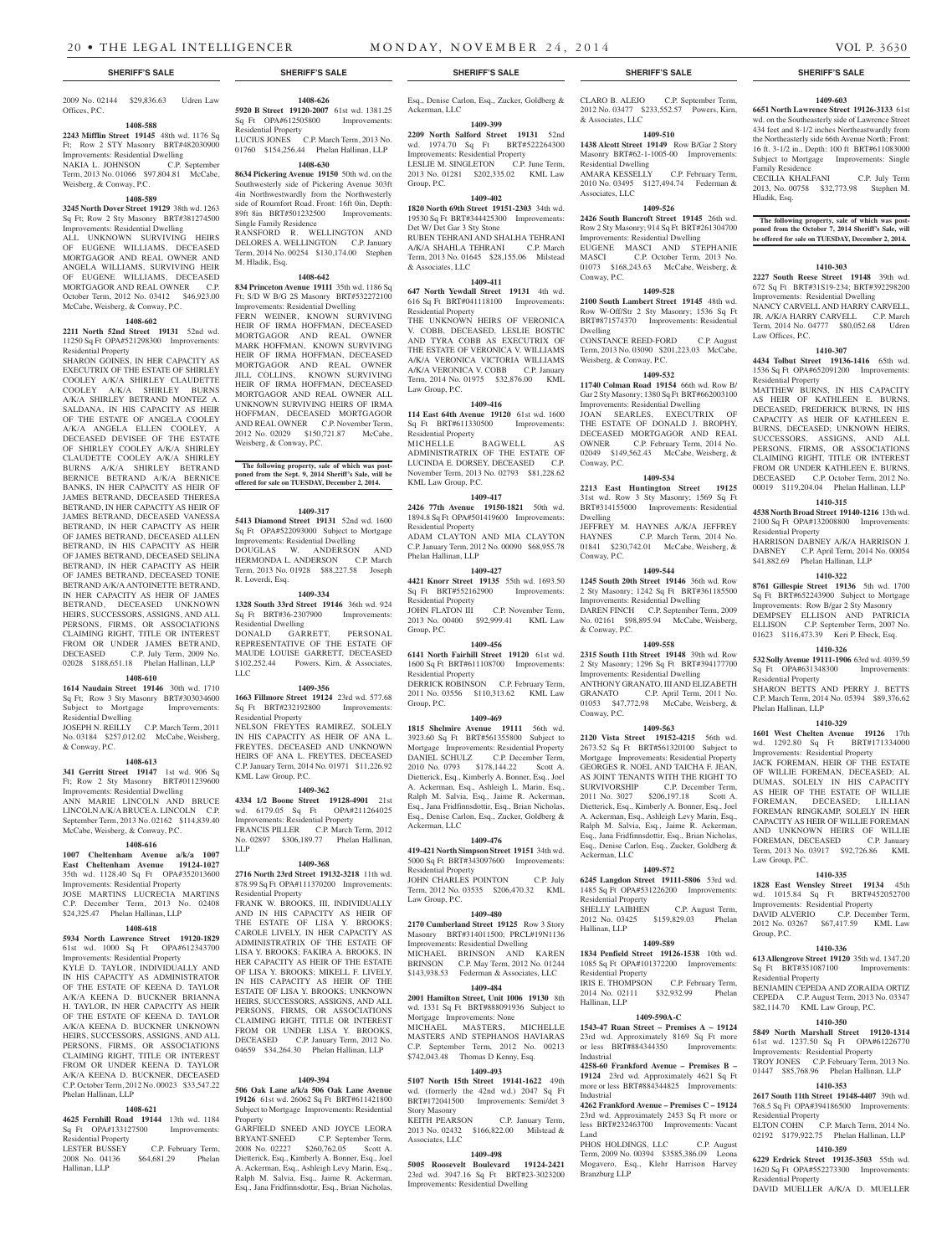## SHERIFF'S SALE

2009 No. 02144 $29,836.63 Udren Law Offices, P.C.

**1408-588**

**2243 Mifflin Street 19145** 48th wd. 1176 Sq Ft; Row 2 STY Masonry BRT#482030900 Improvements: Residential Dwelling
NAKIA L. JOHNSON C.P. September Term, 2013 No. 01066 $97,804.81 McCabe, Weisberg, & Conway, P.C.

**1408-589**

**3245 North Dover Street 19129** 38th wd. 1263 Sq Ft; Row 2 Sty Masonry BRT#381274500 Improvements: Residential Dwelling
ALL UNKNOWN SURVIVING HEIRS OF EUGENE WILLIAMS, DECEASED MORTGAGOR AND REAL OWNER AND ANGELA WILLIAMS, SURVIVING HEIR OF EUGENE WILLIAMS, DECEASED MORTGAGOR AND REAL OWNER C.P. October Term, 2012 No. 03412 $46,923.00 McCabe, Weisberg, & Conway, P.C.

**1408-602**

**2211 North 52nd Street 19131** 52nd wd. 11250 Sq Ft OPA#521298300 Improvements: Residential Property
SHARON GOINES, IN HER CAPACITY AS EXECUTRIX OF THE ESTATE OF SHIRLEY COOLEY A/K/A SHIRLEY CLAUDETTE COOLEY A/K/A SHIRLEY BURNS A/K/A SHIRLEY BETRAND MONTEZ A. SALDANA, IN HIS CAPACITY AS HEIR OF THE ESTATE OF ANGELA COOLEY A/K/A ANGELA ELLEN COOLEY, A DECEASED DEVISEE OF THE ESTATE OF SHIRLEY COOLEY A/K/A SHIRLEY CLAUDETTE COOLEY A/K/A SHIRLEY BURNS A/K/A SHIRLEY BETRAND BERNICE BETRAND A/K/A BERNICE BANKS, IN HER CAPACITY AS HEIR OF JAMES BETRAND, DECEASED THERESA BETRAND, IN HER CAPACITY AS HEIR OF JAMES BETRAND, DECEASED VANESSA BETRAND, IN HER CAPACITY AS HEIR OF JAMES BETRAND, DECEASED ALLEN BETRAND, IN HIS CAPACITY AS HEIR OF JAMES BETRAND, DECEASED SELINA BETRAND, IN HER CAPACITY AS HEIR OF JAMES BETRAND, DECEASED TONIE BETRAND A/K/A ANTOINETTE BETRAND, IN HER CAPACITY AS HEIR OF JAMES BETRAND, DECEASED UNKNOWN HEIRS, SUCCESSORS, ASSIGNS, AND ALL PERSONS, FIRMS, OR ASSOCIATIONS CLAIMING RIGHT, TITLE OR INTEREST FROM OR UNDER JAMES BETRAND, DECEASED C.P. July Term, 2009 No. 02028 $188,651.18 Phelan Hallinan, LLP

**1408-610**

**1614 Naudain Street 19146** 30th wd. 1710 Sq Ft; Row 3 Sty Masonry BRT#303034600 Subject to Mortgage Improvements: Residential Dwelling
JOSEPH N. REILLY C.P. March Term, 2011 No. 03184 $257,012.02 McCabe, Weisberg, & Conway, P.C.

**1408-613**

**341 Gerritt Street 19147** 1st wd. 906 Sq Ft; Row 2 Sty Masonry BRT#011239600 Improvements: Residential Dwelling
ANN MARIE LINCOLN AND BRUCE LINCOLN A/K/A BRUCE A. LINCOLN C.P. September Term, 2013 No. 02162 $114,839.40 McCabe, Weisberg, & Conway, P.C.

**1408-616**

**1007 Cheltenham Avenue a/k/a 1007 East Cheltenham Avenue 19124-1027** 35th wd. 1128.40 Sq Ft OPA#352013600 Improvements: Residential Property
JOSE MARTINS LUCRECIA MARTINS C.P. December Term, 2013 No. 02408 $24,325.47 Phelan Hallinan, LLP

**1408-618**

**5934 North Lawrence Street 19120-1829** 61st wd. 1000 Sq Ft OPA#612343700 Improvements: Residential Property
KYLE D. TAYLOR, INDIVIDUALLY AND IN HIS CAPACITY AS ADMINISTRATOR OF THE ESTATE OF KEENA D. TAYLOR A/K/A KEENA D. BUCKNER BRIANNA H. TAYLOR, IN HER CAPACITY AS HEIR OF THE ESTATE OF KEENA D. TAYLOR A/K/A KEENA D. BUCKNER UNKNOWN HEIRS, SUCCESSORS, ASSIGNS, AND ALL PERSONS, FIRMS, OR ASSOCIATIONS CLAIMING RIGHT, TITLE OR INTEREST FROM OR UNDER KEENA D. TAYLOR A/K/A KEENA D. BUCKNER, DECEASED C.P. October Term, 2012 No. 00023 $33,547.22 Phelan Hallinan, LLP

**1408-621**

**4625 Fernhill Road 19144** 13th wd. 1184 Sq Ft OPA#133127500 Improvements: Residential Property
LESTER BUSSEY C.P. February Term, 2008 No. 04136 $64,681.29 Phelan Hallinan, LLP

**1408-626**

**5920 B Street 19120-2007** 61st wd. 1381.25 Sq Ft OPA#612505800 Improvements: Residential Property
LUCIUS JONES C.P. March Term, 2013 No. 01760 $154,256.44 Phelan Hallinan, LLP

**1408-630**

**8634 Pickering Avenue 19150** 50th wd. on the Southwesterly side of Pickering Avenue 303ft 4in Northwestwardly from the Northwesterly side of Roumfort Road. Front: 16ft 0in, Depth: 89ft 8in BRT#501232500 Improvements: Single Family Residence
RANSFORD R. WELLINGTON AND DELORES A. WELLINGTON C.P. January Term, 2014 No. 00254 $130,174.00 Stephen M. Hladik, Esq.

**1408-642**

**834 Princeton Avenue 19111** 35th wd. 1186 Sq Ft; S/D W B/G 2S Masonry BRT#532272100 Improvements: Residential Dwelling
FERN WEINER, KNOWN SURVIVING HEIR OF IRMA HOFFMAN, DECEASED MORTGAGOR AND REAL OWNER MARK HOFFMAN, KNOWN SURVIVING HEIR OF IRMA HOFFMAN, DECEASED MORTGAGOR AND REAL OWNER JILL COLLINS, KNOWN SURVIVING HEIR OF IRMA HOFFMAN, DECEASED MORTGAGOR AND REAL OWNER ALL UNKNOWN SURVIVING HEIRS OF IRMA HOFFMAN, DECEASED MORTGAGOR AND REAL OWNER C.P. November Term, 2012 No. 02029 $150,721.87 McCabe, Weisberg, & Conway, P.C.

**The following property, sale of which was postponed from the Sept. 9, 2014 Sheriff's Sale, will be offered for sale on TUESDAY, December 2, 2014.**

**1409-317**

**5413 Diamond Street 19131** 52nd wd. 1600 Sq Ft OPA#522093000 Subject to Mortgage Improvements: Residential Dwelling
DOUGLAS W. ANDERSON AND HERMONDA L. ANDERSON C.P. March Term, 2013 No. 01928 $88,227.58 Joseph R. Loverdi, Esq.

**1409-334**

**1328 South 33rd Street 19146** 36th wd. 924 Sq Ft BRT#36-2307900 Improvements: Residential Dwelling
DONALD GARRETT, PERSONAL REPRESENTATIVE OF THE ESTATE OF MAUDE LOUISE GARRETT, DECEASED $102,252.44 Powers, Kirn, & Associates, LLC

**1409-356**

**1663 Fillmore Street 19124** 23rd wd. 577.68 Sq Ft BRT#232192800 Improvements: Residential Property
NELSON FREYTES RAMIREZ, SOLELY IN HIS CAPACITY AS HEIR OF ANA L. FREYTES, DECEASED AND UNKNOWN HEIRS OF ANA L. FREYTES, DECEASED C.P. January Term, 2014 No. 01971 $11,226.92 KML Law Group, P.C.

**1409-362**

**4334 1/2 Boone Street 19128-4901** 21st wd. 6179.05 Sq Ft OPA#211264025 Improvements: Residential Property
FRANCIS PILLER C.P. March Term, 2012 No. 02897 $306,189.77 Phelan Hallinan, LLP

**1409-368**

**2716 North 23rd Street 19132-3218** 11th wd. 878.99 Sq Ft OPA#111370200 Improvements: Residential Property
FRANK W. BROOKS, III, INDIVIDUALLY AND IN HIS CAPACITY AS HEIR OF THE ESTATE OF LISA Y. BROOKS; CAROLE LIVELY, IN HER CAPACITY AS ADMINISTRATRIX OF THE ESTATE OF LISA Y. BROOKS; FAKIRA A. BROOKS, IN HER CAPACITY AS HEIR OF THE ESTATE OF LISA Y. BROOKS; MIKELL F. LIVELY, IN HIS CAPACITY AS HEIR OF THE ESTATE OF LISA Y. BROOKS; UNKNOWN HEIRS, SUCCESSORS, ASSIGNS, AND ALL PERSONS, FIRMS, OR ASSOCIATIONS CLAIMING RIGHT, TITLE OR INTEREST FROM OR UNDER LISA Y. BROOKS, DECEASED C.P. January Term, 2012 No. 04659 $34,264.30 Phelan Hallinan, LLP

**1409-394**

**506 Oak Lane a/k/a 506 Oak Lane Avenue 19126** 61st wd. 26062 Sq Ft BRT#611421800 Subject to Mortgage Improvements: Residential Property
GARFIELD SNEED AND JOYCE LEORA BRYANT-SNEED C.P. September Term, 2008 No. 02227 $260,762.05 Scott A. Dietterick, Esq., Kimberly A. Bonner, Esq., Joel A. Ackerman, Esq., Ashleigh Levy Marin, Esq., Ralph M. Salvia, Esq., Jaime R. Ackerman, Esq., Jana Fridfinnsdottir, Esq., Brian Nicholas, Esq., Denise Carlon, Esq., Zucker, Goldberg & Ackerman, LLC

**1409-399**

**2209 North Salford Street 19131** 52nd wd. 1974.70 Sq Ft BRT#522264300 Improvements: Residential Property
LESLIE M. SINGLETON C.P. June Term, 2013 No. 01281 $202,335.02 KML Law Group, P.C.

**1409-402**

**1820 North 69th Street 19151-2303** 34th wd. 19530 Sq Ft BRT#344425300 Improvements: Det W/ Det Gar 3 Sty Stone
RUBEN TEHRANI AND SHALHA TEHRANI A/K/A SHAHLA TEHRANI C.P. March Term, 2013 No. 01645 $28,155.06 Milstead & Associates, LLC

**1409-411**

**647 North Yewdall Street 19131** 4th wd. 616 Sq Ft BRT#041118100 Improvements: Residential Property
THE UNKNOWN HEIRS OF VERONICA V. COBB, DECEASED, LESLIE BOSTIC AND TYRA COBB AS EXECUTRIX OF THE ESTATE OF VERONICA V. WILLIAMS A/K/A VERONICA VICTORIA WILLIAMS A/K/A VERONICA V. COBB C.P. January Term, 2014 No. 01975 $32,876.00 KML Law Group, P.C.

**1409-416**

**114 East 64th Avenue 19120** 61st wd. 1600 Sq Ft BRT#611330500 Improvements: Residential Property
MICHELLE BAGWELL AS ADMINISTRATRIX OF THE ESTATE OF LUCINDA E. DORSEY, DECEASED C.P. November Term, 2013 No. 02793 $81,228.62 KML Law Group, P.C.

**1409-417**

**2426 77th Avenue 19150-1821** 50th wd. 1894.8 Sq Ft OPA#501419600 Improvements: Residential Property
ADAM CLAYTON AND MIA CLAYTON C.P. January Term, 2012 No. 00090 $68,955.78 Phelan Hallinan, LLP

**1409-427**

**4421 Knorr Street 19135** 55th wd. 1693.50 Sq Ft BRT#552162900 Improvements: Residential Property
JOHN FLATON III C.P. November Term, 2013 No. 00400 $92,999.41 KML Law Group, P.C.

**1409-456**

**6141 North Fairhill Street 19120** 61st wd. 1600 Sq Ft BRT#611108700 Improvements: Residential Property
DERRICK ROBINSON C.P. February Term, 2011 No. 03556 $110,313.62 KML Law Group, P.C.

**1409-469**

**1815 Shelmire Avenue 19111** 56th wd. 3923.60 Sq Ft BRT#561355800 Subject to Mortgage Improvements: Residential Property
DANIEL SCHULZ C.P. December Term, 2010 No. 0793 $178,144.22 Scott A. Dietterick, Esq., Kimberly A. Bonner, Esq., Joel A. Ackerman, Esq., Ashleigh L. Marin, Esq., Ralph M. Salvia, Esq., Jaime R. Ackerman, Esq., Jana Fridfinnsdottir, Esq., Brian Nicholas, Esq., Denise Carlon, Esq., Zucker, Goldberg & Ackerman, LLC

**1409-476**

**419-421 North Simpson Street 19151** 34th wd. 5000 Sq Ft BRT#343097600 Improvements: Residential Property
JOHN CHARLES POINTON C.P. July Term, 2012 No. 03535 $206,470.32 KML Law Group, P.C.

**1409-480**

**2170 Cumberland Street 19125** Row 3 Story Masonry BRT#314011500; PRCL#19N1136 Improvements: Residential Dwelling
MICHAEL BRINSON AND KAREN BRINSON C.P. May Term, 2012 No. 01244 $143,938.53 Federman & Associates, LLC

**1409-484**

**2001 Hamilton Street, Unit 1006 19130** 8th wd. 1331 Sq Ft BRT#888091936 Subject to Mortgage Improvements: None
MICHAEL MASTERS, MICHELLE MASTERS AND STEPHANOS HAVIARAS C.P. September Term, 2012 No. 00213 $742,043.48 Thomas D Kenny, Esq.

**1409-493**

**5107 North 15th Street 19141-1622** 49th wd. (formerly the 42nd wd.) 2047 Sq Ft BRT#172041500 Improvements: Semi/det 3 Story Masonry
KEITH PEARSON C.P. January Term, 2013 No. 02432 $166,822.00 Milstead & Associates, LLC

**1409-498**

**5005 Roosevelt Boulevard 19124-2421** 23rd wd. 3947.16 Sq Ft BRT#23-3023200 Improvements: Residential Dwelling
CLARO B. ALEJO C.P. September Term, 2012 No. 03477 $233,552.57 Powers, Kirn, & Associates, LLC

**1409-510**

**1438 Alcott Street 19149** Row B/Gar 2 Story Masonry BRT#62-1-1005-00 Improvements: Residential Dwelling
AMARA KESSELLY C.P. February Term, 2010 No. 03495 $127,494.74 Federman & Associates, LLC

**1409-526**

**2426 South Bancroft Street 19145** 26th wd. Row 2 Sty Masonry; 914 Sq Ft BRT#261304700 Improvements: Residential Dwelling
EUGENE MASCI AND STEPHANIE MASCI C.P. October Term, 2013 No. 01073 $168,243.63 McCabe, Weisberg, & Conway, P.C.

**1409-528**

**2100 South Lambert Street 19145** 48th wd. Row W-Off/Str 2 Sty Masonry; 1536 Sq Ft BRT#871574370 Improvements: Residential Dwelling
CONSTANCE REED-FORD C.P. August Term, 2013 No. 03090 $201,223.03 McCabe, Weisberg, & Conway, P.C.

**1409-532**

**11740 Colman Road 19154** 66th wd. Row B/Gar 2 Sty Masonry; 1380 Sq Ft BRT#662003100 Improvements: Residential Dwelling
JOAN SEARLES, EXECUTRIX OF THE ESTATE OF DONALD J. BROPHY, DECEASED MORTGAGOR AND REAL OWNER C.P. February Term, 2014 No. 02049 $149,562.43 McCabe, Weisberg, & Conway, P.C.

**1409-534**

**2213 East Huntington Street 19125** 31st wd. Row 3 Sty Masonry; 1569 Sq Ft BRT#314155000 Improvements: Residential Dwelling
JEFFREY M. HAYNES A/K/A JEFFREY HAYNES C.P. March Term, 2014 No. 01841 $230,742.01 McCabe, Weisberg, & Conway, P.C.

**1409-544**

**1245 South 20th Street 19146** 36th wd. Row 2 Sty Masonry; 1242 Sq Ft BRT#361185500 Improvements: Residential Dwelling
DAREN FINCH C.P. September Term, 2009 No. 02161 $98,895.94 McCabe, Weisberg, & Conway, P.C.

**1409-558**

**2315 South 11th Street 19148** 39th wd. Row 2 Sty Masonry; 1296 Sq Ft BRT#394177700 Improvements: Residential Dwelling
ANTHONY GRANATO, III AND ELIZABETH GRANATO C.P. April Term, 2011 No. 01053 $47,772.98 McCabe, Weisberg, & Conway, P.C.

**1409-563**

**2120 Vista Street 19152-4215** 56th wd. 2673.52 Sq Ft BRT#561320100 Subject to Mortgage Improvements: Residential Property
GEORGES R. NOEL AND TAICHA F. JEAN, AS JOINT TENANTS WITH THE RIGHT TO SURVIVORSHIP C.P. December Term, 2011 No. 3027 $206,197.18 Scott A. Dietterick, Esq., Kimberly A. Bonner, Esq., Joel A. Ackerman, Esq., Ashleigh Levy Marin, Esq., Ralph M. Salvia, Esq., Jaime R. Ackerman, Esq., Jana Fridfinnsdottir, Esq., Brian Nicholas, Esq., Denise Carlon, Esq., Zucker, Goldberg & Ackerman, LLC

**1409-572**

**6245 Langdon Street 19111-5806** 53rd wd. 1485 Sq Ft OPA#531226200 Improvements: Residential Property
SHELLY LAIBHEN C.P. August Term, 2012 No. 03425 $159,829.03 Phelan Hallinan, LLP

**1409-589**

**1834 Penfield Street 19126-1538** 10th wd. 1085 Sq Ft OPA#101372200 Improvements: Residential Property
IRIS E. THOMPSON C.P. February Term, 2014 No. 02111 $32,932.99 Phelan Hallinan, LLP

**1409-590A-C**

**1543-47 Ruan Street – Premises A – 19124** 23rd wd. Approximately 8169 Sq Ft more or less BRT#884344350 Improvements: Industrial

**4258-60 Frankford Avenue – Premises B – 19124** 23rd wd. Approximately 4621 Sq Ft more or less BRT#884344825 Improvements: Industrial

**4262 Frankford Avenue – Premises C – 19124** 23rd wd. Approximately 2453 Sq Ft more or less BRT#232463700 Improvements: Vacant Land
PHOS HOLDINGS, LLC C.P. August Term, 2009 No. 00394 $3585,386.09 Leona Mogavero, Esq., Klehr Harrison Harvey Branzburg LLP

**1409-603**

**6651 North Lawrence Street 19126-3133** 61st wd. on the Southeasterly side of Lawrence Street 434 feet and 8-1/2 inches Northeastwardly from the Northeasterly side 66th Avenue North; Front: 16 ft. 3-1/2 in., Depth: 100 ft BRT#611083000 Subject to Mortgage Improvements: Single Family Residence
CECILIA KHALFANI C.P. July Term 2013, No. 00758 $32,773.98 Stephen M. Hladik, Esq.

**The following property, sale of which was postponed from the October 7, 2014 Sheriff's Sale, will be offered for sale on TUESDAY, December 2, 2014.**

**1410-303**

**2227 South Reese Street 19148** 39th wd. 672 Sq Ft BRT#31S19-234; BRT#392298200 Improvements: Residential Dwelling
NANCY CARVELL AND HARRY CARVELL, JR. A/K/A HARRY CARVELL C.P. March Term, 2014 No. 04777 $80,052.68 Udren Law Offices, P.C.

**1410-307**

**4434 Tolbut Street 19136-1416** 65th wd. 1536 Sq Ft OPA#652091200 Improvements: Residential Property
MATTHEW BURNS, IN HIS CAPACITY AS HEIR OF KATHLEEN E. BURNS, DECEASED; FREDERICK BURNS, IN HIS CAPACITY AS HEIR OF KATHLEEN E. BURNS, DECEASED; UNKNOWN HEIRS, SUCCESSORS, ASSIGNS, AND ALL PERSONS, FIRMS, OR ASSOCIATIONS CLAIMING RIGHT, TITLE OR INTEREST FROM OR UNDER KATHLEEN E. BURNS, DECEASED C.P. October Term, 2012 No. 00019 $119,204.04 Phelan Hallinan, LLP

**1410-315**

**4538 North Broad Street 19140-1216** 13th wd. 2100 Sq Ft OPA#132008800 Improvements: Residential Property
HARRISON DABNEY A/K/A HARRISON J. DABNEY C.P. April Term, 2014 No. 00054 $41,882.69 Phelan Hallinan, LLP

**1410-322**

**8761 Gillespie Street 19136** 5th wd. 1700 Sq Ft BRT#652243900 Subject to Mortgage Improvements: Row B/gar 2 Sty Masonry
DEMPSEY ELLISON AND PATRICIA ELLISON C.P. September Term, 2007 No. 01623 $116,473.39 Keri P. Ebeck, Esq.

**1410-326**

**532 Solly Avenue 19111-1906** 63rd wd. 4039.59 Sq Ft OPA#631348300 Improvements: Residential Property
SHARON BETTS AND PERRY J. BETTS C.P. March Term, 2014 No. 05394 $89,376.62 Phelan Hallinan, LLP

**1410-329**

**1601 West Chelten Avenue 19126** 17th wd. 1292.80 Sq Ft BRT#171334000 Improvements: Residential Property
JACK FOREMAN, HEIR OF THE ESTATE OF WILLIE FOREMAN, DECEASED; AL DUMAS, SOLELY IN HIS CAPACITY AS HEIR OF THE ESTATE OF WILLIE FOREMAN, DECEASED; LILLIAN FOREMAN RINGKAMP, SOLELY IN HER CAPACITY AS HEIR OF WILLIE FOREMAN AND UNKNOWN HEIRS OF WILLIE FOREMAN, DECEASED C.P. January Term, 2013 No. 03917 $92,726.86 KML Law Group, P.C.

**1410-335**

**1828 East Wensley Street 19134** 45th wd. 1015.84 Sq Ft BRT#452052700 Improvements: Residential Property
DAVID ALVERIO C.P. December Term, 2012 No. 03267 $67,417.59 KML Law Group, P.C.

**1410-336**

**613 Allengrove Street 19120** 35th wd. 1347.20 Sq Ft BRT#351087100 Improvements: Residential Property
BENJAMIN CEPEDA AND ZORAIDA ORTIZ CEPEDA C.P. August Term, 2013 No. 03347 $82,114.70 KML Law Group, P.C.

**1410-350**

**5849 North Marshall Street 19120-1314** 61st wd. 1237.50 Sq Ft OPA#61226770 Improvements: Residential Property
TROY JONES C.P. February Term, 2013 No. 01447 $85,768.96 Phelan Hallinan, LLP

**1410-353**

**2617 South 11th Street 19148-4407** 39th wd. 768.5 Sq Ft OPA#394186500 Improvements: Residential Property
ELTON COHN C.P. March Term, 2014 No. 02192 $179,922.75 Phelan Hallinan, LLP

**1410-359**

**6229 Erdrick Street 19135-3503** 55th wd. 1620 Sq Ft OPA#552273300 Improvements: Residential Property
DAVID MUELLER A/K/A D. MUELLER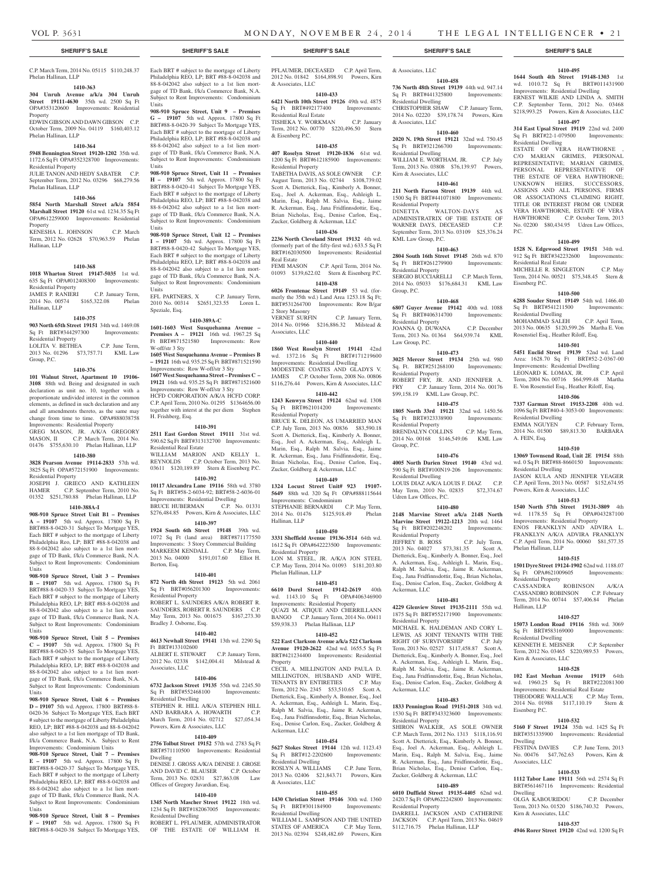C.P. March Term, 2014 No. 05115 $110,248.37 Phelan Hallinan, LLP

**1410-363**

**304 Unruh Avenue a/k/a 304 Unruh Street 19111-4630** 35th wd. 2500 Sq Ft OPA#353120600 Improvements: Residential Property

EDWIN GIBSON AND DAWN GIBSON C.P. October Term, 2009 No. 04119 $160,403.12 Phelan Hallinan, LLP

**1410-364**

**5948 Bennington Street 19120-1202** 35th wd. 1172.6 Sq Ft OPA#352328700 Improvements: Residential Property

JULIE TANON AND HEDY SABATER C.P. September Term, 2012 No. 03296 $68,279.56 Phelan Hallinan, LLP

**1410-366**

**5854 North Marshall Street a/k/a 5854 Marshall Street 19120** 61st wd. 1234.35 Sq Ft OPA#612259000 Improvements: Residential Property

KENESHA L. JOHNSON C.P. March Term, 2012 No. 02628 $70,963.59 Phelan Hallinan, LLP

**1410-368**

**1018 Wharton Street 19147-5035** 1st wd. 635 Sq Ft OPA#012408300 Improvements: Residential Property

JAMES P. RANIERI C.P. January Term, 2014 No. 00574 $165,322.08 Phelan Hallinan, LLP

**1410-375**

**903 North 65th Street 19151** 34th wd. 1469.08 Sq Ft BRT#344297300 Improvements: Residential Property

LOLITA V. BETHEA C.P. June Term, 2013 No. 01296 $73,757.71 KML Law Group, P.C.

**1410-376**

**101 Walnut Street, Apartment 10 19106-3108** 88th wd. Being and designated in such declaration as unit no. 10, together with a proportionate undivided interest in the common elements, as defined in such declaration and any and all amendments thereto, as the same may change from time to time. OPA#888038758 Improvements: Residential Property

GREG MASON, JR. A/K/A GREGORY MASON, II C.P. March Term, 2014 No. 01476 $755,630.10 Phelan Hallinan, LLP

**1410-380**

**3828 Pearson Avenue 19114-2833** 57th wd. 3825 Sq Ft OPA#572151900 Improvements: Residential Property

JOSEPH J. GRIECO AND KATHLEEN HAMER C.P. September Term, 2010 No. 01352 $251,780.88 Phelan Hallinan, LLP

**1410-388A-I**

**908-910 Spruce Street Unit B1 – Premises A – 19107** 5th wd. Approx. 17800 Sq Ft BRT#88-8-0420-31 Subject To Mortgage YES, Each BRT # subject to the mortgage of Liberty Philadelphia Reo, LP; BRT #88-8-042038 and 88-8-042042 also subject to a 1st lien mortgage of TD Bank, f/k/a Commerce Bank, N.A. Subject to Rent Improvements: Condominium Units

**908-910 Spruce Street, Unit 3 – Premises B – 19107** 5th wd. Approx. 17800 Sq Ft BRT#88-8-0420-33 Subject To Mortgage YES, Each BRT # subject to the mortgage of Liberty Philadelphia REO, LP; BRT #88-8-042038 and 88-8-042042 also subject to a 1st lien mortgage of TD Bank, f/k/a Commerce Bank, N.A. Subject to Rent Improvements: Condominium Units

**908-910 Spruce Street, Unit 5 – Premises C – 19107** 5th wd. Approx. 17800 Sq Ft BRT#88-8-0420-35 Subject To Mortgage YES, Each BRT # subject to the mortgage of Liberty Philadelphia REO, LP; BRT #88-8-042038 and 88-8-042042 also subject to a 1st lien mortgage of TD Bank, f/k/a Commerce Bank, N.A. Subject to Rent Improvements: Condominium Units

**908-910 Spruce Street, Unit 6 – Premises D – 19107** 5th wd. Approx. 17800 BRT#88-8-0420-36 Subject To Mortgage YES, Each BRT # subject to the mortgage of Liberty Philadelphia REO, LP; BRT #88-8-042038 and 88-8-042042 also subject to a 1st lien mortgage of TD Bank, f/k/a Commerce Bank, N.A. Subject to Rent Improvements: Condominium Units

**908-910 Spruce Street, Unit 7 – Premises E – 19107** 5th wd. Approx. 17800 Sq Ft BRT#88-8-0420-37 Subject To Mortgage YES, Each BRT # subject to the mortgage of Liberty Philadelphia REO, LP; BRT #88-8-042038 and 88-8-042042 also subject to a 1st lien mortgage of TD Bank, f/k/a Commerce Bank, N.A. Subject to Rent Improvements: Condominium Units

**908-910 Spruce Street, Unit 8 – Premises F – 19107** 5th wd. Approx. 17800 Sq Ft BRT#88-8-0420-38 Subject To Mortgage YES, Each BRT # subject to the mortgage of Liberty Philadelphia REO, LP; BRT #88-8-042038 and 88-8-042042 also subject to a 1st lien mortgage of TD Bank, f/k/a Commerce Bank, N.A. Subject to Rent Improvements: Condominium Units

**908-910 Spruce Street, Unit 9 – Premises G – 19107** 5th wd. Approx. 17800 Sq Ft BRT#88-8-0420-39 Subject To Mortgage YES, Each BRT # subject to the mortgage of Liberty Philadelphia REO, LP; BRT #88-8-042038 and 88-8-042042 also subject to a 1st lien mortgage of TD Bank, f/k/a Commerce Bank, N.A. Subject to Rent Improvements: Condominium Units

**908-910 Spruce Street, Unit 11 – Premises H – 19107** 5th wd. Approx. 17800 Sq Ft BRT#88-8-0420-41 Subject To Mortgage YES, Each BRT # subject to the mortgage of Liberty Philadelphia REO, LP; BRT #88-8-042038 and 88-8-042042 also subject to a 1st lien mortgage of TD Bank, f/k/a Commerce Bank, N.A. Subject to Rent Improvements: Condominium Units

**908-910 Spruce Street, Unit 12 – Premises I – 19107** 5th wd. Approx. 17800 Sq Ft BRT#88-8-0420-42 Subject To Mortgage YES, Each BRT # subject to the mortgage of Liberty Philadelphia REO, LP; BRT #88-8-042038 and 88-8-042042 also subject to a 1st lien mortgage of TD Bank, f/k/a Commerce Bank, N.A. Subject to Rent Improvements: Condominium Units

EFL PARTNERS, X C.P. January Term, 2010 No. 00314 $2651,323.55 Loren L. Speziale, Esq.

**1410-389A-C**

**1601-1603 West Susquehanna Avenue – Premises A – 19121** 16th wd. 1967.25 Sq Ft BRT#871521580 Improvements: Row W-off/str 3 Sty

**1605 West Susquehanna Avenue – Premises B – 19121** 16th wd. 935.25 Sq Ft BRT#871521590 Improvements: Row W-off/str 3 Sty

**1607 West Susquehanna Street – Premises C – 19121** 16th wd. 935.25 Sq Ft BRT#871521600 Improvements: Row W-off/str 3 Sty

HCFD CORPORATION A/K/A HCFD CORP. C.P. April Term, 2010 No. 01295 $1364656.00 together with interst at the per diem Stephen H. Frishberg, Esq.

**1410-391**

**2511 East Gordon Street 19111** 31st wd. 590.62 Sq Ft BRT#313132700 Improvements: Residential Real Estate

WILLIAM MARION AND KELLY L. REYNOLDS C.P. October Term, 2013 No. 03611 $120,189.89 Stern & Eisenberg P.C.

**1410-392**

**10117 Alexandra Lane 19116** 58th wd. 3780 Sq Ft BRT#58-2-6034-92; BRT#58-2-6036-01 Improvements: Residential Dwelling

BRUCE HUBERMAN C.P. No. 01331 $276,484.85 Powers, Kirn & Associates, LLC

**1410-397**

**1924 South 6th Street 19148** 39th wd. 1072 Sq Ft (land area) BRT#871177550 Improvements: 3 Story Commercial Building

MARKEEM KENDALL C.P. May Term, 2013 No. 04000 $191,017.60 Elliot H. Berton, Esq.

**1410-401**

**872 North 4th Street 19123** 5th wd. 2061 Sq Ft BRT#056201300 Improvements: Residential Property

ROBERT L. SAUNDERS A/K/A ROBERT R. SAUNDERS, ROBERT R. SAUNDERS C.P. May Term, 2013 No. 001675 $167,273.30 Bradley J. Osborne, Esq.

**1410-402**

**4613 Newhall Street 19141** 13th wd. 2290 Sq Ft BRT#133102600

ALBERT E. STEWART C.P. January Term, 2012 No. 02338 $142,004.41 Milstead & Associates, LLC

**1410-406**

**6732 Jackson Street 19135** 55th wd. 2245.50 Sq Ft BRT#552468100 Improvements: Residential Dwelling

STEPHEN R. HILL A/K/A STEPHEN HILL AND BARBARA A. HOWARTH C.P. March Term, 2014 No. 02712 $27,054.34 Powers, Kirn & Associates, LLC

**1410-409**

**2756 Tolbut Street 19152** 57th wd. 2783 Sq Ft BRT#571110500 Improvements: Residential Dwelling

DENISE J. GROSS A/K/A DENISE J. GROSE AND DAVID C. BLAUSER C.P. October Term, 2013 No. 02831 $27,863.08 Law Offices of Gregory Javardian, Esq.

**1410-410**

**1345 North Mascher Street 19122** 18th wd. 1234 Sq Ft BRT#182067005 Improvements: Residential Dwelling

ROBERT L. PFLAUMER, ADMINISTRATOR OF THE ESTATE OF WILLIAM H. PFLAUMER, DECEASED C.P. April Term, 2012 No. 01842 $164,898.91 Powers, Kirn & Associates, LLC

**1410-433**

**6421 North 10th Street 19126** 49th wd. 4875 Sq Ft BRT#492177400 Improvements: Residential Real Estate

TISHEKA Y. MORGAN C.P. January Term, 2012 No. 00770 $220,496.50 Stern & Eisenberg P.C.

**1410-435**

**407 Roselyn Street 19120-1836** 61st wd. 1200 Sq Ft BRT#612185900 Improvements: Residential Property

TABETHA DAVIS, AS SOLE OWNER C.P. August Term, 2013 No. 02744 $108,739.02 Scott A. Dietterick, Esq., Kimberly A. Bonner, Esq., Joel A. Ackerman, Esq., Ashleigh L. Marin, Esq., Ralph M. Salvia, Esq., Jaime R. Ackerman, Esq., Jana Fridfinnsdottir, Esq., Brian Nicholas, Esq., Denise Carlon, Esq., Zucker, Goldberg & Ackerman, LLC

**1410-436**

**2236 North Cleveland Street 19132** 4th wd. (formerly part of the fifty-first wd.) 633.5 Sq Ft BRT#162030500 Improvements: Residential Real Estate

FEMI MASON C.P. April Term, 2014 No. 01093 $139,622.02 Stern & Eisenberg P.C.

**1410-438**

**6026 Frontenac Street 19149** 53 wd. (formerly the 35th wd.) Land Area 1253.18 Sq Ft; BRT#531264700 Improvements: Row B/gar 2 Story Masonry

VERNET SURFIN C.P. January Term, 2014 No. 01966 $216,886.32 Milstead & Associates, LLC

**1410-440**

**1860 West Roselyn Street 19141** 42nd wd. 1372.16 Sq Ft BRT#171219600 Improvements: Residential Dwelling

MODESTINE COATES AND GLADYS V. JAMES C.P. October Term, 2008 No. 00806 $116,276.44 Powers, Kirn & Associates, LLC

**1410-442**

**1243 Kenwyn Street 19124** 62nd wd. 1308 Sq Ft BRT#621014200 Improvements: Residential Property

BRUCE K. DELEON, AS UMARRIED MAN C.P. July Term, 2013 No. 00836 $83,590.18 Scott A. Dietterick, Esq., Kimberly A. Bonner, Esq., Joel A. Ackerman, Esq., Ashleigh L. Marin, Esq., Ralph M. Salvia, Esq., Jaime R. Ackerman, Esq., Jana Fridfinnsdottir, Esq., Brian Nicholas, Esq., Denise Carlon, Esq., Zucker, Goldberg & Ackerman, LLC

**1410-449**

**1324 Locust Street Unit# 923 19107-5649** 88th wd. 320 Sq Ft OPA#888115644 Improvements: Condominium

STEPHANIE BERNARDI C.P. May Term, 2014 No. 01476 $125,918.49 Phelan Hallinan, LLP

**1410-450**

**3331 Sheffield Avenue 19136-3514** 64th wd. 1612 Sq Ft OPA#642223500 Improvements: Residential Property

LON M. STEEL, JR. A/K/A JON STEEL C.P. May Term, 2014 No. 01093 $181,203.80 Phelan Hallinan, LLP

**1410-451**

**6610 Dorel Street 19142-2619** 40th wd. 1143.10 Sq Ft OPA#406346900 Improvements: Residential Property

QUAZI M. ATIQUE AND CHERRILLANN BANGO C.P. January Term, 2014 No. 00411 $59,938.33 Phelan Hallinan, LLP

**1410-452**

**522 East Clarkson Avenue a/k/a 522 Clarkson Avenue 19120-2622** 42nd wd. 1655.5 Sq Ft BRT#421234400 Improvements: Residential Property

CECIL A. MILLINGTON AND PAULA D. MILLINGTON, HUSBAND AND WIFE, TENANTS BY ENTIRETIES C.P. May Term, 2012 No. 2345 $53,510.65 Scott A. Dietterick, Esq., Kimberly A. Bonner, Esq., Joel A. Ackerman, Esq., Ashleigh L. Marin, Esq., Ralph M. Salvia, Esq., Jaime R. Ackerman, Esq., Jana Fridfinnsdottir, Esq., Brian Nicholas, Esq., Denise Carlon, Esq., Zucker, Goldberg & Ackerman, LLC

**1410-454**

**5627 Stokes Street 19144** 12th wd. 1123.43 Sq Ft BRT#12-2202600 Improvements: Residential Dwelling

ROSLYN A. WILLIAMS C.P. June Term, 2013 No. 02406 $21,843.71 Powers, Kirn & Associates, LLC

**1410-455**

**1430 Christian Street 19146** 30th wd. 1360 Sq Ft BRT#301184900 Improvements: Residential Dwelling

WILLIAM L. SAMPSON AND THE UNITED STATES OF AMERICA C.P. May Term, 2013 No. 02394 $248,482.69 Powers, Kirn & Associates, LLC

**1410-458**

**736 North 48th Street 19139** 44th wd. 947.14 Sq Ft BRT#441325800 Improvements: Residential Dwelling

CHRISTOPHER SHAW C.P. January Term, 2014 No. 02220 $39,178.74 Powers, Kirn & Associates, LLC

**1410-460**

**2020 N. 19th Street 19121** 32nd wd. 750.45 Sq Ft BRT#321266700 Improvements: Residential Dwelling

WILLIAM E. WORTHAM, JR. C.P. July Term, 2013 No. 03808 $76,139.97 Powers, Kirn & Associates, LLC

**1410-461**

**211 North Farson Street 19139** 44th wd. 1500 Sq Ft BRT#441071800 Improvements: Residential Property

DINETTA WALTON-DAYS AS ADMINISTRATRIX OF THE ESTATE OF WARNER DAYS, DECEASED C.P. September Term, 2013 No. 03109 $25,376.24 KML Law Group, P.C.

**1410-463**

**2804 South 16th Street 19145** 26th wd. 870 Sq Ft BRT#261279900 Improvements: Residential Property

SERGIO BUCCIARELLI C.P. March Term, 2014 No. 05033 $176,684.31 KML Law Group, P.C.

**1410-468**

**6807 Guyer Avenue 19142** 40th wd. 1088 Sq Ft BRT#406314700 Improvements: Residential Property

JOANNA Q. DUWANA C.P. December Term, 2013 No. 01364 $64,939.74 KML Law Group, P.C.

**1410-473**

**3025 Mercer Street 19134** 25th wd. 980 Sq. Ft. BRT#251268100 Improvements: Residential Property

ROBERT FRY, JR. AND JENNIFER A. FRY C.P. January Term, 2014 No. 00176 $99,158.19 KML Law Group, P.C.

**1410-475**

**1805 North 33rd Street 19121** 32nd wd. 1450.56 Sq Ft BRT#323338900 Improvements: Residential Property

BRENDALYN COLLINS C.P. May Term, 2014 No. 00168 $146,549.06 KML Law Group, P.C.

**1410-476**

**4005 North Darien Street 19140** 43rd wd. 590 Sq Ft BRT#100N19-206 Improvements: Residential Dwelling

LOUIS DIAZ A/K/A LOUIS F. DIAZ C.P. May Term, 2010 No. 02835 $72,374.67 Udren Law Offices, P.C.

**1410-480**

**2148 Marvine Street a/k/a 2148 North Marvine Street 19122-1213** 20th wd. 1464 Sq Ft BRT#202482202 Improvements: Residential Property

JEFFREY B. ROSS C.P. July Term, 2013 No. 04027 $73,381.35 Scott A. Dietterick, Esq., Kimberly A. Bonner, Esq., Joel A. Ackerman, Esq., Ashleigh L. Marin, Esq., Ralph M. Salvia, Esq., Jaime R. Ackerman, Esq., Jana Fridfinnsdottir, Esq., Brian Nicholas, Esq., Denise Carlon, Esq., Zucker, Goldberg & Ackerman, LLC

**1410-481**

**4229 Glenview Street 19135-2111** 55th wd. 1875 Sq Ft BRT#552171900 Improvements: Residential Property

MICHAEL K. HALDEMAN AND CORY L. LEWIS, AS JOINT TENANTS WITH THE RIGHT OF SURVIVORSHIP C.P. July Term, 2013 No. 02527 $117,458.87 Scott A. Dietterick, Esq., Kimberly A. Bonner, Esq., Joel A. Ackerman, Esq., Ashleigh L. Marin, Esq., Ralph M. Salvia, Esq., Jaime R. Ackerman, Esq., Jana Fridfinnsdottir, Esq., Brian Nicholas, Esq., Denise Carlon, Esq., Zucker, Goldberg & Ackerman, LLC

**1410-483**

**1833 Pennington Road 19151-2018** 34th wd. 1530 Sq Ft BRT#343323600 Improvements: Residential Property

SHIRON WALKER, AS SOLE OWNER C.P. March Term, 2012 No. 1313 $118,116.91 Scott A. Dietterick, Esq., Kimberly A. Bonner, Esq., Joel A. Ackerman, Esq., Ashleigh L. Marin, Esq., Ralph M. Salvia, Esq., Jaime R. Ackerman, Esq., Jana Fridfinnsdottir, Esq., Brian Nicholas, Esq., Denise Carlon, Esq., Zucker, Goldberg & Ackerman, LLC

**1410-489**

**6010 Duffield Street 19135-4405** 62nd wd. 2420.7 Sq Ft OPA#622242800 Improvements: Residential Property

DARRELL JACKSON AND CATHERINE JACKSON C.P. April Term, 2013 No. 04619 $112,716.75 Phelan Hallinan, LLP

**1410-495**

**1644 South 4th Street 19148-1303** 1st wd. 1010.72 Sq Ft BRT#011431900 Improvements: Residential Dwelling

ERNEST WILKIE AND LINDA A. SMITH C.P. September Term, 2012 No. 03468 $218,993.25 Powers, Kirn & Associates, LLC

**1410-497**

**314 East Upsal Street 19119** 22nd wd. 2400 Sq Ft BRT#22-1-079500 Improvements: Residential Dwelling

ESTATE OF VERA HAWTHORNE , C/O MARIAN GRIMES, PERSONAL REPRESENTATIVE; MARIAN GRIMES, PERSONAL REPRESENTATIVE OF THE ESTATE OF VERA HAWTHORNE; UNKNOWN HEIRS, SUCCESSORS, ASSIGNS AND ALL PERSONS, FIRMS OR ASSOCIATIONS CLAIMING RIGHT, TITLE OR INTEREST FROM OR UNDER VERA HAWTHORNE, ESTATE OF VERA HAWTHORNE C.P. October Term, 2013 No. 02200 $80,434.95 Udren Law Offices, P.C.

**1410-499**

**1528 N. Edgewood Street 19151** 34th wd. 912 Sq Ft BRT#342232600 Improvements: Residential Real Estate

MICHELLE R. SINGLETON C.P. May Term, 2014 No. 00521 $75,348.45 Stern & Eisenberg P.C.

**1410-500**

**6288 Souder Street 19149** 54th wd. 1466.40 Sq Ft BRT#541211500 Improvements: Residential Dwelling

MOHAMMAD SALEH C.P. April Term, 2013 No. 00635 $120,599.26 Martha E. Von Rosenstiel Esq., Heather Riloff, Esq.

**1410-501**

**5451 Euclid Street 19139** 52nd wd. Land Area: 1628.70 Sq Ft BRT#52-2-0367-00 Improvements: Residential Dwelling

LEONARD K. LOMAX, JR. C.P. April Term, 2004 No. 00716 $64,999.48 Martha E. Von Rosenstiel Esq., Heather Riloff, Esq.

**1410-506**

**7337 Garman Street 19153-2208** 40th wd. 1096 Sq Ft BRT#40-4-3053-00 Improvements: Residential Dwelling

EMMA NGUYEN C.P. February Term, 2014 No. 01500 $89,813.30 BARBARA A. FEIN, Esq.

**1410-510**

**13069 Townsend Road, Unit 2E 19154** 88th wd. 0 Sq Ft BRT#88-8660150 Improvements: Residential Dwelling

JASON KULA AND JENNIFER YEAGER C.P. April Term, 2013 No. 00587 $152,674.95 Powers, Kirn & Associates, LLC

**1410-513**

**1540 North 57th Street 19131-3809** 4th wd. 1178.55 Sq Ft OPA#043287100 Improvements: Residential Property

ENOS FRANKLYN AND ADVIRA L. FRANKLYN A/K/A ADVIRA FRANKLYN C.P. April Term, 2014 No. 00060 $81,577.35 Phelan Hallinan, LLP

**1410-515**

**1501 Dyre Street 19124-1902** 62nd wd. 1188.07 Sq Ft OPA#621009605 Improvements: Residential Property

CASSANDRA ROBINSON A/K/A CASSANDRO ROBINSON C.P. February Term, 2014 No. 00744 $57,406.84 Phelan Hallinan, LLP

**1410-527**

**15073 London Road 19116** 58th wd. 3069 Sq Ft BRT#583169000 Improvements: Residential Dwelling

KENNETH E. MEISNER C.P. September Term, 2012 No. 03465 $220,989.53 Powers, Kirn & Associates, LLC

**1410-528**

**102 East Meehan Avenue 19119** 64th wd. 1960.25 Sq Ft BRT#222081300 Improvements: Residential Real Estate

THEODORE WALLACE C.P. May Term, 2014 No. 01988 $117,110.19 Stern & Eisenberg P.C.

**1410-532**

**5160 F Street 19124** 35th wd. 1425 Sq Ft BRT#351335900 Improvements: Residential Dwelling

FESTINA DAVIES C.P. June Term, 2013 No. 00476 $47,762.63 Powers, Kirn & Associates, LLC

**1410-533**

**1112 Tabor Lane 19111** 56th wd. 2574 Sq Ft BRT#561467116 Improvements: Residential Dwelling

OLGA KABOURIDOU C.P. December Term, 2013 No. 01520 $186,740.32 Powers, Kirn & Associates, LLC

**1410-537**

**4946 Rorer Street 19120** 42nd wd. 1200 Sq Ft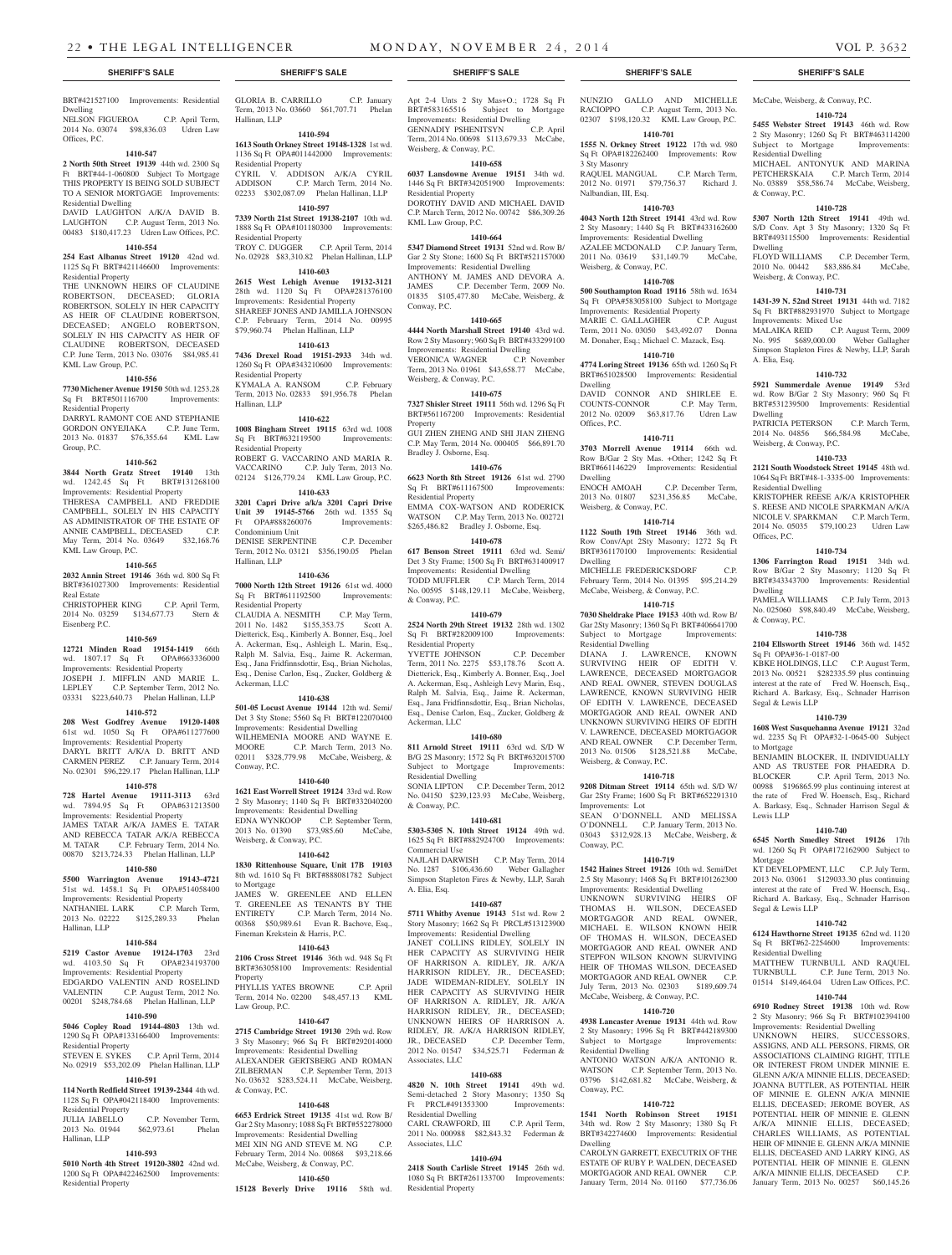## SHERIFF'S SALE

BRT#421527100 Improvements: Residential Dwelling

NELSON FIGUEROA C.P. April Term, 2014 No. 03074 $98,836.03 Udren Law Offices, P.C.

**1410-547**

**2 North 50th Street 19139** 44th wd. 2300 Sq Ft BRT#44-1-060800 Subject To Mortgage THIS PROPERTY IS BEING SOLD SUBJECT TO A SENIOR MORTGAGE Improvements: Residential Dwelling

DAVID LAUGHTON A/K/A DAVID B. LAUGHTON C.P. August Term, 2013 No. 00483 $180,417.23 Udren Law Offices, P.C.

**1410-554**

**254 East Albanus Street 19120** 42nd wd. 1125 Sq Ft BRT#421146600 Improvements: Residential Property

THE UNKNOWN HEIRS OF CLAUDINE ROBERTSON, DECEASED; GLORIA ROBERTSON, SOLELY IN HER CAPACITY AS HEIR OF CLAUDINE ROBERTSON, DECEASED; ANGELO ROBERTSON, SOLELY IN HIS CAPACITY AS HEIR OF CLAUDINE ROBERTSON, DECEASED C.P. June Term, 2013 No. 03076 $84,985.41 KML Law Group, P.C.

**1410-556**

**7730 Michener Avenue 19150** 50th wd. 1253.28 Sq Ft BRT#501116700 Improvements: Residential Property

DARRYL RAMONT COE AND STEPHANIE GORDON ONYEJIAKA C.P. June Term, 2013 No. 01837 $76,355.64 KML Law Group, P.C.

**1410-562**

**3844 North Gratz Street 19140** 13th wd. 1242.45 Sq Ft BRT#131268100 Improvements: Residential Property

THERESA CAMPBELL AND FREDDIE CAMPBELL, SOLELY IN HIS CAPACITY AS ADMINISTRATOR OF THE ESTATE OF ANNIE CAMPBELL, DECEASED C.P. May Term, 2014 No. 03649 $32,168.76 KML Law Group, P.C.

**1410-565**

**2032 Annin Street 19146** 36th wd. 800 Sq Ft BRT#361027300 Improvements: Residential Real Estate

CHRISTOPHER KING C.P. April Term, 2014 No. 03259 $134,677.73 Stern & Eisenberg P.C.

**1410-569**

**12721 Minden Road 19154-1419** 66th wd. 1807.17 Sq Ft OPA#663336000 Improvements: Residential Property

JOSEPH J. MIFFLIN AND MARIE L. LEPLEY C.P. September Term, 2012 No. 03331 $223,640.73 Phelan Hallinan, LLP

**1410-572**

**208 West Godfrey Avenue 19120-1408** 61st wd. 1050 Sq Ft OPA#611277600 Improvements: Residential Property

DARYL BRITT A/K/A D. BRITT AND CARMEN PEREZ C.P. January Term, 2014 No. 02301 $96,229.17 Phelan Hallinan, LLP

**1410-578**

**728 Hartel Avenue 19111-3113** 63rd wd. 7894.95 Sq Ft OPA#631213500 Improvements: Residential Property

JAMES TATAR A/K/A JAMES E. TATAR AND REBECCA TATAR A/K/A REBECCA M. TATAR C.P. February Term, 2014 No. 00870 $213,724.33 Phelan Hallinan, LLP

**1410-580**

**5500 Warrington Avenue 19143-4721** 51st wd. 1458.1 Sq Ft OPA#514058400 Improvements: Residential Property

NATHANIEL LARK C.P. March Term, 2013 No. 02222 $125,289.33 Phelan Hallinan, LLP

**1410-584**

**5219 Castor Avenue 19124-1703** 23rd wd. 4103.50 Sq Ft OPA#234193700 Improvements: Residential Property

EDGARDO VALENTIN AND ROSELIND VALENTIN C.P. August Term, 2012 No. 00201 $248,784.68 Phelan Hallinan, LLP

**1410-590**

**5046 Copley Road 19144-4803** 13th wd. 1290 Sq Ft OPA#133166400 Improvements: Residential Property

STEVEN E. SYKES C.P. April Term, 2014 No. 02919 $53,202.09 Phelan Hallinan, LLP

**1410-591**

**114 North Redfield Street 19139-2344** 4th wd. 1128 Sq Ft OPA#042118400 Improvements: Residential Property

JULIA JABELLO C.P. November Term, 2013 No. 01944 $62,973.61 Phelan Hallinan, LLP

**1410-593**

**5010 North 4th Street 19120-3802** 42nd wd. 1200 Sq Ft OPA#422462500 Improvements: Residential Property

GLORIA B. CARRILLO C.P. January Term, 2013 No. 03660 $61,707.71 Phelan Hallinan, LLP

**1410-594**

**1613 South Orkney Street 19148-1328** 1st wd. 1136 Sq Ft OPA#011442000 Improvements: Residential Property

CYRIL V. ADDISON A/K/A CYRIL ADDISON C.P. March Term, 2014 No. 02233 $302,087.09 Phelan Hallinan, LLP

**1410-597**

**7339 North 21st Street 19138-2107** 10th wd. 1888 Sq Ft OPA#101180300 Improvements: Residential Property

TROY C. DUGGER C.P. April Term, 2014 No. 02928 $83,310.82 Phelan Hallinan, LLP

**1410-603**

**2615 West Lehigh Avenue 19132-3121** 28th wd. 1120 Sq Ft OPA#281376100 Improvements: Residential Property

SHAREEF JONES AND JAMILLA JOHNSON C.P. February Term, 2014 No. 00995 $79,960.74 Phelan Hallinan, LLP

**1410-613**

**7436 Drexel Road 19151-2933** 34th wd. 1260 Sq Ft OPA#343210600 Improvements: Residential Property

KYMALA A. RANSOM C.P. February Term, 2013 No. 02833 $91,956.78 Phelan Hallinan, LLP

**1410-622**

**1008 Bingham Street 19115** 63rd wd. 1008 Sq Ft BRT#632119500 Improvements: Residential Property

ROBERT G. VACCARINO AND MARIA R. VACCARINO C.P. July Term, 2013 No. 02124 $126,779.24 KML Law Group, P.C.

**1410-633**

**3201 Capri Drive a/k/a 3201 Capri Drive Unit 39 19145-5766** 26th wd. 1355 Sq Ft OPA#888260076 Improvements: Condominium Unit

DENISE SERPENTINE C.P. December Term, 2012 No. 03121 $356,190.05 Phelan Hallinan, LLP

**1410-636**

**7000 North 12th Street 19126** 61st wd. 4000 Sq Ft BRT#611192500 Improvements: Residential Property

CLAUDIA A. NESMITH C.P. May Term, 2011 No. 1482 $155,353.75 Scott A. Dietterick, Esq., Kimberly A. Bonner, Esq., Joel A. Ackerman, Esq., Ashleigh L. Marin, Esq., Ralph M. Salvia, Esq., Jaime R. Ackerman, Esq., Jana Fridfinnsdottir, Esq., Brian Nicholas, Esq., Denise Carlon, Esq., Zucker, Goldberg & Ackerman, LLC

**1410-638**

**501-05 Locust Avenue 19144** 12th wd. Semi/Det 3 Sty Stone; 5560 Sq Ft BRT#122070400 Improvements: Residential Dwelling

WILHEMENIA MOORE AND WAYNE E. MOORE C.P. March Term, 2013 No. 02011 $328,779.98 McCabe, Weisberg, & Conway, P.C.

**1410-640**

**1621 East Worrell Street 19124** 33rd wd. Row 2 Sty Masonry; 1140 Sq Ft BRT#332040200 Improvements: Residential Dwelling

EDNA WYNKOOP C.P. September Term, 2013 No. 01390 $73,985.60 McCabe, Weisberg, & Conway, P.C.

**1410-642**

**1830 Rittenhouse Square, Unit 17B 19103** 8th wd. 1610 Sq Ft BRT#888081782 Subject to Mortgage

JAMES W. GREENLEE AND ELLEN T. GREENLEE AS TENANTS BY THE ENTIRETY C.P. March Term, 2014 No. 00368 $50,989.61 Evan R. Bachove, Esq., Fineman Krekstein & Harris, P.C.

**1410-643**

**2106 Cross Street 19146** 36th wd. 948 Sq Ft BRT#363058100 Improvements: Residential Property

PHYLLIS YATES BROWNE C.P. April Term, 2014 No. 02200 $48,457.13 KML Law Group, P.C.

**1410-647**

**2715 Cambridge Street 19130** 29th wd. Row 3 Sty Masonry; 966 Sq Ft BRT#292014000 Improvements: Residential Dwelling

ALEXANDER GERTSBERG AND ROMAN ZILBERMAN C.P. September Term, 2013 No. 03632 $283,524.11 McCabe, Weisberg, & Conway, P.C.

**1410-648**

**6653 Erdrick Street 19135** 41st wd. Row B/Gar 2 Sty Masonry; 1088 Sq Ft BRT#552278000 Improvements: Residential Dwelling

MEI XIN NG AND STEVE M. NG C.P. February Term, 2014 No. 00868 $93,218.66 McCabe, Weisberg, & Conway, P.C.

**1410-650**

**15128 Beverly Drive 19116** 58th wd. Apt 2-4 Unts 2 Sty Mas+O.; 1728 Sq Ft BRT#583165516 Subject to Mortgage Improvements: Residential Dwelling

GENNADIY PSHENITSYN C.P. April Term, 2014 No. 00698 $113,679.33 McCabe, Weisberg, & Conway, P.C.

**1410-658**

**6037 Lansdowne Avenue 19151** 34th wd. 1446 Sq Ft BRT#342051900 Improvements: Residential Property

DOROTHY DAVID AND MICHAEL DAVID C.P. March Term, 2012 No. 00742 $86,309.26 KML Law Group, P.C.

**1410-664**

**5347 Diamond Street 19131** 52nd wd. Row B/Gar 2 Sty Stone; 1600 Sq Ft BRT#521157000 Improvements: Residential Dwelling

ANTHONY M. JAMES AND DEVORA A. JAMES C.P. December Term, 2009 No. 01835 $105,477.80 McCabe, Weisberg, & Conway, P.C.

**1410-665**

**4444 North Marshall Street 19140** 43rd wd. Row 2 Sty Masonry; 960 Sq Ft BRT#433299100 Improvements: Residential Dwelling

VERONICA WAGNER C.P. November Term, 2013 No. 01961 $43,658.77 McCabe, Weisberg, & Conway, P.C.

**1410-675**

**7327 Shisler Street 19111** 56th wd. 1296 Sq Ft BRT#561167200 Improvements: Residential Property

GUI ZHEN ZHENG AND SHI JIAN ZHENG C.P. May Term, 2014 No. 000405 $66,891.70 Bradley J. Osborne, Esq.

**1410-676**

**6623 North 8th Street 19126** 61st wd. 2790 Sq Ft BRT#611167500 Improvements: Residential Property

EMMA COX-WATSON AND RODERICK WATSON C.P. May Term, 2013 No. 002721 $265,486.82 Bradley J. Osborne, Esq.

**1410-678**

**617 Benson Street 19111** 63rd wd. Semi/Det 3 Sty Frame; 1500 Sq Ft BRT#631400917 Improvements: Residential Dwelling

TODD MUFFLER C.P. March Term, 2014 No. 00595 $148,129.11 McCabe, Weisberg, & Conway, P.C.

**1410-679**

**2524 North 29th Street 19132** 28th wd. 1302 Sq Ft BRT#282009100 Improvements: Residential Property

YVETTE JOHNSON C.P. December Term, 2011 No. 2275 $53,178.76 Scott A. Dietterick, Esq., Kimberly A. Bonner, Esq., Joel A. Ackerman, Esq., Ashleigh Levy Marin, Esq., Ralph M. Salvia, Esq., Jaime R. Ackerman, Esq., Jana Fridfinnsdottir, Esq., Brian Nicholas, Esq., Denise Carlon, Esq., Zucker, Goldberg & Ackerman, LLC

**1410-680**

**811 Arnold Street 19111** 63rd wd. S/D W B/G 2S Masonry; 1572 Sq Ft BRT#632015700 Subject to Mortgage Improvements: Residential Dwelling

SONIA LIPTON C.P. December Term, 2012 No. 04150 $239,123.93 McCabe, Weisberg, & Conway, P.C.

**1410-681**

**5303-5305 N. 10th Street 19124** 49th wd. 1625 Sq Ft BRT#882924700 Improvements: Commercial Use

NAJLAH DARWISH C.P. May Term, 2014 No. 1287 $106,436.60 Weber Gallagher Simpson Stapleton Fires & Newby, LLP, Sarah A. Elia, Esq.

**1410-687**

**5711 Whitby Avenue 19143** 51st wd. Row 2 Story Masonry; 1662 Sq Ft PRCL#513123900 Improvements: Residential Dwelling

JANET COLLINS RIDLEY, SOLELY IN HER CAPACITY AS SURVIVING HEIR OF HARRISON A. RIDLEY, JR. A/K/A HARRISON RIDLEY, JR., DECEASED; JADE WIDEMAN-RIDLEY, SOLELY IN HER CAPACITY AS SURVIVING HEIR OF HARRISON A. RIDLEY, JR. A/K/A HARRISON RIDLEY, JR., DECEASED; UNKNOWN HEIRS OF HARRISON A. RIDLEY, JR. A/K/A HARRISON RIDLEY, JR., DECEASED C.P. December Term, 2012 No. 01547 $34,525.71 Federman & Associates, LLC

**1410-688**

**4820 N. 10th Street 19141** 49th wd. Semi-detached 2 Story Masonry; 1350 Sq Ft PRCL#491353300 Improvements: Residential Dwelling

CARL CRAWFORD, III C.P. April Term, 2011 No. 000988 $82,843.32 Federman & Associates, LLC

**1410-694**

**2418 South Carlisle Street 19145** 26th wd. 1080 Sq Ft BRT#261133700 Improvements: Residential Property

NUNZIO GALLO AND MICHELLE RACIOPPO C.P. August Term, 2013 No. 02307 $198,120.32 KML Law Group, P.C.

**1410-701**

**1555 N. Orkney Street 19122** 17th wd. 980 Sq Ft OPA#182262400 Improvements: Row 3 Sty Masonry

RAQUEL MANGUAL C.P. March Term, 2012 No. 01971 $79,756.37 Richard J. Nalbandian, III, Esq.

**1410-703**

**4043 North 12th Street 19141** 43rd wd. Row 2 Sty Masonry; 1440 Sq Ft BRT#433162600 Improvements: Residential Dwelling

AZALEE MCDONALD C.P. January Term, 2011 No. 03619 $31,149.79 McCabe, Weisberg, & Conway, P.C.

**1410-708**

**500 Southampton Road 19116** 58th wd. 1634 Sq Ft OPA#583058100 Subject to Mortgage Improvements: Residential Property

MARIE C. GALLAGHER C.P. August Term, 2011 No. 03050 $43,492.07 Donna M. Donaher, Esq.; Michael C. Mazack, Esq.

**1410-710**

**4774 Loring Street 19136** 65th wd. 1260 Sq Ft BRT#651028500 Improvements: Residential Dwelling

DAVID CONNOR AND SHIRLEE E. COUNTS-CONNOR C.P. May Term, 2012 No. 02009 $63,817.76 Udren Law Offices, P.C.

**1410-711**

**3703 Morrell Avenue 19114** 66th wd. Row B/Gar 2 Sty Mas. +Other; 1242 Sq Ft BRT#661146229 Improvements: Residential Dwelling

ENOCH AMOAH C.P. December Term, 2013 No. 01807 $231,356.85 McCabe, Weisberg, & Conway, P.C.

**1410-714**

**1122 South 19th Street 19146** 36th wd. Row Conv/Apt 2Sty Masonry; 1272 Sq Ft BRT#361170100 Improvements: Residential Dwelling

MICHELLE FREDERICKSDORF C.P. February Term, 2014 No. 01395 $95,214.29 McCabe, Weisberg, & Conway, P.C.

**1410-715**

**7030 Sheldrake Place 19153** 40th wd. Row B/Gar 2Sty Masonry; 1360 Sq Ft BRT#406641700 Subject to Mortgage Improvements: Residential Dwelling

DIANA J. LAWRENCE, KNOWN SURVIVING HEIR OF EDITH V. LAWRENCE, DECEASED MORTGAGOR AND REAL OWNER, STEVEN DOUGLAS LAWRENCE, KNOWN SURVIVING HEIR OF EDITH V. LAWRENCE, DECEASED MORTGAGOR AND REAL OWNER AND UNKNOWN SURVIVING HEIRS OF EDITH V. LAWRENCE, DECEASED MORTGAGOR AND REAL OWNER C.P. December Term, 2013 No. 01506 $128,521.88 McCabe, Weisberg, & Conway, P.C.

**1410-718**

**9208 Ditman Street 19114** 65th wd. S/D W/Gar 2Sty Frame; 1600 Sq Ft BRT#652291310 Improvements: Lot

SEAN O'DONNELL AND MELISSA O'DONNELL C.P. January Term, 2013 No. 03043 $312,928.13 McCabe, Weisberg, & Conway, P.C.

**1410-719**

**1542 Haines Street 19126** 10th wd. Semi/Det 2.5 Sty Masonry; 1468 Sq Ft BRT#101262300 Improvements: Residential Dwelling

UNKNOWN SURVIVING HEIRS OF THOMAS H. WILSON, DECEASED MORTGAGOR AND REAL OWNER, MICHAEL E. WILSON KNOWN HEIR OF THOMAS H. WILSON, DECEASED MORTGAGOR AND REAL OWNER AND STEPFON WILSON KNOWN SURVIVING HEIR OF THOMAS WILSON, DECEASED MORTGAGOR AND REAL OWNER C.P. July Term, 2013 No. 02303 $189,609.74 McCabe, Weisberg, & Conway, P.C.

**1410-720**

**4938 Lancaster Avenue 19131** 44th wd. Row 2 Sty Masonry; 1996 Sq Ft BRT#442189300 Subject to Mortgage Improvements: Residential Dwelling

ANTONIO WATSON A/K/A ANTONIO R. WATSON C.P. September Term, 2013 No. 03796 $142,681.82 McCabe, Weisberg, & Conway, P.C.

**1410-722**

**1541 North Robinson Street 19151** 34th wd. Row 2 Sty Masonry; 1380 Sq Ft BRT#342274600 Improvements: Residential Dwelling

CAROLYN GARRETT, EXECUTRIX OF THE ESTATE OF RUBY P. WALDEN, DECEASED MORTGAGOR AND REAL OWNER C.P. January Term, 2014 No. 01160 $77,736.06 McCabe, Weisberg, & Conway, P.C.

**1410-724**

**5455 Webster Street 19143** 46th wd. Row 2 Sty Masonry; 1260 Sq Ft BRT#463114200 Subject to Mortgage Improvements: Residential Dwelling

MICHAEL ANTONYUK AND MARINA PETCHERSKAIA C.P. March Term, 2014 No. 03889 $58,586.74 McCabe, Weisberg, & Conway, P.C.

**1410-728**

**5307 North 12th Street 19141** 49th wd. S/D Conv. Apt 3 Sty Masonry; 1320 Sq Ft BRT#493115500 Improvements: Residential Dwelling

FLOYD WILLIAMS C.P. December Term, 2010 No. 00442 $83,886.84 McCabe, Weisberg, & Conway, P.C.

**1410-731**

**1431-39 N. 52nd Street 19131** 44th wd. 7182 Sq Ft BRT#882931970 Subject to Mortgage Improvements: Mixed Use

MALAIKA REID C.P. August Term, 2009 No. 995 $689,000.00 Weber Gallagher Simpson Stapleton Fires & Newby, LLP, Sarah A. Elia, Esq.

**1410-732**

**5921 Summerdale Avenue 19149** 53rd wd. Row B/Gar 2 Sty Masonry; 960 Sq Ft BRT#531239500 Improvements: Residential Dwelling

PATRICIA PETERSON C.P. March Term, 2014 No. 04856 $66,584.98 McCabe, Weisberg, & Conway, P.C.

**1410-733**

**2121 South Woodstock Street 19145** 48th wd. 1064 Sq Ft BRT#48-1-3335-00 Improvements: Residential Dwelling

KRISTOPHER REESE A/K/A KRISTOPHER S. REESE AND NICOLE SPARKMAN A/K/A NICOLE V. SPARKMAN C.P. March Term, 2014 No. 05035 $79,100.23 Udren Law Offices, P.C.

**1410-734**

**1306 Farrington Road 19151** 34th wd. Row B/Gar 2 Sty Masonry; 1120 Sq Ft BRT#343343700 Improvements: Residential Dwelling

PAMELA WILLIAMS C.P. July Term, 2013 No. 025060 $98,840.49 McCabe, Weisberg, & Conway, P.C.

**1410-738**

**2104 Ellsworth Street 19146** 36th wd. 1452 Sq Ft OPA#36-1-0187-00

KBKE HOLDINGS, LLC C.P. August Term, 2013 No. 00521 $282335.59 plus continuing interest at the rate of Fred W. Hoensch, Esq., Richard A. Barkasy, Esq., Schnader Harrison Segal & Lewis LLP

**1410-739**

**1608 West Susquehanna Avenue 19121** 32nd wd. 2235 Sq Ft OPA#32-1-0645-00 Subject to Mortgage

BENJAMIN BLOCKER, II, INDIVIDUALLY AND AS TRUSTEE FOR PHAEDRA D. BLOCKER C.P. April Term, 2013 No. 00988 $196865.99 plus continuing interest at the rate of Fred W. Hoensch, Esq., Richard A. Barkasy, Esq., Schnader Harrison Segal & Lewis LLP

**1410-740**

**6545 North Smedley Street 19126** 17th wd. 1260 Sq Ft OPA#172162900 Subject to Mortgage

KT DEVELOPMENT, LLC C.P. July Term, 2013 No. 03061 $129033.30 plus continuing interest at the rate of Fred W. Hoensch, Esq., Richard A. Barkasy, Esq., Schnader Harrison Segal & Lewis LLP

**1410-742**

**6124 Hawthorne Street 19135** 62nd wd. 1120 Sq Ft BRT#62-2254600 Improvements: Residential Dwelling

MATTHEW TURNBULL AND RAQUEL TURNBULL C.P. June Term, 2013 No. 01514 $149,464.04 Udren Law Offices, P.C.

**1410-744**

**6910 Rodney Street 19138** 10th wd. Row 2 Sty Masonry; 966 Sq Ft BRT#102394100 Improvements: Residential Dwelling

UNKNOWN HEIRS, SUCCESSORS, ASSIGNS, AND ALL PERSONS, FIRMS, OR ASSOCIATIONS CLAIMING RIGHT, TITLE OR INTEREST FROM UNDER MINNIE E. GLENN A/K/A MINNIE ELLIS, DECEASED; JOANNA BUTTLER, AS POTENTIAL HEIR OF MINNIE E. GLENN A/K/A MINNIE ELLIS, DECEASED; JEROME BOYER, AS POTENTIAL HEIR OF MINNIE E. GLENN A/K/A MINNIE ELLIS, DECEASED; CHARLES WILLIAMS, AS POTENTIAL HEIR OF MINNIE E. GLENN A/K/A MINNIE ELLIS, DECEASED AND LARRY KING, AS POTENTIAL HEIR OF MINNIE E. GLENN A/K/A MINNIE ELLIS, DECEASED C.P. January Term, 2013 No. 00257 $60,145.26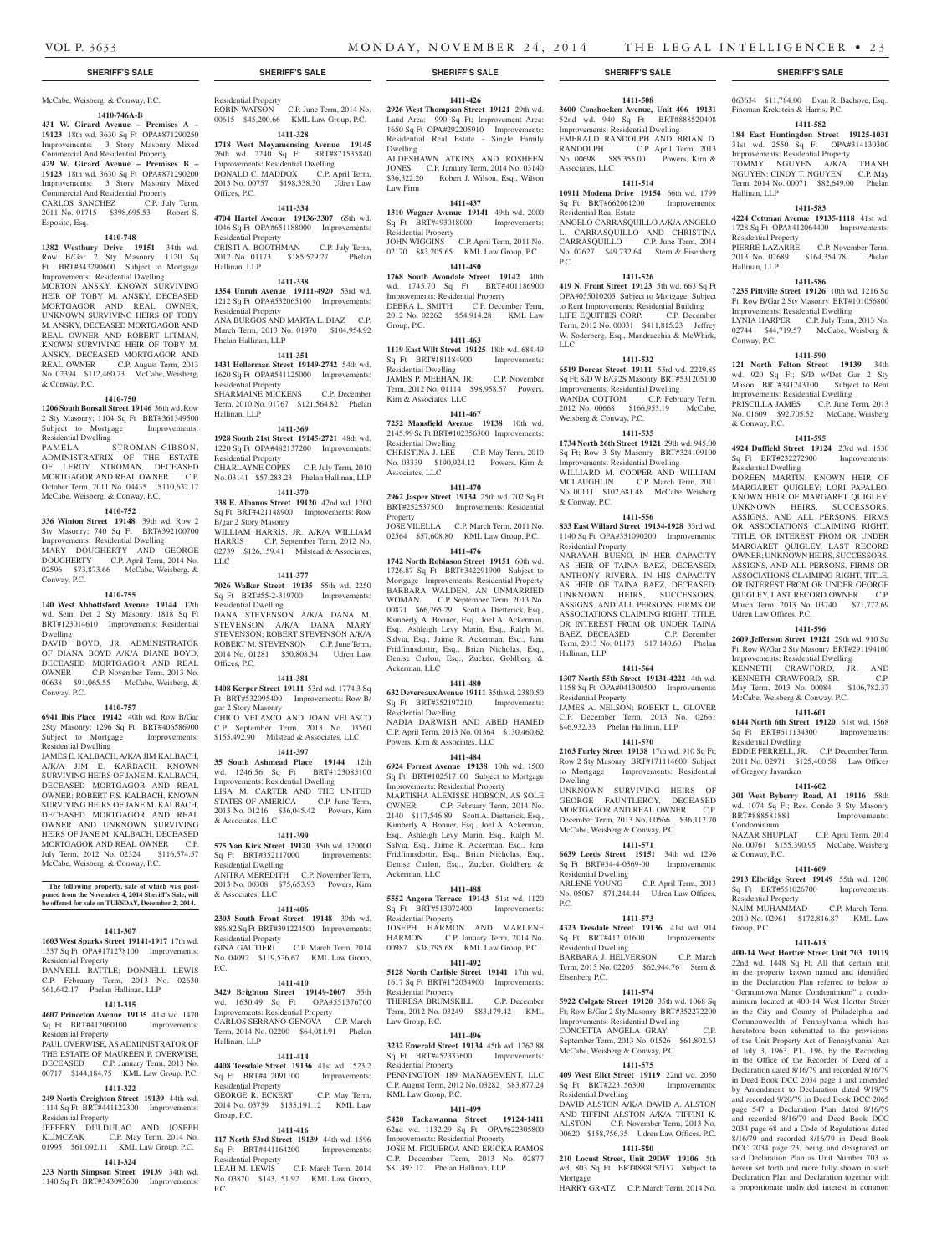McCabe, Weisberg, & Conway, P.C.

**1410-746A-B**

**431 W. Girard Avenue – Premises A – 19123** 18th wd. 3630 Sq Ft OPA#871290250 Improvements: 3 Story Masonry Mixed Commercial And Residential Property
**429 W. Girard Avenue – Premises B – 19123** 18th wd. 3630 Sq Ft OPA#871290200 Improvements: 3 Story Masonry Mixed Commercial And Residential Property
CARLOS SANCHEZ C.P. July Term, 2011 No. 01715 $398,695.53 Robert S. Esposito, Esq.

**1410-748**

**1382 Westbury Drive 19151** 34th wd. Row B/Gar 2 Sty Masonry; 1120 Sq Ft BRT#343290600 Subject to Mortgage Improvements: Residential Dwelling
MORTON ANSKY, KNOWN SURVIVING HEIR OF TOBY M. ANSKY, DECEASED MORTGAGOR AND REAL OWNER; UNKNOWN SURVIVING HEIRS OF TOBY M. ANSKY, DECEASED MORTGAGOR AND REAL OWNER AND ROBERT LITMAN, KNOWN SURVIVING HEIR OF TOBY M. ANSKY, DECEASED MORTGAGOR AND REAL OWNER C.P. August Term, 2013 No. 02394 $112,460.73 McCabe, Weisberg, & Conway, P.C.

**1410-750**

**1206 South Bonsall Street 19146** 36th wd. Row 2 Sty Masonry; 1104 Sq Ft BRT#361349500 Subject to Mortgage Improvements: Residential Dwelling
PAMELA STROMAN-GIBSON, ADMINISTRATRIX OF THE ESTATE OF LEROY STROMAN, DECEASED MORTGAGOR AND REAL OWNER C.P. October Term, 2011 No. 04435 $110,632.17 McCabe, Weisberg, & Conway, P.C.

**1410-752**

**336 Winston Street 19148** 39th wd. Row 2 Sty Masonry; 740 Sq Ft BRT#392100700 Improvements: Residential Dwelling
MARY DOUGHERTY AND GEORGE DOUGHERTY C.P. April Term, 2014 No. 02596 $73,873.66 McCabe, Weisberg, & Conway, P.C.

**1410-755**

**140 West Abbottsford Avenue 19144** 12th wd. Semi Det 2 Sty Masonry; 1818 Sq Ft BRT#123014610 Improvements: Residential Dwelling
DAVID BOYD, JR. ADMINISTRATOR OF DIANA BOYD A/K/A DIANE BOYD, DECEASED MORTGAGOR AND REAL OWNER C.P. November Term, 2013 No. 00638 $91,065.55 McCabe, Weisberg, & Conway, P.C.

**1410-757**

**6941 Ibis Place 19142** 40th wd. Row B/Gar 2Sty Masonry; 1296 Sq Ft BRT#406586900 Subject to Mortgage Improvements: Residential Dwelling
JAMES E. KALBACH, A/K/A JIM KALBACH, A/K/A JIM E. KARBACH, KNOWN SURVIVING HEIRS OF JANE M. KALBACH, DECEASED MORTGAGOR AND REAL OWNER; ROBERT F.S. KALBACH, KNOWN SURVIVING HEIRS OF JANE M. KALBACH, DECEASED MORTGAGOR AND REAL OWNER AND UNKNOWN SURVIVING HEIRS OF JANE M. KALBACH, DECEASED MORTGAGOR AND REAL OWNER C.P. July Term, 2012 No. 02324 $116,574.57 McCabe, Weisberg, & Conway, P.C.

**The following property, sale of which was postponed from the November 4, 2014 Sheriff's Sale, will be offered for sale on TUESDAY, December 2, 2014.**

**1411-307**

**1603 West Sparks Street 19141-1917** 17th wd. 1337 Sq Ft OPA#171278100 Improvements: Residential Property
DANYELL BATTLE; DONNELL LEWIS C.P. February Term, 2013 No. 02630 $61,642.17 Phelan Hallinan, LLP

**1411-315**

**4607 Princeton Avenue 19135** 41st wd. 1470 Sq Ft BRT#412060100 Improvements: Residential Property
PAUL OVERWISE, AS ADMINISTRATOR OF THE ESTATE OF MAUREEN P. OVERWISE, DECEASED C.P. January Term, 2013 No. 00717 $144,184.75 KML Law Group, P.C.

**1411-322**

**249 North Creighton Street 19139** 44th wd. 1114 Sq Ft BRT#441122300 Improvements: Residential Property
JEFFERY DULDULAO AND JOSEPH KLIMCZAK C.P. May Term, 2014 No. 01995 $61,092.11 KML Law Group, P.C.

**1411-324**

**233 North Simpson Street 19139** 34th wd. 1140 Sq Ft BRT#343093600 Improvements: Residential Property
ROBIN WATSON C.P. June Term, 2014 No. 00615 $45,200.66 KML Law Group, P.C.

**1411-328**

**1718 West Moyamensing Avenue 19145** 26th wd. 2240 Sq Ft BRT#871535840 Improvements: Residential Dwelling
DONALD C. MADDOX C.P. April Term, 2013 No. 00757 $198,338.30 Udren Law Offices, P.C.

**1411-334**

**4704 Hartel Avenue 19136-3307** 65th wd. 1046 Sq Ft OPA#651188000 Improvements: Residential Property
CRISTI A. BOOTHMAN C.P. July Term, 2012 No. 01173 $185,529.27 Phelan Hallinan, LLP

**1411-338**

**1354 Unruh Avenue 19111-4920** 53rd wd. 1212 Sq Ft OPA#532065100 Improvements: Residential Property
ANA BURGOS AND MARTA L. DIAZ C.P. March Term, 2013 No. 01970 $104,954.92 Phelan Hallinan, LLP

**1411-351**

**1431 Hellerman Street 19149-2742** 54th wd. 1620 Sq Ft OPA#541125000 Improvements: Residential Property
SHARMAINE MICKENS C.P. December Term, 2010 No. 01767 $121,564.82 Phelan Hallinan, LLP

**1411-369**

**1928 South 21st Street 19145-2721** 48th wd. 1220 Sq Ft OPA#482137200 Improvements: Residential Property
CHARLAYNE COPES C.P. July Term, 2010 No. 03141 $57,283.23 Phelan Hallinan, LLP

**1411-370**

**338 E. Albanus Street 19120** 42nd wd. 1200 Sq Ft BRT#421148900 Improvements: Row B/gar 2 Story Masonry
WILLIAM HARRIS, JR. A/K/A WILLIAM HARRIS C.P. September Term, 2012 No. 02739 $126,159.41 Milstead & Associates, LLC

**1411-377**

**7026 Walker Street 19135** 55th wd. 2250 Sq Ft BRT#55-2-319700 Improvements: Residential Dwelling
DANA STEVENSON A/K/A DANA M. STEVENSON A/K/A DANA MARY STEVENSON; ROBERT STEVENSON A/K/A ROBERT M. STEVENSON C.P. June Term, 2014 No. 01281 $50,808.34 Udren Law Offices, P.C.

**1411-381**

**1408 Kerper Street 19111** 53rd wd. 1774.3 Sq Ft BRT#532095400 Improvements: Row B/ gar 2 Story Masonry
CHICO VELASCO AND JOAN VELASCO C.P. September Term, 2013 No. 03560 $155,492.90 Milstead & Associates, LLC

**1411-397**

**35 South Ashmead Place 19144** 12th wd. 1246.56 Sq Ft BRT#123085100 Improvements: Residential Dwelling
LISA M. CARTER AND THE UNITED STATES OF AMERICA C.P. June Term, 2013 No. 01216 $36,045.42 Powers, Kirn & Associates, LLC

**1411-399**

**575 Van Kirk Street 19120** 35th wd. 120000 Sq Ft BRT#352117000 Improvements: Residential Dwelling
ANITRA MEREDITH C.P. November Term, 2013 No. 00308 $75,653.93 Powers, Kirn & Associates, LLC

**1411-406**

**2303 South Front Street 19148** 39th wd. 886.82 Sq Ft BRT#391224500 Improvements: Residential Property
GINA GAUTIERI C.P. March Term, 2014 No. 04092 $119,526.67 KML Law Group, P.C.

**1411-410**

**3429 Brighton Street 19149-2007** 55th wd. 1630.49 Sq Ft OPA#551376700 Improvements: Residential Property
CARLOS SERRANO-GENOVA C.P. March Term, 2014 No. 02200 $64,081.91 Phelan Hallinan, LLP

**1411-414**

**4408 Teesdale Street 19136** 41st wd. 1523.2 Sq Ft BRT#412091100 Improvements: Residential Property
GEORGE R. ECKERT C.P. May Term, 2014 No. 03739 $135,191.12 KML Law Group, P.C.

**1411-416**

**117 North 53rd Street 19139** 44th wd. 1596 Sq Ft BRT#441164200 Improvements: Residential Property
LEAH M. LEWIS C.P. March Term, 2014 No. 03870 $143,151.92 KML Law Group, P.C.

**1411-426**

**2926 West Thompson Street 19121** 29th wd. Land Area: 990 Sq Ft; Improvement Area: 1650 Sq Ft OPA#292205910 Improvements: Residential Real Estate - Single Family Dwelling
ALDESHAWN ATKINS AND ROSHEEN JONES C.P. January Term, 2014 No. 03140 $36,322.20 Robert J. Wilson, Esq., Wilson Law Firm

**1411-437**

**1310 Wagner Avenue 19141** 49th wd. 2000 Sq Ft BRT#493018000 Improvements: Residential Property
JOHN WIGGINS C.P. April Term, 2011 No. 02170 $83,205.65 KML Law Group, P.C.

**1411-450**

**1768 South Avondale Street 19142** 40th wd. 1745.70 Sq Ft BRT#401186900 Improvements: Residential Property
DEBRA L. SMITH C.P. December Term, 2012 No. 02262 $54,914.28 KML Law Group, P.C.

**1411-463**

**1119 East Wilt Street 19125** 18th wd. 684.49 Sq Ft BRT#181184900 Improvements: Residential Dwelling
JAMES P. MEEHAN, JR. C.P. November Term, 2012 No. 01114 $98,958.57 Powers, Kirn & Associates, LLC

**1411-467**

**7252 Mansfield Avenue 19138** 10th wd. 2145.99 Sq Ft BRT#102356300 Improvements: Residential Dwelling
CHRISTINA J. LEE C.P. May Term, 2010 No. 03339 $190,924.12 Powers, Kirn & Associates, LLC

**1411-470**

**2962 Jasper Street 19134** 25th wd. 702 Sq Ft BRT#252537500 Improvements: Residential Property
JOSE VILELLA C.P. March Term, 2011 No. 02564 $57,608.80 KML Law Group, P.C.

**1411-476**

**1742 North Robinson Street 19151** 60th wd. 1726.87 Sq Ft BRT#342291900 Subject to Mortgage Improvements: Residential Property
BARBARA WALDEN, AN UNMARRIED WOMAN C.P. September Term, 2013 No. 00871 $66,265.29 Scott A. Dietterick, Esq., Kimberly A. Bonner, Esq., Joel A. Ackerman, Esq., Ashleigh Levy Marin, Esq., Ralph M. Salvia, Esq., Jaime R. Ackerman, Esq., Jana Fridfinnsdottir, Esq., Brian Nicholas, Esq., Denise Carlon, Esq., Zucker, Goldberg & Ackerman, LLC

**1411-480**

**632 Devereaux Avenue 19111** 35th wd. 2380.50 Sq Ft BRT#352197210 Improvements: Residential Dwelling
NADIA DARWISH AND ABED HAMED C.P. April Term, 2013 No. 01364 $130,460.62 Powers, Kirn & Associates, LLC

**1411-484**

**6924 Forrest Avenue 19138** 10th wd. 1500 Sq Ft BRT#102517100 Subject to Mortgage Improvements: Residential Property
MARTISHA ALEXISSE HOBSON, AS SOLE OWNER C.P. February Term, 2014 No. 2140 $117,546.89 Scott A. Dietterick, Esq., Kimberly A. Bonner, Esq., Joel A. Ackerman, Esq., Ashleigh Levy Marin, Esq., Ralph M. Salvia, Esq., Jaime R. Ackerman, Esq., Jana Fridfinnsdottir, Esq., Brian Nicholas, Esq., Denise Carlon, Esq., Zucker, Goldberg & Ackerman, LLC

**1411-488**

**5552 Angora Terrace 19143** 51st wd. 1120 Sq Ft BRT#513072400 Improvements: Residential Property
JOSEPH HARMON AND MARLENE HARMON C.P. January Term, 2014 No. 00987 $38,795.68 KML Law Group, P.C.

**1411-492**

**5128 North Carlisle Street 19141** 17th wd. 1617 Sq Ft BRT#172034900 Improvements: Residential Property
THERESA BRUMSKILL C.P. December Term, 2012 No. 03249 $83,179.42 KML Law Group, P.C.

**1411-496**

**3232 Emerald Street 19134** 45th wd. 1262.88 Sq Ft BRT#452333600 Improvements: Residential Property
PENNINGTON 189 MANAGEMENT, LLC C.P. August Term, 2012 No. 03282 $83,877.24 KML Law Group, P.C.

**1411-499**

**5420 Tackawanna Street 19124-1411** 62nd wd. 1132.29 Sq Ft OPA#622305800 Improvements: Residential Property
JOSE M. FIGUEROA AND ERICKA RAMOS C.P. December Term, 2013 No. 02877 $81,493.12 Phelan Hallinan, LLP

**1411-508**

**3600 Conshocken Avenue, Unit 406 19131** 52nd wd. 940 Sq Ft BRT#888520408 Improvements: Residential Dwelling
EMERALD RANDOLPH AND BRIAN D. RANDOLPH C.P. April Term, 2013 No. 00698 $85,355.00 Powers, Kirn & Associates, LLC

**1411-514**

**10911 Modena Drive 19154** 66th wd. 1799 Sq Ft BRT#662061200 Improvements: Residential Real Estate
ANGELO CARRASQUILLO A/K/A ANGELO L. CARRASQUILLO AND CHRISTINA CARRASQUILLO C.P. June Term, 2014 No. 02627 $49,732.64 Stern & Eisenberg P.C.

**1411-526**

**419 N. Front Street 19123** 5th wd. 663 Sq Ft OPA#055010205 Subject to Mortgage Subject to Rent Improvements: Residential Building
LIFE EQUITIES CORP. C.P. December Term, 2012 No. 00031 $411,815.23 Jeffrey W. Soderberg, Esq., Mandracchia & McWhirk, LLC

**1411-532**

**6519 Dorcas Street 19111** 53rd wd. 2229.85 Sq Ft; S/D W B/G 2S Masonry BRT#531205100 Improvements: Residential Dwelling
WANDA COTTOM C.P. February Term, 2012 No. 00668 $166,953.19 McCabe, Weisberg & Conway, P.C.

**1411-535**

**1734 North 26th Street 19121** 29th wd. 945.00 Sq Ft; Row 3 Sty Masonry BRT#324109100 Improvements: Residential Dwelling
WILLIARD M. COOPER AND WILLIAM MCLAUGHLIN C.P. March Term, 2011 No. 00111 $102,681.48 McCabe, Weisberg & Conway, P.C.

**1411-556**

**833 East Willard Street 19134-1928** 33rd wd. 1140 Sq Ft OPA#331090200 Improvements: Residential Property
NARAYAH BUENO, IN HER CAPACITY AS HEIR OF TAINA BAEZ, DECEASED; ANTHONY RIVERA, IN HIS CAPACITY AS HEIR OF TAINA BAEZ, DECEASED; UNKNOWN HEIRS, SUCCESSORS, ASSIGNS, AND ALL PERSONS, FIRMS OR ASSOCIATIONS CLAIMING RIGHT, TITLE, OR INTEREST FROM OR UNDER TAINA BAEZ, DECEASED C.P. December Term, 2013 No. 01173 $17,140.60 Phelan Hallinan, LLP

**1411-564**

**1307 North 55th Street 19131-4222** 4th wd. 1158 Sq Ft OPA#041300500 Improvements: Residential Property
JAMES A. NELSON; ROBERT L. GLOVER C.P. December Term, 2013 No. 02661 $46,932.33 Phelan Hallinan, LLP

**1411-570**

**2163 Furley Street 19138** 17th wd. 910 Sq Ft; Row 2 Sty Masonry BRT#171114600 Subject to Mortgage Improvements: Residential Dwelling
UNKNOWN SURVIVING HEIRS OF GEORGE FAUNTLEROY, DECEASED MORTGAGOR AND REAL OWNER C.P. December Term, 2013 No. 00566 $36,112.70 McCabe, Weisberg & Conway, P.C.

**1411-571**

**6639 Leeds Street 19151** 34th wd. 1296 Sq Ft BRT#34-4-0369-00 Improvements: Residential Dwelling
ARLENE YOUNG C.P. April Term, 2013 No. 05067 $71,244.44 Udren Law Offices, P.C.

**1411-573**

**4323 Teesdale Street 19136** 41st wd. 914 Sq Ft BRT#412101600 Improvements: Residential Dwelling
BARBARA J. HELVERSON C.P. March Term, 2013 No. 02205 $62,944.76 Stern & Eisenberg P.C.

**1411-574**

**5922 Colgate Street 19120** 35th wd. 1068 Sq Ft; Row B/Gar 2 Sty Masonry BRT#352272200 Improvements: Residential Dwelling
CONCETTA ANGELA GRAY C.P. September Term, 2013 No. 01526 $61,802.63 McCabe, Weisberg & Conway, P.C.

**1411-575**

**409 West Ellet Street 19119** 22nd wd. 2050 Sq Ft BRT#223156300 Improvements: Residential Dwelling
DAVID ALSTON A/K/A DAVID A. ALSTON AND TIFFINI ALSTON A/K/A TIFFINI K. ALSTON C.P. November Term, 2013 No. 00620 $158,756.35 Udren Law Offices, P.C.

**1411-580**

**210 Locust Street, Unit 29DW 19106** 5th wd. 803 Sq Ft BRT#888052157 Subject to Mortgage
HARRY GRATZ C.P. March Term, 2014 No. 063634 $11,784.00 Evan R. Bachove, Esq., Fineman Krekstein & Harris, P.C.

**1411-582**

**184 East Huntingdon Street 19125-1031** 31st wd. 2550 Sq Ft OPA#314130300 Improvements: Residential Property
TOMMY NGUYEN A/K/A THANH NGUYEN; CINDY T. NGUYEN C.P. May Term, 2014 No. 00071 $82,649.00 Phelan Hallinan, LLP

**1411-583**

**4224 Cottman Avenue 19135-1118** 41st wd. 1728 Sq Ft OPA#412064400 Improvements: Residential Property
PIERRE LAZARRE C.P. November Term, 2013 No. 02689 $164,354.78 Phelan Hallinan, LLP

**1411-586**

**7235 Pittville Street 19126** 10th wd. 1216 Sq Ft; Row B/Gar 2 Sty Masonry BRT#101056800 Improvements: Residential Dwelling
LYNIA HARPER C.P. July Term, 2013 No. 02744 $44,719.57 McCabe, Weisberg & Conway, P.C.

**1411-590**

**121 North Felton Street 19139** 34th wd. 920 Sq Ft; S/D w/Det Gar 2 Sty Mason BRT#341243100 Subject to Rent Improvements: Residential Dwelling
PRISCILLA JAMES C.P. June Term, 2013 No. 01609 $92,705.52 McCabe, Weisberg & Conway, P.C.

**1411-595**

**4924 Duffield Street 19124** 23rd wd. 1530 Sq Ft BRT#232272900 Improvements: Residential Dwelling
DOREEN MARTIN, KNOWN HEIR OF MARGARET QUIGLEY; LORI PAPALEO, KNOWN HEIR OF MARGARET QUIGLEY; UNKNOWN HEIRS, SUCCESSORS, ASSIGNS, AND ALL PERSONS, FIRMS OR ASSOCIATIONS CLAIMING RIGHT, TITLE, OR INTEREST FROM OR UNDER MARGARET QUIGLEY, LAST RECORD OWNER; UNKNOWN HEIRS, SUCCESSORS, ASSIGNS, AND ALL PERSONS, FIRMS OR ASSOCIATIONS CLAIMING RIGHT, TITLE, OR INTEREST FROM OR UNDER GEORGE QUIGLEY, LAST RECORD OWNER. C.P. March Term, 2013 No. 03740 $71,772.69 Udren Law Offices, P.C.

**1411-596**

**2609 Jefferson Street 19121** 29th wd. 910 Sq Ft; Row W/Gar 2 Sty Masonry BRT#291194100 Improvements: Residential Dwelling
KENNETH CRAWFORD, JR. AND KENNETH CRAWFORD, SR. C.P. May Term, 2013 No. 00084 $106,782.37 McCabe, Weisberg & Conway, P.C.

**1411-601**

**6144 North 6th Street 19120** 61st wd. 1568 Sq Ft BRT#611134300 Improvements: Residential Dwelling
EDDIE FERRELL, JR. C.P. December Term, 2011 No. 02971 $125,400.58 Law Offices of Gregory Javardian

**1411-602**

**301 West Byberry Road, A1 19116** 58th wd. 1074 Sq Ft; Res. Condo 3 Sty Masonry BRT#888581881 Improvements: Condominium
NAZAR SHUPLAT C.P. April Term, 2014 No. 00761 $155,390.95 McCabe, Weisberg & Conway, P.C.

**1411-609**

**2913 Elbridge Street 19149** 55th wd. 1200 Sq Ft BRT#551026700 Improvements: Residential Property
NAIM MUHAMMAD C.P. March Term, 2010 No. 02961 $172,816.87 KML Law Group, P.C.

**1411-613**

**400-14 West Hortter Street Unit 703 19119** 22nd wd. 1448 Sq Ft; All that certain unit in the property known named and identified in the Declaration Plan referred to below as "Germantown Manor Condominium" a condominium located at 400-14 West Hortter Street in the City and County of Philadelphia and Commonwealth of Pennsylvania which has heretofore been submitted to the provisions of the Unit Property Act of Pennsylvania' Act of July 3, 1963, P.L. 196, by the Recording in the Office of the Recorder of Deed of a Declaration dated 8/16/79 and recorded 8/16/79 in Deed Book DCC 2034 page 1 and amended by Amendment to Declaration dated 9/19/79 and recorded 9/20/79 in Deed Book DCC 2065 page 547 a Declaration Plan dated 8/16/79 and recorded 8/16/79 and Deed Book DCC 2034 page 68 and a Code of Regulations dated 8/16/79 and recorded 8/16/79 in Deed Book DCC 2034 page 23, being and designated on said Declaration Plan as Unit Number 703 as herein set forth and more fully shown in such Declaration Plan and Declaration together with a proportionate undivided interest in common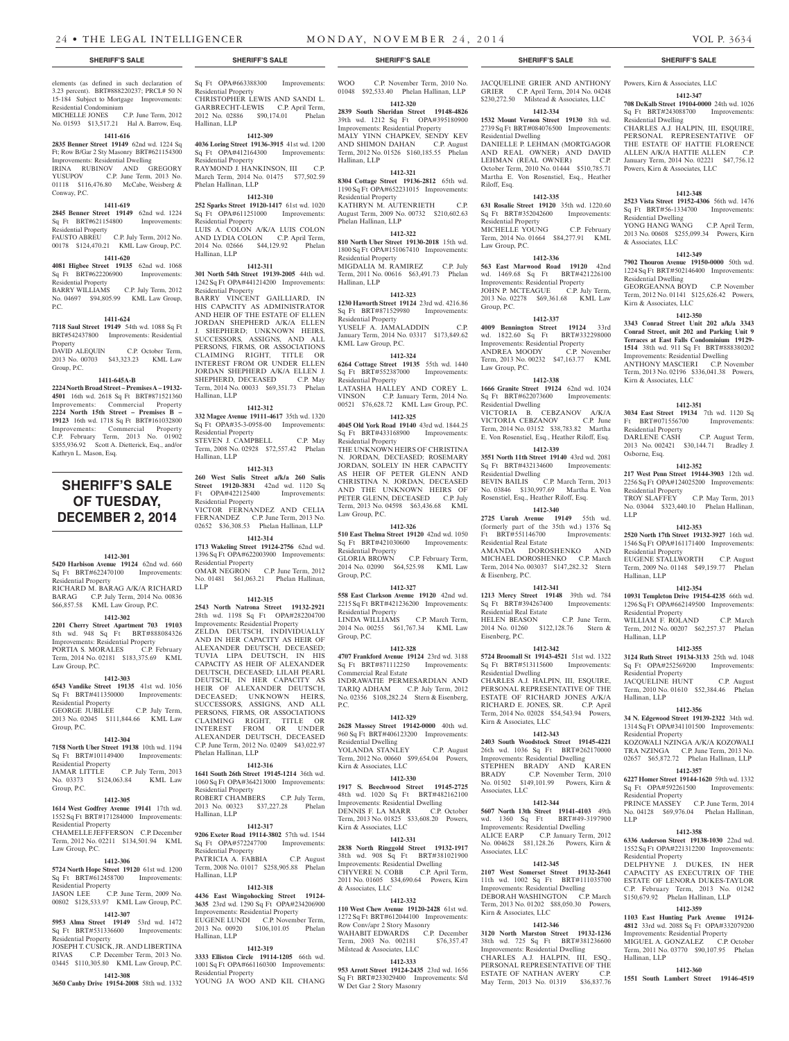elements (as defined in such declaration of 3.23 percent). BRT#888220237; PRCL# 50 N 15-184 Subject to Mortgage Improvements: Residential Condominium
MICHELLE JONES C.P. June Term, 2012 No. 01593 $13,517.21 Hal A. Barrow, Esq.

**1411-616**

**2835 Benner Street 19149** 62nd wd. 1224 Sq Ft; Row B/Gar 2 Sty Masonry BRT#621154300 Improvements: Residential Dwelling
IRINA RUBINOV AND GREGORY YUSUPOV C.P. June Term, 2013 No. 01118 $116,476.80 McCabe, Weisberg & Conway, P.C.

**1411-619**

**2845 Benner Street 19149** 62nd wd. 1224 Sq Ft BRT#621154800 Improvements: Residential Property
FAUSTO ABREU C.P. July Term, 2012 No. 00178 $124,470.21 KML Law Group, P.C.

**1411-620**

**4081 Higbee Street 19135** 62nd wd. 1068 Sq Ft BRT#622206900 Improvements: Residential Property
BARRY WILLIAMS C.P. July Term, 2012 No. 04697 $94,805.99 KML Law Group, P.C.

**1411-624**

**7118 Saul Street 19149** 54th wd. 1088 Sq Ft BRT#542437800 Improvements: Residential Property
DAVID ALEQUIN C.P. October Term, 2013 No. 00703 $43,323.23 KML Law Group, P.C.

**1411-645A-B**

**2224 North Broad Street – Premises A – 19132-4501** 16th wd. 2618 Sq Ft BRT#871521360 Improvements: Commercial Property **2224 North 15th Street – Premises B – 19123** 16th wd. 1718 Sq Ft BRT#161032800 Improvements: Commercial Property C.P. February Term, 2013 No. 01902 $355,936.92 Scott A. Dietterick, Esq., and/or Kathryn L. Mason, Esq.

# SHERIFF'S SALE OF TUESDAY, DECEMBER 2, 2014

**1412-301**

**5420 Harbison Avenue 19124** 62nd wd. 660 Sq Ft BRT#622470100 Improvements: Residential Property
RICHARD M. BARAG A/K/A RICHARD BARAG C.P. July Term, 2014 No. 00836 $66,857.58 KML Law Group, P.C.

**1412-302**

**2201 Cherry Street Apartment 703 19103** 8th wd. 948 Sq Ft BRT#888084326 Improvements: Residential Property
PORTIA S. MORALES C.P. February Term, 2014 No. 02181 $183,375.69 KML Law Group, P.C.

**1412-303**

**6543 Vandike Street 19135** 41st wd. 1056 Sq Ft BRT#411350000 Improvements: Residential Property
GEORGE JUBILEE C.P. July Term, 2013 No. 02045 $111,844.66 KML Law Group, P.C.

**1412-304**

**7158 North Uber Street 19138** 10th wd. 1194 Sq Ft BRT#101149400 Improvements: Residential Property
JAMAR LITTLE C.P. July Term, 2013 No. 03373 $124,063.84 KML Law Group, P.C.

**1412-305**

**1614 West Godfrey Avenue 19141** 17th wd. 1552 Sq Ft BRT#171284000 Improvements: Residential Property
CHAMELLE JEFFERSON C.P. December Term, 2012 No. 02211 $134,501.94 KML Law Group, P.C.

**1412-306**

**5724 North Hope Street 19120** 61st wd. 1200 Sq Ft BRT#612458700 Improvements: Residential Property
JASON LEE C.P. June Term, 2009 No. 00802 $128,533.97 KML Law Group, P.C.

**1412-307**

**5953 Alma Street 19149** 53rd wd. 1472 Sq Ft BRT#531336600 Improvements: Residential Property
JOSEPH T. CUSICK, JR. AND LIBERTINA RIVAS C.P. December Term, 2013 No. 03445 $110,305.80 KML Law Group, P.C.

**1412-308**

**3650 Canby Drive 19154-2008** 58th wd. 1332 Sq Ft OPA#663388300 Improvements: Residential Property
CHRISTOPHER LEWIS AND SANDI L. GARBRECHT-LEWIS C.P. April Term, 2012 No. 02886 $90,174.01 Phelan Hallinan, LLP

**1412-309**

**4036 Loring Street 19136-3915** 41st wd. 1200 Sq Ft OPA#412164300 Improvements: Residential Property
RAYMOND J. HANKINSON, III C.P. March Term, 2014 No. 01475 $77,502.59 Phelan Hallinan, LLP

**1412-310**

**252 Sparks Street 19120-1417** 61st wd. 1020 Sq Ft OPA#611251000 Improvements: Residential Property
LUIS A. COLON A/K/A LUIS COLON AND LYDIA COLON C.P. April Term, 2014 No. 02666 $44,129.92 Phelan Hallinan, LLP

**1412-311**

**301 North 54th Street 19139-2005** 44th wd. 1242 Sq Ft OPA#441214200 Improvements: Residential Property
BARRY VINCENT GAILLIARD, IN HIS CAPACITY AS ADMINISTRATOR AND HEIR OF THE ESTATE OF ELLEN JORDAN SHEPHERD A/K/A ELLEN J. SHEPHERD; UNKNOWN HEIRS, SUCCESSORS, ASSIGNS, AND ALL PERSONS, FIRMS, OR ASSOCIATIONS CLAIMING RIGHT, TITLE OR INTEREST FROM OR UNDER ELLEN JORDAN SHEPHERD A/K/A ELLEN J. SHEPHERD, DECEASED C.P. May Term, 2014 No. 00033 $69,351.73 Phelan Hallinan, LLP

**1412-312**

**332 Magee Avenue 19111-4617** 35th wd. 1320 Sq Ft OPA#35-3-0958-00 Improvements: Residential Property
STEVEN J. CAMPBELL C.P. May Term, 2008 No. 02928 $72,557.42 Phelan Hallinan, LLP

**1412-313**

**260 West Sulis Street a/k/a 260 Sulis Street 19120-3831** 42nd wd. 1120 Sq Ft OPA#422125400 Improvements: Residential Property
VICTOR FERNANDEZ AND CELIA FERNANDEZ C.P. June Term, 2013 No. 02652 $36,308.53 Phelan Hallinan, LLP

**1412-314**

**1713 Wakeling Street 19124-2756** 62nd wd. 1396 Sq Ft OPA#622003900 Improvements: Residential Property
OMAR NEGRON C.P. June Term, 2012 No. 01481 $61,063.21 Phelan Hallinan, LLP

**1412-315**

**2543 North Natrona Street 19132-2921** 28th wd. 1198 Sq Ft OPA#282204700 Improvements: Residential Property
ZELDA DEUTSCH, INDIVIDUALLY AND IN HER CAPACITY AS HEIR OF ALEXANDER DEUTSCH, DECEASED; TUVIA LIPA DEUTSCH, IN HIS CAPACITY AS HEIR OF ALEXANDER DEUTSCH, DECEASED; LILAH PEARL DEUTSCH, IN HER CAPACITY AS HEIR OF ALEXANDER DEUTSCH, DECEASED; UNKNOWN HEIRS, SUCCESSORS, ASSIGNS, AND ALL PERSONS, FIRMS, OR ASSOCIATIONS CLAIMING RIGHT, TITLE OR INTEREST FROM OR UNDER ALEXANDER DEUTSCH, DECEASED C.P. June Term, 2012 No. 02409 $43,022.97 Phelan Hallinan, LLP

**1412-316**

**1641 South 26th Street 19145-1214** 36th wd. 1060 Sq Ft OPA#364213000 Improvements: Residential Property
ROBERT CHAMBERS C.P. July Term, 2013 No. 00323 $37,227.28 Phelan Hallinan, LLP

**1412-317**

**9206 Exeter Road 19114-3802** 57th wd. 1544 Sq Ft OPA#572247700 Improvements: Residential Property
PATRICIA A. FABBIA C.P. August Term, 2008 No. 01017 $258,905.88 Phelan Hallinan, LLP

**1412-318**

**4436 East Wingohocking Street 19124-3635** 23rd wd. 1290 Sq Ft OPA#234206900 Improvements: Residential Property
EUGENE LUNDI C.P. November Term, 2013 No. 00920 $106,101.05 Phelan Hallinan, LLP

**1412-319**

**3333 Elliston Circle 19114-1205** 66th wd. 1001 Sq Ft OPA#661160300 Improvements: Residential Property
YOUNG JA WOO AND KIL CHANG WOO C.P. November Term, 2010 No. 01048 $92,533.40 Phelan Hallinan, LLP

**1412-320**

**2839 South Sheridan Street 19148-4826** 39th wd. 1212 Sq Ft OPA#395180900 Improvements: Residential Property
MALY YINN CHAPKEV, SENDY KEV AND SHIMON DAHAN C.P. August Term, 2012 No. 01526 $160,185.55 Phelan Hallinan, LLP

**1412-321**

**8304 Cottage Street 19136-2812** 65th wd. 1190 Sq Ft OPA#652231015 Improvements: Residential Property
KATHRYN M. AUTENRIETH C.P. August Term, 2009 No. 00732 $210,602.63 Phelan Hallinan, LLP

**1412-322**

**810 North Uber Street 19130-2018** 15th wd. 1800 Sq Ft OPA#151067410 Improvements: Residential Property
MIGDALIA M. RAMIREZ C.P. July Term, 2011 No. 00616 $63,491.73 Phelan Hallinan, LLP

**1412-323**

**1230 Haworth Street 19124** 23rd wd. 4216.86 Sq Ft BRT#871529980 Improvements: Residential Property
YUSELF A. JAMALADDIN C.P. January Term, 2014 No. 03317 $173,849.62 KML Law Group, P.C.

**1412-324**

**6264 Cottage Street 19135** 55th wd. 1440 Sq Ft BRT#552387000 Improvements: Residential Property
LATASHA HALLEY AND COREY L. VINSON C.P. January Term, 2014 No. 00521 $76,628.72 KML Law Group, P.C.

**1412-325**

**4045 Old York Road 19140** 43rd wd. 1844.25 Sq Ft BRT#433168900 Improvements: Residential Property
THE UNKNOWN HEIRS OF CHRISTINA N. JORDAN, DECEASED; ROSEMARY JORDAN, SOLELY IN HER CAPACITY AS HEIR OF PETER GLENN AND CHRISTINA N. JORDAN, DECEASED AND THE UNKNOWN HEIRS OF PETER GLENN, DECEASED C.P. July Term, 2013 No. 04598 $63,436.68 KML Law Group, P.C.

**1412-326**

**510 East Thelma Street 19120** 42nd wd. 1050 Sq Ft BRT#421030600 Improvements: Residential Property
GLORIA BROWN C.P. February Term, 2014 No. 02090 $64,525.98 KML Law Group, P.C.

**1412-327**

**558 East Clarkson Avenue 19120** 42nd wd. 2215 Sq Ft BRT#421236200 Improvements: Residential Property
LINDA WILLIAMS C.P. March Term, 2014 No. 00255 $61,767.34 KML Law Group, P.C.

**1412-328**

**4707 Frankford Avenue 19124** 23rd wd. 3188 Sq Ft BRT#871112250 Improvements: Commercial Real Estate
INDRAWATIE PERMESARDIAN AND TARIQ ADHAM C.P. July Term, 2012 No. 02356 $108,282.24 Stern & Eisenberg, P.C.

**1412-329**

**2628 Massey Street 19142-0000** 40th wd. 960 Sq Ft BRT#406123200 Improvements: Residential Dwelling
YOLANDA STANLEY C.P. August Term, 2012 No. 00660 $99,654.04 Powers, Kirn & Associates, LLC

**1412-330**

**1917 S. Beechwood Street 19145-2725** 48th wd. 1020 Sq Ft BRT#482162100 Improvements: Residential Dwelling
DENNIS F. LA MARR C.P. October Term, 2013 No. 01825 $33,608.20 Powers, Kirn & Associates, LLC

**1412-331**

**2838 North Ringgold Street 19132-1917** 38th wd. 908 Sq Ft BRT#381021900 Improvements: Residential Dwelling
CHYVERE N. COBB C.P. April Term, 2011 No. 01605 $34,690.64 Powers, Kirn & Associates, LLC

**1412-332**

**110 West Chew Avenue 19120-2428** 61st wd. 1272 Sq Ft BRT#612044100 Improvements: Row Conv/apr 2 Story Masonry
WAHABIT EDWARDS C.P. December Term, 2003 No. 002181 $76,357.47 Milstead & Associates, LLC

**1412-333**

**953 Arrott Street 19124-2435** 23rd wd. 1656 Sq Ft BRT#233029400 Improvements: S/d W Det Gar 2 Story Masonry
JACQUELINE GRIER AND ANTHONY GRIER C.P. April Term, 2014 No. 04248 $230,272.50 Milstead & Associates, LLC

**1412-334**

**1532 Mount Vernon Street 19130** 8th wd. 2739 Sq Ft BRT#084076500 Improvements: Residential Dwelling
DANIELLE P. LEHMAN (MORTGAGOR AND REAL OWNER) AND DAVID LEHMAN (REAL OWNER) C.P. October Term, 2010 No. 01444 $510,785.71 Martha E. Von Rosenstiel, Esq., Heather Riloff, Esq.

**1412-335**

**631 Rosalie Street 19120** 35th wd. 1220.60 Sq Ft BRT#352042600 Improvements: Residential Property
MICHELLE YOUNG C.P. February Term, 2014 No. 01664 $84,277.91 KML Law Group, P.C.

**1412-336**

**563 East Marwood Road 19120** 42nd wd. 1469.68 Sq Ft BRT#421226100 Improvements: Residential Property
JOHN P. MCTEAGUE C.P. July Term, 2013 No. 02278 $69,361.68 KML Law Group, P.C.

**1412-337**

**4009 Bennington Street 19124** 33rd wd. 1822.60 Sq Ft BRT#332298000 Improvements: Residential Property
ANDREA MOODY C.P. November Term, 2013 No. 00232 $47,163.77 KML Law Group, P.C.

**1412-338**

**1666 Granite Street 19124** 62nd wd. 1024 Sq Ft BRT#622073600 Improvements: Residential Dwelling
VICTORIA B. CEBZANOV A/K/A VICTORIA CEBZANOV C.P. June Term, 2014 No. 03152 $38,783.82 Martha E. Von Rosenstiel, Esq., Heather Riloff, Esq.

**1412-339**

**3551 North 11th Street 19140** 43rd wd. 2081 Sq Ft BRT#432134600 Improvements: Residential Dwelling
BEVIN BAILIS C.P. March Term, 2013 No. 03846 $130,997.69 Martha E. Von Rosenstiel, Esq., Heather Riloff, Esq.

**1412-340**

**2725 Unruh Avenue 19149** 55th wd. (formerly part of the 35th wd.) 1376 Sq Ft BRT#551146700 Improvements: Residential Real Estate
AMANDA DOROSHENKO AND MICHAEL DOROSHENKO C.P. March Term, 2014 No. 003037 $147,282.32 Stern & Eisenberg, P.C.

**1412-341**

**1213 Mercy Street 19148** 39th wd. 784 Sq Ft BRT#394267400 Improvements: Residential Real Estate
HELEN BEASON C.P. June Term, 2014 No. 01260 $122,128.76 Stern & Eisenberg, P.C.

**1412-342**

**5724 Broomall St 19143-4521** 51st wd. 1322 Sq Ft BRT#513115600 Improvements: Residential Dwelling
CHARLES A.J. HALPIN, III, ESQUIRE, PERSONAL REPRESENTATIVE OF THE ESTATE OF RICHARD JONES A/K/A RICHARD E. JONES, SR. C.P. April Term, 2014 No. 02028 $54,543.94 Powers, Kirn & Associates, LLC

**1412-343**

**2403 South Woodstock Street 19145-4221** 26th wd. 1036 Sq Ft BRT#262170000 Improvements: Residential Dwelling
STEPHEN BRADY AND KAREN BRADY C.P. November Term, 2010 No. 01502 $149,101.99 Powers, Kirn & Associates, LLC

**1412-344**

**5607 North 13th Street 19141-4103** 49th wd. 1360 Sq Ft BRT#49-3197900 Improvements: Residential Dwelling
ALICE EARP C.P. January Term, 2012 No. 004628 $81,128.26 Powers, Kirn & Associates, LLC

**1412-345**

**2107 West Somerset Street 19132-2641** 11th wd. 1002 Sq Ft BRT#111035700 Improvements: Residential Dwelling
DEBORAH WASHINGTON C.P. March Term, 2013 No. 01202 $88,050.30 Powers, Kirn & Associates, LLC

**1412-346**

**3120 North Marston Street 19132-1236** 38th wd. 725 Sq Ft BRT#381236600 Improvements: Residential Dwelling
CHARLES A.J. HALPIN, III, ESQ., PERSONAL REPRESENTATIVE OF THE ESTATE OF NATHAN AVERY C.P. May Term, 2013 No. 01319 $36,837.76 Powers, Kirn & Associates, LLC

**1412-347**

**708 DeKalb Street 19104-0000** 24th wd. 1026 Sq Ft BRT#243088700 Improvements: Residential Dwelling
CHARLES A.J. HALPIN, III, ESQUIRE, PERSONAL REPRESENTATIVE OF THE ESTATE OF HATTIE FLORENCE ALLEN A/K/A HATTIE ALLEN C.P. January Term, 2014 No. 02221 $47,756.12 Powers, Kirn & Associates, LLC

**1412-348**

**2523 Vista Street 19152-4306** 56th wd. 1476 Sq Ft BRT#56-1334700 Improvements: Residential Dwelling
YONG HANG WANG C.P. April Term, 2013 No. 00608 $255,099.34 Powers, Kirn & Associates, LLC

**1412-349**

**7902 Thouron Avenue 19150-0000** 50th wd. 1224 Sq Ft BRT#502146400 Improvements: Residential Dwelling
GEORGEANNA BOYD C.P. November Term, 2012 No. 01141 $125,626.42 Powers, Kirn & Associates, LLC

**1412-350**

**3343 Conrad Street Unit 202 a/k/a 3343 Conrad Street, unit 202 and Parking Unit 9 Terraces at East Falls Condominium 19129-1514** 38th wd. 911 Sq Ft BRT#888380202 Improvements: Residential Dwelling
ANTHONY MASCIERI C.P. November Term, 2013 No. 02196 $336,041.38 Powers, Kirn & Associates, LLC

**1412-351**

**3034 East Street 19134** 7th wd. 1120 Sq Ft BRT#071556700 Improvements: Residential Property
DARLENE CASH C.P. August Term, 2013 No. 002421 $30,144.71 Bradley J. Osborne, Esq.

**1412-352**

**217 West Penn Street 19144-3903** 12th wd. 2256 Sq Ft OPA#124025200 Improvements: Residential Property
TROY SLAFFEY C.P. May Term, 2013 No. 03044 $323,440.10 Phelan Hallinan, LLP

**1412-353**

**2520 North 17th Street 19132-3927** 16th wd. 1546 Sq Ft OPA#161171400 Improvements: Residential Property
EUGENE STALLWORTH C.P. August Term, 2009 No. 01148 $49,159.77 Phelan Hallinan, LLP

**1412-354**

**10931 Templeton Drive 19154-4235** 66th wd. 1296 Sq Ft OPA#662149500 Improvements: Residential Property
WILLIAM F. ROLAND C.P. March Term, 2012 No. 00207 $62,257.37 Phelan Hallinan, LLP

**1412-355**

**3124 Ruth Street 19134-3133** 25th wd. 1048 Sq Ft OPA#252569200 Improvements: Residential Property
JACQUELINE HUNT C.P. August Term, 2010 No. 01610 $52,384.46 Phelan Hallinan, LLP

**1412-356**

**34 N. Edgewood Street 19139-2322** 34th wd. 1314 Sq Ft OPA#341101500 Improvements: Residential Property
KOZOWALI NZINGA A/K/A KOZOWALI TRA NZINGA C.P. June Term, 2013 No. 02657 $65,872.72 Phelan Hallinan, LLP

**1412-357**

**6227 Homer Street 19144-1620** 59th wd. 1332 Sq Ft OPA#592261500 Improvements: Residential Property
PRINCE MASSEY C.P. June Term, 2014 No. 04128 $69,976.04 Phelan Hallinan, LLP

**1412-358**

**6336 Anderson Street 19138-1030** 22nd wd. 1552 Sq Ft OPA#221312200 Improvements: Residential Property
DELPHYNE J. DUKES, IN HER CAPACITY AS EXECUTRIX OF THE ESTATE OF LENORA DUKES-TAYLOR C.P. February Term, 2013 No. 01242 $150,679.92 Phelan Hallinan, LLP

**1412-359**

**1103 East Hunting Park Avenue 19124-4812** 33rd wd. 2088 Sq Ft OPA#332079200 Improvements: Residential Property
MIGUEL A. GONZALEZ C.P. October Term, 2011 No. 03770 $90,107.95 Phelan Hallinan, LLP

**1412-360**

**1551 South Lambert Street 19146-4519**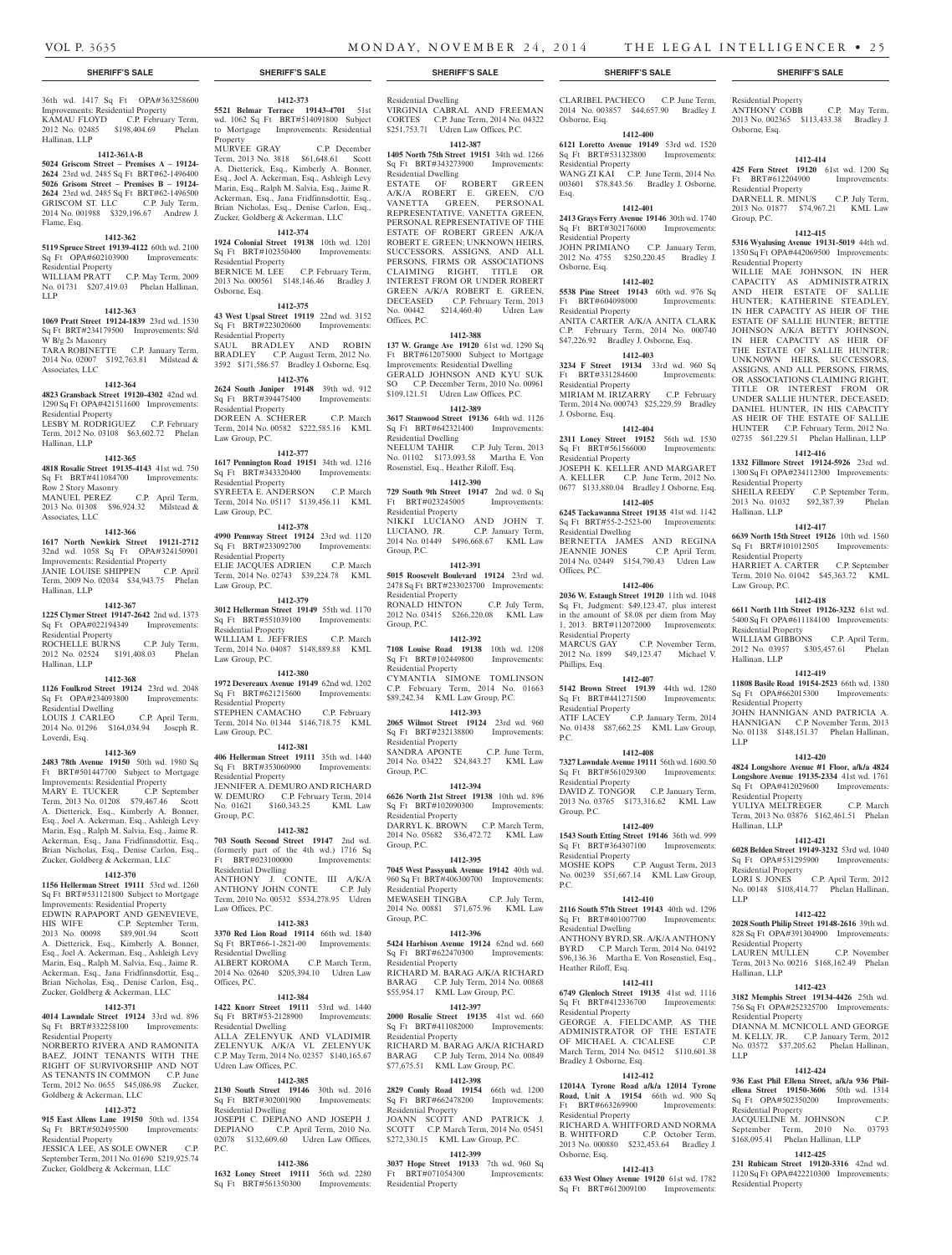36th wd. 1417 Sq Ft OPA#363258600 Improvements: Residential Property
KAMAU FLOYD C.P. February Term, 2012 No. 02485 $198,404.69 Phelan Hallinan, LLP

**1412-361A-B**

**5024 Griscom Street – Premises A – 19124-2624** 23rd wd. 2485 Sq Ft BRT#62-1496400 **5026 Grisom Street – Premises B – 19124-2624** 23rd wd. 2485 Sq Ft BRT#62-1496500
GRISCOM ST. LLC C.P. July Term, 2014 No. 001988 $329,196.67 Andrew J. Flame, Esq.

**1412-362**

**5119 Spruce Street 19139-4122** 60th wd. 2100 Sq Ft OPA#602103900 Improvements: Residential Property
WILLIAM PRATT C.P. May Term, 2009 No. 01731 $207,419.03 Phelan Hallinan, LLP

**1412-363**

**1069 Pratt Street 19124-1839** 23rd wd. 1530 Sq Ft BRT#234179500 Improvements: S/d W B/g 2s Masonry
TARA ROBINETTE C.P. January Term, 2014 No. 02007 $192,763.81 Milstead & Associates, LLC

**1412-364**

**4823 Gransback Street 19120-4302** 42nd wd. 1290 Sq Ft OPA#421511600 Improvements: Residential Property
LESBY M. RODRIGUEZ C.P. February Term, 2012 No. 03108 $63,602.72 Phelan Hallinan, LLP

**1412-365**

**4818 Rosalie Street 19135-4143** 41st wd. 750 Sq Ft BRT#411084700 Improvements: Row 2 Story Masonry
MANUEL PEREZ C.P. April Term, 2013 No. 01308 $96,924.32 Milstead & Associates, LLC

**1412-366**

**1617 North Newkirk Street 19121-2712** 32nd wd. 1058 Sq Ft OPA#324150901 Improvements: Residential Property
JANIE LOUISE SHIPPEN C.P. April Term, 2009 No. 02034 $34,943.75 Phelan Hallinan, LLP

**1412-367**

**1225 Clymer Street 19147-2642** 2nd wd. 1373 Sq Ft OPA#022194349 Improvements: Residential Property
ROCHELLE BURNS C.P. July Term, 2012 No. 02524 $191,408.03 Phelan Hallinan, LLP

**1412-368**

**1126 Foulkrod Street 19124** 23rd wd. 2048 Sq Ft OPA#234093800 Improvements: Residential Dwelling
LOUIS J. CARLEO C.P. April Term, 2014 No. 01296 $164,034.94 Joseph R. Loverdi, Esq.

**1412-369**

**2483 78th Avenue 19150** 50th wd. 1980 Sq Ft BRT#501447700 Subject to Mortgage Improvements: Residential Property
MARY E. TUCKER C.P. September Term, 2013 No. 01208 $79,467.46 Scott A. Dietterick, Esq., Kimberly A. Bonner, Esq., Joel A. Ackerman, Esq., Ashleigh Levy Marin, Esq., Ralph M. Salvia, Esq., Jaime R. Ackerman, Esq., Jana Fridfinnsdottir, Esq., Brian Nicholas, Esq., Denise Carlon, Esq., Zucker, Goldberg & Ackerman, LLC

**1412-370**

**1156 Hellerman Street 19111** 53rd wd. 1260 Sq Ft BRT#531121800 Subject to Mortgage Improvements: Residential Property
EDWIN RAPAPORT AND GENEVIEVE, HIS WIFE C.P. September Term, 2013 No. 00098 $89,901.94 Scott A. Dietterick, Esq., Kimberly A. Bonner, Esq., Joel A. Ackerman, Esq., Ashleigh Levy Marin, Esq., Ralph M. Salvia, Esq., Jaime R. Ackerman, Esq., Jana Fridfinnsdottir, Esq., Brian Nicholas, Esq., Denise Carlon, Esq., Zucker, Goldberg & Ackerman, LLC

**1412-371**

**4014 Lawndale Street 19124** 33rd wd. 896 Sq Ft BRT#332258100 Improvements: Residential Property
NORBERTO RIVERA AND RAMONITA BAEZ, JOINT TENANTS WITH THE RIGHT OF SURVIVORSHIP AND NOT AS TENANTS IN COMMON C.P. June Term, 2012 No. 0655 $45,086.98 Zucker, Goldberg & Ackerman, LLC

**1412-372**

**915 East Allens Lane 19150** 50th wd. 1354 Sq Ft BRT#502495500 Improvements: Residential Property
JESSICA LEE, AS SOLE OWNER C.P. September Term, 2011 No. 01690 $219,925.74 Zucker, Goldberg & Ackerman, LLC

**1412-373**

**5521 Belmar Terrace 19143-4701** 51st wd. 1062 Sq Ft BRT#514091800 Subject to Mortgage Improvements: Residential Property
MURVEE GRAY C.P. December Term, 2013 No. 3818 $61,648.61 Scott A. Dietterick, Esq., Kimberly A. Bonner, Esq., Joel A. Ackerman, Esq., Ashleigh Levy Marin, Esq., Ralph M. Salvia, Esq., Jaime R. Ackerman, Esq., Jana Fridfinnsdottir, Esq., Brian Nicholas, Esq., Denise Carlon, Esq., Zucker, Goldberg & Ackerman, LLC

**1412-374**

**1924 Colonial Street 19138** 10th wd. 1201 Sq Ft BRT#102350400 Improvements: Residential Property
BERNICE M. LEE C.P. February Term, 2013 No. 000561 $148,146.46 Bradley J. Osborne, Esq.

**1412-375**

**43 West Upsal Street 19119** 22nd wd. 3152 Sq Ft BRT#223020600 Improvements: Residential Property
SAUL BRADLEY AND ROBIN BRADLEY C.P. August Term, 2012 No. 3592 $171,586.57 Bradley J. Osborne, Esq.

**1412-376**

**2624 South Juniper Street 19148** 39th wd. 912 Sq Ft BRT#394475400 Improvements: Residential Property
DOREEN A. SCHERER C.P. March Term, 2014 No. 00582 $222,585.16 KML Law Group, P.C.

**1412-377**

**1617 Pennington Road 19151** 34th wd. 1216 Sq Ft BRT#343320400 Improvements: Residential Property
SYREETA E. ANDERSON C.P. March Term, 2014 No. 05117 $139,456.11 KML Law Group, P.C.

**1412-378**

**4990 Pennway Street 19124** 23rd wd. 1120 Sq Ft BRT#233092700 Improvements: Residential Property
ELIE JACQUES ADRIEN C.P. March Term, 2014 No. 02743 $39,224.78 KML Law Group, P.C.

**1412-379**

**3012 Hellerman Street 19149** 55th wd. 1170 Sq Ft BRT#551039100 Improvements: Residential Property
WILLIAM L. JEFFRIES C.P. March Term, 2014 No. 04087 $148,889.88 KML Law Group, P.C.

**1412-380**

**1972 Devereaux Avenue 19149** 62nd wd. 1202 Sq Ft BRT#621215600 Improvements: Residential Property
STEPHEN CAMACHO C.P. February Term, 2014 No. 01344 $146,718.75 KML Law Group, P.C.

**1412-381**

**406 Hellerman Street 19111** 35th wd. 1440 Sq Ft BRT#353060900 Improvements: Residential Property
JENNIFER A. DEMURO AND RICHARD W. DEMURO C.P. February Term, 2014 No. 01621 $160,343.25 KML Law Group, P.C.

**1412-382**

**703 South Second Street 19147** 2nd wd. (formerly part of the 4th wd.) 1716 Sq Ft BRT#023100000 Improvements: Residential Dwelling
ANTHONY J. CONTE, III A/K/A ANTHONY JOHN CONTE C.P. July Term, 2010 No. 00532 $534,278.95 Udren Law Offices, P.C.

**1412-383**

**3370 Red Lion Road 19114** 66th wd. 1840 Sq Ft BRT#66-1-2821-00 Improvements: Residential Dwelling
ALBERT KOROMA C.P. March Term, 2014 No. 02640 $205,394.10 Udren Law Offices, P.C.

**1412-384**

**1422 Knorr Street 19111** 53rd wd. 1440 Sq Ft BRT#53-2128900 Improvements: Residential Dwelling
ALLA ZELENYUK AND VLADIMIR ZELENYUK A/K/A VL ZELENYUK C.P. May Term, 2014 No. 02357 $140,165.67 Udren Law Offices, P.C.

**1412-385**

**2130 South Street 19146** 30th wd. 2016 Sq Ft BRT#302001900 Improvements: Residential Dwelling
JOSEPH C. DEPIANO AND JOSEPH J. DEPIANO C.P. April Term, 2010 No. 02078 $132,609.60 Udren Law Offices, P.C.

**1412-386**

**1632 Loney Street 19111** 56th wd. 2280 Sq Ft BRT#561350300 Improvements: Residential Dwelling
VIRGINIA CABRAL AND FREEMAN CORTES C.P. June Term, 2014 No. 04322 $251,753.71 Udren Law Offices, P.C.

**1412-387**

**1405 North 75th Street 19151** 34th wd. 1266 Sq Ft BRT#343273900 Improvements: Residential Dwelling
ESTATE OF ROBERT GREEN A/K/A ROBERT E. GREEN, C/O VANETTA GREEN, PERSONAL REPRESENTATIVE; VANETTA GREEN, PERSONAL REPRESENTATIVE OF THE ESTATE OF ROBERT GREEN A/K/A ROBERT E. GREEN; UNKNOWN HEIRS, SUCCESSORS, ASSIGNS, AND ALL PERSONS, FIRMS OR ASSOCIATIONS CLAIMING RIGHT, TITLE OR INTEREST FROM OR UNDER ROBERT GREEN A/K/A ROBERT E. GREEN, DECEASED C.P. February Term, 2013 No. 00442 $214,460.40 Udren Law Offices, P.C.

**1412-388**

**137 W. Grange Ave 19120** 61st wd. 1290 Sq Ft BRT#612075000 Subject to Mortgage Improvements: Residential Dwelling
GERALD JOHNSON AND KYU SUK SO C.P. December Term, 2010 No. 00961 $109,121.51 Udren Law Offices, P.C.

**1412-389**

**3617 Stanwood Street 19136** 64th wd. 1126 Sq Ft BRT#642321400 Improvements: Residential Dwelling
NEELUM TAHIR C.P. July Term, 2013 No. 01102 $173,093.58 Martha E. Von Rosenstiel, Esq., Heather Riloff, Esq.

**1412-390**

**729 South 9th Street 19147** 2nd wd. 0 Sq Ft BRT#023245005 Improvements: Residential Property
NIKKI LUCIANO AND JOHN T. LUCIANO, JR. C.P. January Term, 2014 No. 01449 $496,668.67 KML Law Group, P.C.

**1412-391**

**5015 Roosevelt Boulevard 19124** 23rd wd. 2478 Sq Ft BRT#233023700 Improvements: Residential Property
RONALD HINTON C.P. July Term, 2012 No. 03415 $266,220.08 KML Law Group, P.C.

**1412-392**

**7108 Louise Road 19138** 10th wd. 1208 Sq Ft BRT#102449800 Improvements: Residential Property
CYMANTIA SIMONE TOMLINSON C.P. February Term, 2014 No. 01663 $89,242.34 KML Law Group, P.C.

**1412-393**

**2065 Wilmot Street 19124** 23rd wd. 960 Sq Ft BRT#232138800 Improvements: Residential Property
SANDRA APONTE C.P. June Term, 2014 No. 03422 $24,843.27 KML Law Group, P.C.

**1412-394**

**6626 North 21st Street 19138** 10th wd. 896 Sq Ft BRT#102090300 Improvements: Residential Property
DARRYL K. BROWN C.P. March Term, 2014 No. 05682 $36,472.72 KML Law Group, P.C.

**1412-395**

**7045 West Passyunk Avenue 19142** 40th wd. 960 Sq Ft BRT#406300700 Improvements: Residential Property
MEWASEH TINGBA C.P. July Term, 2014 No. 00881 $71,675.96 KML Law Group, P.C.

**1412-396**

**5424 Harbison Avenue 19124** 62nd wd. 660 Sq Ft BRT#622470300 Improvements: Residential Property
RICHARD M. BARAG A/K/A RICHARD BARAG C.P. July Term, 2014 No. 00868 $55,954.17 KML Law Group, P.C.

**1412-397**

**2000 Rosalie Street 19135** 41st wd. 660 Sq Ft BRT#411082000 Improvements: Residential Property
RICHARD M. BARAG A/K/A RICHARD BARAG C.P. July Term, 2014 No. 00849 $77,675.51 KML Law Group, P.C.

**1412-398**

**2829 Comly Road 19154** 66th wd. 1200 Sq Ft BRT#662478200 Improvements: Residential Property
JOANN SCOTT AND PATRICK J. SCOTT C.P. March Term, 2014 No. 05451 $272,330.15 KML Law Group, P.C.

**1412-399**

**3037 Hope Street 19133** 7th wd. 960 Sq Ft BRT#071054300 Improvements: Residential Property
CLARIBEL PACHECO C.P. June Term, 2014 No. 003857 $44,657.90 Bradley J. Osborne, Esq.

**1412-400**

**6121 Loretto Avenue 19149** 53rd wd. 1520 Sq Ft BRT#531323800 Improvements: Residential Property
WANG ZI KAI C.P. June Term, 2014 No. 003601 $78,843.56 Bradley J. Osborne, Esq.

**1412-401**

**2413 Grays Ferry Avenue 19146** 30th wd. 1740 Sq Ft BRT#302176000 Improvements: Residential Property
JOHN PRIMIANO C.P. January Term, 2012 No. 4755 $250,220.45 Bradley J. Osborne, Esq.

**1412-402**

**5538 Pine Street 19143** 60th wd. 976 Sq Ft BRT#604098000 Improvements: Residential Property
ANITA CARTER A/K/A ANITA CLARK C.P. February Term, 2014 No. 000740 $47,226.92 Bradley J. Osborne, Esq.

**1412-403**

**3234 F Street 19134** 33rd wd. 960 Sq Ft BRT#331284600 Improvements: Residential Property
MIRIAM M. IRIZARRY C.P. February Term, 2014 No. 000743 $25,229.59 Bradley J. Osborne, Esq.

**1412-404**

**2311 Loney Street 19152** 56th wd. 1530 Sq Ft BRT#561566000 Improvements: Residential Property
JOSEPH K. KELLER AND MARGARET A. KELLER C.P. June Term, 2012 No. 0677 $133,880.04 Bradley J. Osborne, Esq.

**1412-405**

**6245 Tackawanna Street 19135** 41st wd. 1142 Sq Ft BRT#55-2-2523-00 Improvements: Residential Dwelling
BERNETTA JAMES AND REGINA JEANNIE JONES C.P. April Term, 2014 No. 02449 $154,790.43 Udren Law Offices, P.C.

**1412-406**

**2036 W. Estaugh Street 19120** 11th wd. 1048 Sq Ft, Judgment: $49,123.47, plus interest in the amount of $8.08 per diem from May 1, 2013. BRT#112072000 Improvements: Residential Property
MARCUS GAY C.P. November Term, 2012 No. 1899 $49,123.47 Michael V. Phillips, Esq.

**1412-407**

**5142 Brown Street 19139** 44th wd. 1280 Sq Ft BRT#441271500 Improvements: Residential Property
ATIF LACEY C.P. January Term, 2014 No. 01438 $87,662.25 KML Law Group, P.C.

**1412-408**

**7327 Lawndale Avenue 19111** 56th wd. 1600.50 Sq Ft BRT#561029300 Improvements: Residential Property
DAVID Z. TONGOR C.P. January Term, 2013 No. 03765 $173,316.62 KML Law Group, P.C.

**1412-409**

**1543 South Etting Street 19146** 36th wd. 999 Sq Ft BRT#364307100 Improvements: Residential Property
MOSHE KOPS C.P. August Term, 2013 No. 00239 $51,667.14 KML Law Group, P.C.

**1412-410**

**2116 South 57th Street 19143** 40th wd. 1296 Sq Ft BRT#401007700 Improvements: Residential Dwelling
ANTHONY BYRD, SR. A/K/A ANTHONY BYRD C.P. March Term, 2014 No. 04192 $96,136.36 Martha E. Von Rosenstiel, Esq., Heather Riloff, Esq.

**1412-411**

**6749 Glenloch Street 19135** 41st wd. 1116 Sq Ft BRT#412336700 Improvements: Residential Property
GEORGE A. FIELDCAMP, AS THE ADMINISTRATOR OF THE ESTATE OF MICHAEL A. CICALESE C.P. March Term, 2014 No. 04512 $110,601.38 Bradley J. Osborne, Esq.

**1412-412**

**12014A Tyrone Road a/k/a 12014 Tyrone Road, Unit A 19154** 66th wd. 900 Sq Ft BRT#663269900 Improvements: Residential Property
RICHARD A. WHITFORD AND NORMA B. WHITFORD C.P. October Term, 2013 No. 000880 $232,453.64 Bradley J. Osborne, Esq.

**1412-413**

**633 West Olney Avenue 19120** 61st wd. 1782 Sq Ft BRT#612009100 Improvements: Residential Property
ANTHONY COBB C.P. May Term, 2013 No. 002365 $113,433.38 Bradley J. Osborne, Esq.

**1412-414**

**425 Fern Street 19120** 61st wd. 1200 Sq Ft BRT#612204900 Improvements: Residential Property
DARNELL R. MINUS C.P. July Term, 2013 No. 01877 $74,967.21 KML Law Group, P.C.

**1412-415**

**5316 Wyalusing Avenue 19131-5019** 44th wd. 1350 Sq Ft OPA#442069500 Improvements: Residential Property
WILLIE MAE JOHNSON, IN HER CAPACITY AS ADMINISTRATRIX AND HEIR ESTATE OF SALLIE HUNTER; KATHERINE STEADLEY, IN HER CAPACITY AS HEIR OF THE ESTATE OF SALLIE HUNTER; BETTIE JOHNSON A/K/A BETTY JOHNSON, IN HER CAPACITY AS HEIR OF THE ESTATE OF SALLIE HUNTER; UNKNOWN HEIRS, SUCCESSORS, ASSIGNS, AND ALL PERSONS, FIRMS, OR ASSOCIATIONS CLAIMING RIGHT, TITLE OR INTEREST FROM OR UNDER SALLIE HUNTER, DECEASED; DANIEL HUNTER, IN HIS CAPACITY AS HEIR OF THE ESTATE OF SALLIE HUNTER C.P. February Term, 2012 No. 02735 $61,229.51 Phelan Hallinan, LLP

**1412-416**

**1332 Fillmore Street 19124-5926** 23rd wd. 1300 Sq Ft OPA#234112300 Improvements: Residential Property
SHEILA REEDY C.P. September Term, 2013 No. 01032 $92,387.39 Phelan Hallinan, LLP

**1412-417**

**6639 North 15th Street 19126** 10th wd. 1560 Sq Ft BRT#101012505 Improvements: Residential Property
HARRIET A. CARTER C.P. September Term, 2010 No. 01042 $45,363.72 KML Law Group, P.C.

**1412-418**

**6611 North 11th Street 19126-3232** 61st wd. 5400 Sq Ft OPA#611184100 Improvements: Residential Property
WILLIAM GIBBONS C.P. April Term, 2012 No. 03957 $305,457.61 Phelan Hallinan, LLP

**1412-419**

**11808 Basile Road 19154-2523** 66th wd. 1380 Sq Ft OPA#662015300 Improvements: Residential Property
JOHN HANNIGAN AND PATRICIA A. HANNIGAN C.P. November Term, 2013 No. 01138 $148,151.37 Phelan Hallinan, LLP

**1412-420**

**4824 Longshore Avenue #1 Floor, a/k/a 4824 Longshore Avenue 19135-2334** 41st wd. 1761 Sq Ft OPA#412029600 Improvements: Residential Property
YULIYA MELTREGER C.P. March Term, 2013 No. 03876 $162,461.51 Phelan Hallinan, LLP

**1412-421**

**6028 Belden Street 19149-3232** 53rd wd. 1040 Sq Ft OPA#531295900 Improvements: Residential Property
LORI S. JONES C.P. April Term, 2012 No. 00148 $108,414.77 Phelan Hallinan, LLP

**1412-422**

**2028 South Philip Street 19148-2616** 39th wd. 828 Sq Ft OPA#391304900 Improvements: Residential Property
LAUREN MULLEN C.P. November Term, 2013 No. 00216 $168,162.49 Phelan Hallinan, LLP

**1412-423**

**3182 Memphis Street 19134-4426** 25th wd. 756 Sq Ft OPA#252325700 Improvements: Residential Property
DIANNA M. MCNICOLL AND GEORGE M. KELLY, JR. C.P. January Term, 2012 No. 03572 $37,205.62 Phelan Hallinan, LLP

**1412-424**

**936 East Phil Ellena Street, a/k/a 936 Philellena Street 19150-3606** 50th wd. 1314 Sq Ft OPA#502350200 Improvements: Residential Property
JACQUELINE M. JOHNSON C.P. September Term, 2010 No. 03793 $168,095.41 Phelan Hallinan, LLP

**1412-425**

**231 Rubicam Street 19120-3316** 42nd wd. 1120 Sq Ft OPA#422210300 Improvements: Residential Property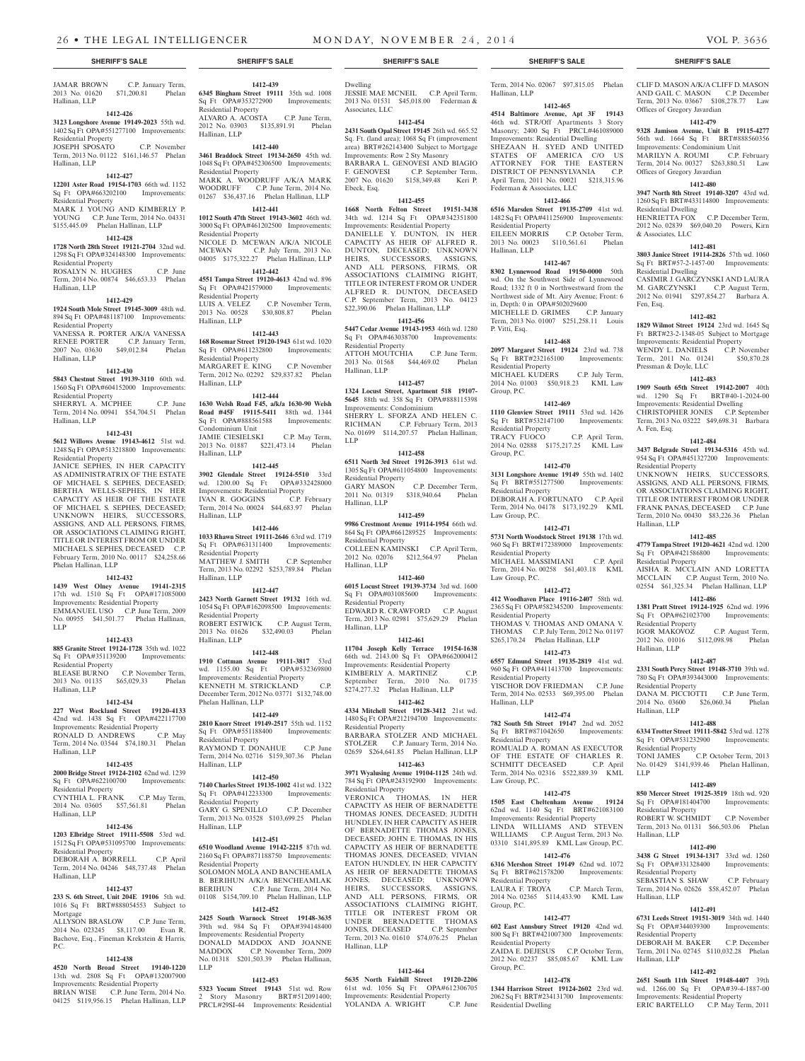JAMAR BROWN C.P. January Term, 2013 No. 01620 $71,200.81 Phelan Hallinan, LLP

**1412-426**

**3123 Longshore Avenue 19149-2023** 55th wd. 1402 Sq Ft OPA#551277100 Improvements: Residential Property
JOSEPH SPOSATO C.P. November Term, 2013 No. 01122 $161,146.57 Phelan Hallinan, LLP

**1412-427**

**12201 Aster Road 19154-1703** 66th wd. 1152 Sq Ft OPA#663202100 Improvements: Residential Property
MARK J. YOUNG AND KIMBERLY P. YOUNG C.P. June Term, 2014 No. 04331 $155,445.09 Phelan Hallinan, LLP

**1412-428**

**1728 North 28th Street 19121-2704** 32nd wd. 1298 Sq Ft OPA#324148300 Improvements: Residential Property
ROSALYN N. HUGHES C.P. June Term, 2014 No. 00874 $46,653.33 Phelan Hallinan, LLP

**1412-429**

**1924 South Mole Street 19145-3009** 48th wd. 894 Sq Ft OPA#481187100 Improvements: Residential Property
VANESSA R. PORTER A/K/A VANESSA RENEE PORTER C.P. January Term, 2007 No. 03630 $49,012.84 Phelan Hallinan, LLP

**1412-430**

**5843 Chestnut Street 19139-3110** 60th wd. 1560 Sq Ft OPA#604152000 Improvements: Residential Property
SHERRYL A. MCPHEE C.P. June Term, 2014 No. 00941 $54,704.51 Phelan Hallinan, LLP

**1412-431**

**5612 Willows Avenue 19143-4612** 51st wd. 1248 Sq Ft OPA#513218800 Improvements: Residential Property
JANICE SEPHES, IN HER CAPACITY AS ADMINISTRATRIX OF THE ESTATE OF MICHAEL S. SEPHES, DECEASED; BERTHA WELLS-SEPHES, IN HER CAPACITY AS HEIR OF THE ESTATE OF MICHAEL S. SEPHES, DECEASED; UNKNOWN HEIRS, SUCCESSORS, ASSIGNS, AND ALL PERSONS, FIRMS, OR ASSOCIATIONS CLAIMING RIGHT, TITLE OR INTEREST FROM OR UNDER MICHAEL S. SEPHES, DECEASED C.P. February Term, 2010 No. 00117 $24,258.66 Phelan Hallinan, LLP

**1412-432**

**1439 West Olney Avenue 19141-2315** 17th wd. 1510 Sq Ft OPA#171085000 Improvements: Residential Property
EMMANUEL USO C.P. June Term, 2009 No. 00955 $41,501.77 Phelan Hallinan, LLP

**1412-433**

**885 Granite Street 19124-1728** 35th wd. 1022 Sq Ft OPA#351139200 Improvements: Residential Property
BLEASE BURNO C.P. November Term, 2013 No. 01135 $65,029.33 Phelan Hallinan, LLP

**1412-434**

**227 West Rockland Street 19120-4133** 42nd wd. 1438 Sq Ft OPA#422117700 Improvements: Residential Property
RONALD D. ANDREWS C.P. May Term, 2014 No. 03544 $74,180.31 Phelan Hallinan, LLP

**1412-435**

**2000 Bridge Street 19124-2102** 62nd wd. 1239 Sq Ft OPA#622100700 Improvements: Residential Property
CYNTHIA L. FRANK C.P. May Term, 2014 No. 03605 $57,561.81 Phelan Hallinan, LLP

**1412-436**

**1203 Elbridge Street 19111-5508** 53rd wd. 1512 Sq Ft OPA#531095700 Improvements: Residential Property
DEBORAH A. BORRELL C.P. April Term, 2014 No. 04246 $48,737.48 Phelan Hallinan, LLP

**1412-437**

**233 S. 6th Street, Unit 204E 19106** 5th wd. 1016 Sq Ft BRT#888054553 Subject to Mortgage
ALLYSON BRASLOW C.P. June Term, 2014 No. 023245 $8,117.00 Evan R. Bachove, Esq., Fineman Krekstein & Harris, P.C.

**1412-438**

**4520 North Broad Street 19140-1220** 13th wd. 2808 Sq Ft OPA#132007900 Improvements: Residential Property
BRIAN WISE C.P. June Term, 2014 No. 04125 $119,956.15 Phelan Hallinan, LLP

**1412-439**

**6345 Bingham Street 19111** 35th wd. 1008 Sq Ft OPA#353272900 Improvements: Residential Property
ALVARO A. ACOSTA C.P. June Term, 2012 No. 03903 $135,891.91 Phelan Hallinan, LLP

**1412-440**

**3461 Braddock Street 19134-2650** 45th wd. 1048 Sq Ft OPA#452306500 Improvements: Residential Property
MARK A. WOODRUFF A/K/A MARK WOODRUFF C.P. June Term, 2014 No. 01267 $36,437.16 Phelan Hallinan, LLP

**1412-441**

**1012 South 47th Street 19143-3602** 46th wd. 3000 Sq Ft OPA#461202500 Improvements: Residential Property
NICOLE D. MCEWAN A/K/A NICOLE MCEWAN C.P. July Term, 2013 No. 04005 $175,322.27 Phelan Hallinan, LLP

**1412-442**

**4551 Tampa Street 19120-4613** 42nd wd. 896 Sq Ft OPA#421579000 Improvements: Residential Property
LUIS A. VELEZ C.P. November Term, 2013 No. 00528 $30,808.87 Phelan Hallinan, LLP

**1412-443**

**168 Rosemar Street 19120-1943** 61st wd. 1020 Sq Ft OPA#611232800 Improvements: Residential Property
MARGARET E. KING C.P. November Term, 2012 No. 02292 $29,837.82 Phelan Hallinan, LLP

**1412-444**

**1630 Welsh Road F45, a/k/a 1630-90 Welsh Road #45F 19115-5411** 88th wd. 1344 Sq Ft OPA#888561588 Improvements: Condominium Unit
JAMIE CIESIELSKI C.P. May Term, 2013 No. 01887 $221,473.14 Phelan Hallinan, LLP

**1412-445**

**3902 Glendale Street 19124-5510** 33rd wd. 1200.00 Sq Ft OPA#332428000 Improvements: Residential Property
IVAN R. GOGGINS C.P. February Term, 2014 No. 00024 $44,683.97 Phelan Hallinan, LLP

**1412-446**

**1033 Rhawn Street 19111-2646** 63rd wd. 1719 Sq Ft OPA#631311400 Improvements: Residential Property
MATTHEW J. SMITH C.P. September Term, 2013 No. 02292 $253,789.84 Phelan Hallinan, LLP

**1412-447**

**2423 North Garnett Street 19132** 16th wd. 1054 Sq Ft OPA#162098500 Improvements: Residential Property
ROBERT ESTWICK C.P. August Term, 2013 No. 01626 $32,490.03 Phelan Hallinan, LLP

**1412-448**

**1910 Cottman Avenue 19111-3817** 53rd wd. 1155.00 Sq Ft OPA#532369800 Improvements: Residential Property
KENNETH M. STRICKLAND C.P. December Term, 2012 No. 03771 $132,748.00 Phelan Hallinan, LLP

**1412-449**

**2810 Knorr Street 19149-2517** 55th wd. 1152 Sq Ft OPA#551188400 Improvements: Residential Property
RAYMOND T. DONAHUE C.P. June Term, 2014 No. 02716 $159,307.36 Phelan Hallinan, LLP

**1412-450**

**7140 Charles Street 19135-1002** 41st wd. 1322 Sq Ft OPA#412233300 Improvements: Residential Property
GARY G. SPENILLO C.P. December Term, 2013 No. 03528 $103,699.25 Phelan Hallinan, LLP

**1412-451**

**6510 Woodland Avenue 19142-2215** 87th wd. 2160 Sq Ft OPA#871188750 Improvements: Residential Property
SOLOMON MOLA AND BANCHEAMLA B. BERIHUN A/K/A BENCHEAMLAK BERIHUN C.P. June Term, 2014 No. 01108 $154,709.10 Phelan Hallinan, LLP

**1412-452**

**2425 South Warnock Street 19148-3635** 39th wd. 984 Sq Ft OPA#394148400 Improvements: Residential Property
DONALD MADDOX AND JOANNE MADDOX C.P. November Term, 2009 No. 01318 $201,503.39 Phelan Hallinan, LLP

**1412-453**

**5323 Yocum Street 19143** 51st wd. Row 2 Story Masonry BRT#512091400; PRCL#29SI-44 Improvements: Residential Dwelling
JESSIE MAE MCNEIL C.P. April Term, 2013 No. 01531 $45,018.00 Federman & Associates, LLC

**1412-454**

**2431 South Opal Street 19145** 26th wd. 665.52 Sq. Ft. (land area); 1068 Sq Ft (improvement area) BRT#262143400 Subject to Mortgage Improvements: Row 2 Sty Masonry
BARBARA L. GENOVESI AND BIAGIO F. GENOVESI C.P. September Term, 2007 No. 01620 $158,349.48 Keri P. Ebeck, Esq.

**1412-455**

**1668 North Felton Street 19151-3438** 34th wd. 1214 Sq Ft OPA#342351800 Improvements: Residential Property
DANIELLE Y. DUNTON, IN HER CAPACITY AS HEIR OF ALFRED R. DUNTON, DECEASED; UNKNOWN HEIRS, SUCCESSORS, ASSIGNS, AND ALL PERSONS, FIRMS, OR ASSOCIATIONS CLAIMING RIGHT, TITLE OR INTEREST FROM OR UNDER ALFRED R. DUNTON, DECEASED C.P. September Term, 2013 No. 04123 $22,390.06 Phelan Hallinan, LLP

**1412-456**

**5447 Cedar Avenue 19143-1953** 46th wd. 1280 Sq Ft OPA#463038700 Improvements: Residential Property
ATTOH MOUTCHIA C.P. June Term, 2013 No. 01568 $44,469.02 Phelan Hallinan, LLP

**1412-457**

**1324 Locust Street, Apartment 518 19107-5645** 88th wd. 358 Sq Ft OPA#888115398 Improvements: Condominium
SHERRY L. SFORZA AND HELEN C. RICHMAN C.P. February Term, 2013 No. 01699 $114,207.57 Phelan Hallinan, LLP

**1412-458**

**6511 North 3rd Street 19126-3913** 61st wd. 1305 Sq Ft OPA#611054800 Improvements: Residential Property
GARY MASON C.P. December Term, 2011 No. 01319 $318,940.64 Phelan Hallinan, LLP

**1412-459**

**9986 Crestmont Avenue 19114-1954** 66th wd. 864 Sq Ft OPA#661289525 Improvements: Residential Property
COLLEEN KAMINSKI C.P. April Term, 2012 No. 02076 $212,564.97 Phelan Hallinan, LLP

**1412-460**

**6015 Locust Street 19139-3734** 3rd wd. 1600 Sq Ft OPA#031085600 Improvements: Residential Property
EDWARD R. CRAWFORD C.P. August Term, 2013 No. 02981 $75,629.29 Phelan Hallinan, LLP

**1412-461**

**11704 Joseph Kelly Terrace 19154-1638** 66th wd. 2143.00 Sq Ft OPA#662000412 Improvements: Residential Property
KIMBERLY A. MARTINEZ C.P. September Term, 2010 No. 01735 $274,277.32 Phelan Hallinan, LLP

**1412-462**

**4334 Mitchell Street 19128-3412** 21st wd. 1480 Sq Ft OPA#212194700 Improvements: Residential Property
BARBARA STOLZER AND MICHAEL STOLZER C.P. January Term, 2014 No. 02659 $264,641.85 Phelan Hallinan, LLP

**1412-463**

**3971 Wyalusing Avenue 19104-1125** 24th wd. 784 Sq Ft OPA#243192900 Improvements: Residential Property
VERONICA THOMAS, IN HER CAPACITY AS HEIR OF BERNADETTE THOMAS JONES, DECEASED; JUDITH HUNDLEY, IN HER CAPACITY AS HEIR OF BERNADETTE THOMAS JONES, DECEASED; JOHN E. THOMAS, IN HIS CAPACITY AS HEIR OF BERNADETTE THOMAS JONES, DECEASED; VIVIAN EATON HUNDLEY, IN HER CAPACITY AS HEIR OF BERNADETTE THOMAS JONES, DECEASED; UNKNOWN HEIRS, SUCCESSORS, ASSIGNS, AND ALL PERSONS, FIRMS, OR ASSOCIATIONS CLAIMING RIGHT, TITLE OR INTEREST FROM OR UNDER BERNADETTE THOMAS JONES, DECEASED C.P. September Term, 2013 No. 01610 $74,076.25 Phelan Hallinan, LLP

**1412-464**

**5635 North Fairhill Street 19120-2206** 61st wd. 1056 Sq Ft OPA#612306705 Improvements: Residential Property
YOLANDA A. WRIGHT C.P. June Term, 2014 No. 02067 $97,815.05 Phelan Hallinan, LLP

**1412-465**

**4514 Baltimore Avenue, Apt 3F 19143** 46th wd. STR/Off Apartments 3 Story Masonry; 2400 Sq Ft PRCL#461089000 Improvements: Residential Dwelling
SHEZAAN H. SYED AND UNITED STATES OF AMERICA C/O US ATTORNEY FOR THE EASTERN DISTRICT OF PENNSYLVANIA C.P. April Term, 2011 No. 00021 $218,315.96 Federman & Associates, LLC

**1412-466**

**6516 Marsden Street 19135-2709** 41st wd. 1482 Sq Ft OPA#411256900 Improvements: Residential Property
EILEEN MORRIS C.P. October Term, 2013 No. 00023 $110,561.61 Phelan Hallinan, LLP

**1412-467**

**8302 Lynnewood Road 19150-0000** 50th wd. On the Southwest Side of Lynnewood Road; 1332 ft 0 in Northwestward from the Northwest side of Mt. Airy Avenue; Front: 6 in, Depth: 0 in OPA#502029600
MICHELLE D. GRIMES C.P. January Term, 2013 No. 01007 $251,258.11 Louis P. Vitti, Esq.

**1412-468**

**2097 Margaret Street 19124** 23rd wd. 738 Sq Ft BRT#232165100 Improvements: Residential Property
MICHAEL KUDERS C.P. July Term, 2014 No. 01003 $50,918.23 KML Law Group, P.C.

**1412-469**

**1110 Glenview Street 19111** 53rd wd. 1426 Sq Ft BRT#532147100 Improvements: Residential Property
TRACY FUOCO C.P. April Term, 2014 No. 02888 $175,217.25 KML Law Group, P.C.

**1412-470**

**3131 Longshore Avenue 19149** 55th wd. 1402 Sq Ft BRT#551277500 Improvements: Residential Property
DEBORAH A. FORTUNATO C.P. April Term, 2014 No. 04178 $173,192.29 KML Law Group, P.C.

**1412-471**

**5731 North Woodstock Street 19138** 17th wd. 960 Sq Ft BRT#172389000 Improvements: Residential Property
MICHAEL MASSIMIANI C.P. April Term, 2014 No. 00258 $61,403.18 KML Law Group, P.C.

**1412-472**

**412 Woodhaven Place 19116-2407** 58th wd. 2365 Sq Ft OPA#582345200 Improvements: Residential Property
THOMAS V. THOMAS AND OMANA V. THOMAS C.P. July Term, 2012 No. 01197 $265,170.24 Phelan Hallinan, LLP

**1412-473**

**6557 Edmund Street 19135-2819** 41st wd. 960 Sq Ft OPA#411413700 Improvements: Residential Property
YISCHOR DOV FRIEDMAN C.P. June Term, 2014 No. 02533 $69,395.00 Phelan Hallinan, LLP

**1412-474**

**782 South 5th Street 19147** 2nd wd. 2052 Sq Ft BRT#871042650 Improvements: Residential Property
ROMUALD A. ROMAN AS EXECUTOR OF THE ESTATE OF CHARLES R. SCHMITT DECEASED C.P. April Term, 2014 No. 02316 $522,889.39 KML Law Group, P.C.

**1412-475**

**1505 East Cheltenham Avenue 19124** 62nd wd. 1140 Sq Ft BRT#621083100 Improvements: Residential Property
LINDA WILLIAMS AND STEVEN WILLIAMS C.P. August Term, 2013 No. 03310 $141,895.89 KML Law Group, P.C.

**1412-476**

**6316 Mershon Street 19149** 62nd wd. 1072 Sq Ft BRT#621578200 Improvements: Residential Property
LAURA F. TROYA C.P. March Term, 2014 No. 02365 $114,433.90 KML Law Group, P.C.

**1412-477**

**602 East Annsbury Street 19120** 42nd wd. 800 Sq Ft BRT#421007300 Improvements: Residential Property
ZAIDA E. DEJESUS C.P. October Term, 2012 No. 02237 $85,085.67 KML Law Group, P.C.

**1412-478**

**1344 Harrison Street 19124-2602** 23rd wd. 2062 Sq Ft BRT#234131700 Improvements: Residential Dwelling
CLIF D. MASON A/K/A CLIFF D. MASON AND GAIL C. MASON C.P. December Term, 2013 No. 03667 $108,278.77 Law Offices of Gregory Javardian

**1412-479**

**9328 Jamison Avenue, Unit B 19115-4277** 56th wd. 1664 Sq Ft BRT#888560356 Improvements: Condominium Unit
MARILYN A. ROUMI C.P. February Term, 2014 No. 00327 $263,880.51 Law Offices of Gregory Javardian

**1412-480**

**3947 North 8th Street 19140-3207** 43rd wd. 1260 Sq Ft BRT#433114800 Improvements: Residential Dwelling
HENRIETTA FOX C.P. December Term, 2012 No. 02839 $69,040.20 Powers, Kirn & Associates, LLC

**1412-481**

**3803 Janice Street 19114-2826** 57th wd. 1060 Sq Ft BRT#57-2-1457-00 Improvements: Residential Dwelling
CASIMIR J. GARCZYNSKI AND LAURA M. GARCZYNSKI C.P. August Term, 2012 No. 01941 $297,854.27 Barbara A. Fen, Esq.

**1412-482**

**1829 Wilmot Street 19124** 23rd wd. 1645 Sq Ft BRT#23-2-1348-05 Subject to Mortgage Improvements: Residential Property
WENDY L. DANIELS C.P. November Term, 2011 No. 01241 $50,870.28 Pressman & Doyle, LLC

**1412-483**

**1909 South 65th Street 19142-2007** 40th wd. 1290 Sq Ft BRT#40-1-2024-00 Improvements: Residential Dwelling
CHRISTOPHER JONES C.P. September Term, 2013 No. 03222 $49,698.31 Barbara A. Fen, Esq.

**1412-484**

**3437 Belgrade Street 19134-5316** 45th wd. 954 Sq Ft OPA#451327200 Improvements: Residential Property
UNKNOWN HEIRS, SUCCESSORS, ASSIGNS, AND ALL PERSONS, FIRMS, OR ASSOCIATIONS CLAIMING RIGHT, TITLE OR INTEREST FROM OR UNDER FRANK PANAS, DECEASED C.P. June Term, 2010 No. 00430 $83,226.36 Phelan Hallinan, LLP

**1412-485**

**4779 Tampa Street 19120-4621** 42nd wd. 1200 Sq Ft OPA#421586800 Improvements: Residential Property
AISHA R. MCCLAIN AND LORETTA MCCLAIN C.P. August Term, 2010 No. 02554 $61,325.34 Phelan Hallinan, LLP

**1412-486**

**1381 Pratt Street 19124-1925** 62nd wd. 1996 Sq Ft OPA#621023700 Improvements: Residential Property
IGOR MAKOVOZ C.P. August Term, 2012 No. 01016 $112,098.98 Phelan Hallinan, LLP

**1412-487**

**2331 South Percy Street 19148-3710** 39th wd. 780 Sq Ft OPA#393443000 Improvements: Residential Property
DANA M. PICCIOTTI C.P. June Term, 2014 No. 03600 $26,060.34 Phelan Hallinan, LLP

**1412-488**

**6334 Trotter Street 19111-5842** 53rd wd. 1278 Sq Ft OPA#531232900 Improvements: Residential Property
TONI JAMES C.P. October Term, 2013 No. 01429 $141,939.46 Phelan Hallinan, LLP

**1412-489**

**850 Mercer Street 19125-3519** 18th wd. 920 Sq Ft OPA#181404700 Improvements: Residential Property
ROBERT W. SCHMIDT C.P. November Term, 2013 No. 01131 $66,503.06 Phelan Hallinan, LLP

**1412-490**

**3438 G Street 19134-1317** 33rd wd. 1260 Sq Ft OPA#331328400 Improvements: Residential Property
SEBASTIAN S. SHAW C.P. February Term, 2014 No. 02626 $58,452.07 Phelan Hallinan, LLP

**1412-491**

**6731 Leeds Street 19151-3019** 34th wd. 1440 Sq Ft OPA#344039300 Improvements: Residential Property
DEBORAH M. BAKER C.P. December Term, 2011 No. 02745 $110,032.28 Phelan Hallinan, LLP

**1412-492**

**2651 South 11th Street 19148-4407** 39th wd. 1266.00 Sq Ft OPA#39-4-1887-00 Improvements: Residential Property
ERIC BARTELLO C.P. May Term, 2011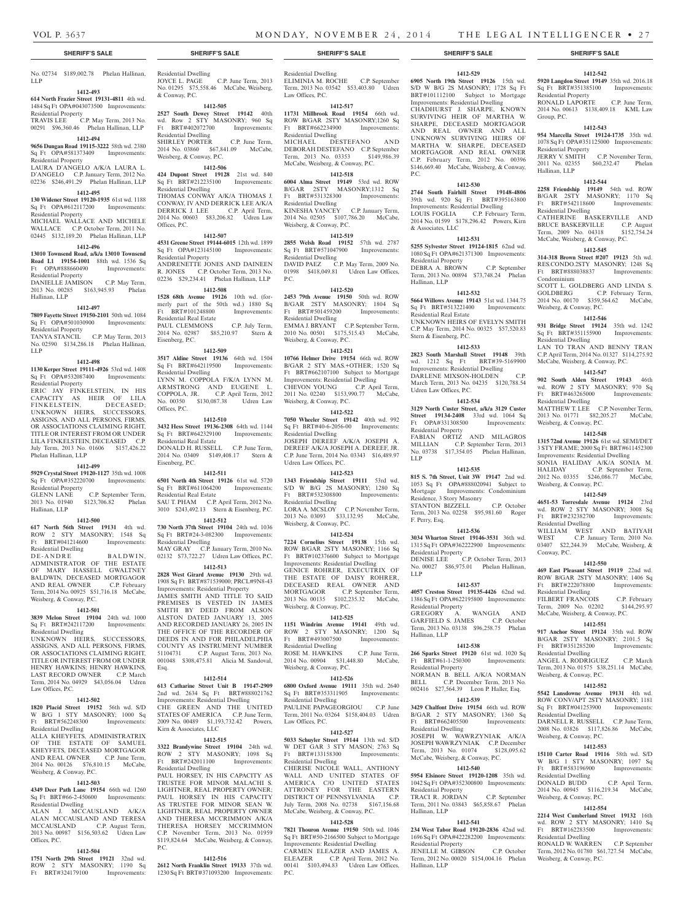## SHERIFF'S SALE

No. 02734 $189,002.78 Phelan Hallinan, LLP

**1412-493**

**614 North Frazier Street 19131-4811** 4th wd. 1484 Sq Ft OPA#043073500 Improvements: Residential Property

TRAVIS LEE C.P. May Term, 2013 No. 00291 $96,360.46 Phelan Hallinan, LLP

**1412-494**

**9656 Dungan Road 19115-3222** 58th wd. 2380 Sq Ft OPA#581373409 Improvements: Residential Property

LAURA D'ANGELO A/K/A LAURA L. D'ANGELO C.P. January Term, 2012 No. 02236 $246,491.29 Phelan Hallinan, LLP

**1412-495**

**130 Widener Street 19120-1935** 61st wd. 1188 Sq Ft OPA#612117200 Improvements: Residential Property

MICHAEL WALLACE AND MICHELE WALLACE C.P. October Term, 2011 No. 02445 $132,189.20 Phelan Hallinan, LLP

**1412-496**

**13010 Townsend Road, a/k/a 13010 Townsend Road L1 19154-1001** 88th wd. 1536 Sq Ft OPA#888660490 Improvements: Residential Property

DANIELLE JAMISON C.P. May Term, 2013 No. 00285 $163,945.93 Phelan Hallinan, LLP

**1412-497**

**7809 Fayette Street 19150-2101** 50th wd. 1084 Sq Ft OPA#501030900 Improvements: Residential Property

TANYA STANCIL C.P. May Term, 2013 No. 02590 $134,286.18 Phelan Hallinan, LLP

**1412-498**

**1130 Kerper Street 19111-4926** 53rd wd. 1408 Sq Ft OPA#532087400 Improvements: Residential Property

ERIC JAY FINKELSTEIN, IN HIS CAPACITY AS HEIR OF LILA FINKELSTEIN, DECEASED; UNKNOWN HEIRS, SUCCESSORS, ASSIGNS, AND ALL PERSONS, FIRMS, OR ASSOCIATIONS CLAIMING RIGHT, TITLE OR INTEREST FROM OR UNDER LILA FINKELSTEIN, DECEASED C.P. July Term, 2013 No. 01606 $157,426.22 Phelan Hallinan, LLP

**1412-499**

**5929 Crystal Street 19120-1127** 35th wd. 1008 Sq Ft OPA#352220700 Improvements: Residential Property

GLENN LANE C.P. September Term, 2013 No. 01940 $123,706.82 Phelan Hallinan, LLP

**1412-500**

**617 North 56th Street 19131** 4th wd. ROW 2 STY MASONRY; 1548 Sq Ft BRT#041214600 Improvements: Residential Dwelling

DE-ANDRE BALDWIN, ADMINISTRATOR OF THE ESTATE OF MARY HASSELL GWALTNEY BALDWIN, DECEASED MORTGAGOR AND REAL OWNER C.P. February Term, 2014 No. 00925 $51,716.18 McCabe, Weisberg & Conway, P.C.

**1412-501**

**3839 Melon Street 19104** 24th wd. 1000 Sq Ft BRT#242117200 Improvements: Residential Dwelling

UNKNOWN HEIRS, SUCCESSORS, ASSIGNS, AND ALL PERSONS, FIRMS, OR ASSOCIATIONS CLAIMING RIGHT, TITLE OR INTEREST FROM OR UNDER HENRY HAWKINS; HENRY HAWKINS, LAST RECORD OWNER C.P. March Term, 2014 No. 04929 $43,056.04 Udren Law Offices, P.C.

**1412-502**

**1820 Placid Street 19152** 56th wd. S/D W B/G 1 STY MASONRY; 1000 Sq Ft BRT#562248300 Improvements: Residential Dwelling

ALLA KHEYFETS, ADMINISTRATRIX OF THE ESTATE OF SAMUEL KHEYFETS, DECEASED MORTGAGOR AND REAL OWNER C.P. June Term, 2014 No. 00126 $76,810.15 McCabe, Weisberg & Conway, P.C.

**1412-503**

**4349 Deer Path Lane 19154** 66th wd. 1260 Sq Ft BRT#66-2-450600 Improvements: Residential Dwelling

ALAN J. MCCAUSLAND A/K/A ALAN MCCAUSLAND AND TERESA MCCAUSLAND C.P. August Term, 2013 No. 00987 $156,503.62 Udren Law Offices, P.C.

**1412-504**

**1751 North 29th Street 19121** 32nd wd. ROW 2 STY MASONRY; 1190 Sq Ft BRT#324179100 Improvements: Residential Dwelling

JOYCE L. PAGE C.P. June Term, 2013 No. 01295 $75,558.46 McCabe, Weisberg, & Conway, P.C.

**1412-505**

**2527 South Dewey Street 19142** 40th wd. Row 2 STY MASONRY; 960 Sq Ft BRT#402072700 Improvements: Residential Dwelling

SHIRLEY PORTER C.P. June Term, 2014 No. 03860 $67,841.09 McCabe, Weisberg, & Conway, P.C.

**1412-506**

**424 Dupont Street 19128** 21st wd. 840 Sq Ft BRT#212235100 Improvements: Residential Dwelling

THOMAS CONWAY A/K/A THOMAS J. CONWAY, IV AND DERRICK LEE A/K/A DERRICK J. LEE C.P. April Term, 2014 No. 00603 $83,206.82 Udren Law Offices, P.C.

**1412-507**

**4531 Greene Street 19144-6015** 12th wd. 1899 Sq Ft OPA#123145100 Improvements: Residential Property

ANDRENETTE JONES AND DAINEEN R. JONES C.P. October Term, 2013 No. 02236 $29,234.41 Phelan Hallinan, LLP

**1412-508**

**1528 68th Avenue 19126** 10th wd. (formerly part of the 50th wd.) 1880 Sq Ft BRT#101248800 Improvements: Residential Real Estate

PAUL CLEMMONS C.P. July Term, 2014 No. 02987 $85,210.97 Stern & Eisenberg, P.C.

**1412-509**

**3517 Aldine Street 19136** 64th wd. 1504 Sq Ft BRT#642119500 Improvements: Residential Dwelling

LYNN M. COPPOLA F/K/A LYNN M. ARMSTRONG AND EUGENE L. COPPOLA, JR. C.P. April Term, 2012 No. 00350 $130,087.38 Udren Law Offices, P.C.

**1412-510**

**3432 Hess Street 19136-2308** 64th wd. 1144 Sq Ft BRT#642329100 Improvements: Residential Real Estate

DONALD H. RUSSELL C.P. June Term, 2014 No. 03409 $149,408.17 Stern & Eisenberg, P.C.

**1412-511**

**6501 North 4th Street 19126** 61st wd. 5720 Sq Ft BRT#611064200 Improvements: Residential Real Estate

SAU T. PHAM C.P. April Term, 2012 No. 3010 $243,492.13 Stern & Eisenberg, P.C.

**1412-512**

**730 North 37th Street 19104** 24th wd. 1036 Sq Ft BRT#24-3-082300 Improvements: Residential Dwelling

MAY GRAY C.P. January Term, 2010 No. 02132 $73,722.27 Udren Law Offices, P.C.

**1412-513**

**2828 West Girard Avenue 19130** 29th wd. 1908 Sq Ft BRT#871539000; PRCL#9N8-43 Improvements: Residential Property

JAMES SMITH AND TITLE TO SAID PREMISES IS VESTED IN JAMES SMITH BY DEED FROM ALSON ALSTON DATED JANUARY 13, 2005 AND RECORDED JANUARY 26, 2005 IN THE OFFICE OF THE RECORDER OF DEEDS IN AND FOR PHILADELPHIA COUNTY AS INSTRUMENT NUMBER 51104731 C.P. August Term, 2013 No. 001048 $308,475.81 Alicia M. Sandoval, Esq.

**1412-514**

**613 Catharine Street Unit B 19147-2909** 2nd wd. 2634 Sq Ft BRT#888021762 Improvements: Residential Dwelling

CHE GREEN AND THE UNITED STATES OF AMERICA C.P. June Term, 2009 No. 00489 $1,193,732.42 Powers, Kirn & Associates, LLC

**1412-515**

**3322 Brandywine Street 19104** 24th wd. ROW 2 STY MASONRY; 1098 Sq Ft BRT#242011100 Improvements: Residential Dwelling

PAUL HORSEY, IN HIS CAPACITY AS TRUSTEE FOR MINOR MALACHI S. LIGHTNER, REAL PROPERTY OWNER; PAUL HORSEY IN HIS CAPACITY AS TRUSTEE FOR MINOR SEAN W. LIGHTNER, REAL PROPERTY OWNER AND THERESA MCCRIMMON A/K/A THERESA HORSEY MCCRIMMON C.P. November Term, 2013 No. 01959 $119,824.64 McCabe, Weisberg & Conway, P.C.

**1412-516**

**2612 North Franklin Street 19133** 37th wd. 1230 Sq Ft BRT#371093200 Improvements: Residential Dwelling

ELIMINIA M. ROCHE C.P. September Term, 2013 No. 03542 $53,403.80 Udren Law Offices, P.C.

**1412-517**

**11731 Millbrook Road 19154** 66th wd. ROW B/GAR 2STY MASONRY;1260 Sq Ft BRT#662234900 Improvements: Residential Dwelling

MICHAEL DESTEFANO AND DEBORAH DESTEFANO C.P. September Term, 2013 No. 03353 $149,986.39 McCabe, Weisberg & Conway, P.C.

**1412-518**

**6004 Alma Street 19149** 53rd wd. ROW B/GAR 2STY MASONRY;1312 Sq Ft BRT#531328300 Improvements: Residential Dwelling

KINESHA YANCEY C.P. January Term, 2014 No. 02505 $107,786.20 McCabe, Weisberg, & Conway, P.C.

**1412-519**

**2855 Welsh Road 19152** 57th wd. 2787 Sq Ft BRT#571047900 Improvements: Residential Dwelling

DAVID PAEZ C.P. May Term, 2009 No. 01998 $418,049.81 Udren Law Offices, P.C.

**1412-520**

**2453 79th Avenue 19150** 50th wd. ROW B/GAR 2STY MASONRY; 1804 Sq Ft BRT#501459200 Improvements: Residential Dwelling

EMMA J BRYANT C.P. September Term, 2010 No. 00501 $175,515.43 McCabe, Weisberg, & Conway, P.C.

**1412-521**

**10766 Helmer Drive 19154** 66th wd. ROW B/GAR 2 STY MAS.+OTHER; 1520 Sq Ft BRT#662107100 Subject to Mortgage Improvements: Residential Dwelling

CHEVON YOUNG C.P. April Term, 2011 No. 02240 $153,990.77 McCabe, Weisberg, & Conway, P.C.

**1412-522**

**7050 Wheeler Street 19142** 40th wd. 992 Sq Ft BRT#40-6-2056-00 Improvements: Residential Dwelling

JOSEPH DEREEF A/K/A JOSEPH A. DEREEF A/K/A JOSEPH A. DEREEF, JR. C.P. June Term, 2014 No. 03343 $16,489.97 Udren Law Offices, P.C.

**1412-523**

**1343 Friendship Street 19111** 53rd wd. S/D W B/G 2S MASONRY; 1280 Sq Ft BRT#532308800 Improvements: Residential Dwelling

LORA A. MCSLOY C.P. November Term, 2013 No. 03093 $33,132.95 McCabe, Weisberg, & Conway, P.C.

**1412-524**

**7224 Cornelius Street 19138** 15th wd. ROW B/GAR 2STY MASONRY; 1166 Sq Ft BRT#102376600 Subject to Mortgage Improvements: Residential Dwelling

GENICE ROHRER, EXECUTRIX OF THE ESTATE OF DAISY ROHRER, DECEASED REAL OWNER AND MORTGAGOR C.P. September Term, 2013 No. 00135 $102,235.32 McCabe, Weisberg, & Conway, P.C.

**1412-525**

**1151 Windrim Avenue 19141** 49th wd. ROW 2 STY MASONRY; 1200 Sq Ft BRT#493007500 Improvements: Residential Dwelling

ROSE M. HAWKINS C.P. June Term, 2014 No. 00904 $31,448.80 McCabe, Weisberg, & Conway, P.C.

**1412-526**

**6800 Oxford Avenue 19111** 35th wd. 2640 Sq Ft BRT#353311905 Improvements: Residential Dwelling

PAULINE PAPAGEORGIOU C.P. June Term, 2011 No. 03264 $158,404.03 Udren Law Offices, P.C.

**1412-527**

**5033 Schuyler Street 19144** 13th wd. S/D W DET GAR 3 STY MASON; 2763 Sq Ft BRT#133158300 Improvements: Residential Dwelling

CHERISE NICOLE WALL, ANTHONY WALL AND UNITED STATES OF AMERICA C/O UNITED STATES ATTRONEY FOR THE EASTERN DISTRICT OF PENNSYLVANIA C.P. July Term, 2008 No. 02738 $167,156.68 McCabe, Weisberg, & Conway, P.C.

**1412-528**

**7821 Thouron Avenue 19150** 50th wd. 1046 Sq Ft BRT#50-2166500 Subject to Mortgage Improvements: Residential Dwelling

CARMEN ELEAZER AND JAMES A. ELEAZER C.P. April Term, 2012 No. 00141 $103,494.83 Udren Law Offices, P.C.

**1412-529**

**6905 North 19th Street 19126** 15th wd. S/D W B/G 2S MASONRY; 1728 Sq Ft BRT#101112100 Subject to Mortgage Improvements: Residential Dwelling

CHADHURST J. SHARPE, KNOWN SURVIVING HEIR OF MARTHA W. SHARPE, DECEASED MORTGAGOR AND REAL OWNER AND ALL UNKNOWN SURVIVING HEIRS OF MARTHA W. SHARPE, DECEASED MORTGAGOR AND REAL OWNER C.P. February Term, 2012 No. 00396 $146,669.40 McCabe, Weisberg & Conway, P.C.

**1412-530**

**2744 South Fairhill Street 19148-4806** 39th wd. 920 Sq Ft BRT#395163800 Improvements: Residential Dwelling

LOUIS FOGLIA C.P. February Term, 2014 No. 01599 $178,296.42 Powers, Kirn & Associates, LLC

**1412-531**

**5255 Sylvester Street 19124-1815** 62nd wd. 1080 Sq Ft OPA#621371300 Improvements: Residential Property

DEBRA A. BROWN C.P. September Term, 2013 No. 00894 $73,748.24 Phelan Hallinan, LLP

**1412-532**

**5664 Willows Avenue 19143** 51st wd. 1344.75 Sq Ft BRT#513221400 Improvements: Residential Real Estate

UNKNOWN HEIRS OF EVELYN SMITH C.P. May Term, 2014 No. 00325 $57,520.83 Stern & Eisenberg, P.C.

**1412-533**

**2823 South Marshall Street 19148** 39th wd. 1212 Sq Ft BRT#39-5169900 Improvements: Residential Dwelling

DARLENE MIXSON-HOLDEN C.P. March Term, 2013 No. 04235 $120,788.54 Udren Law Offices, P.C.

**1412-534**

**3129 North Custer Street, a/k/a 3129 Custer Street 19134-2408** 33rd wd. 1064 Sq Ft OPA#331308500 Improvements: Residential Property

FABIAN ORTIZ AND MILAGROS MILLIAN C.P. September Term, 2013 No. 03738 $17,354.05 Phelan Hallinan, LLP

**1412-535**

**815 S. 7th Street, Unit 3W 19147** 2nd wd. 1053 Sq Ft OPA#888020941 Subject to Mortgage Improvements: Condominium Residence, 3 Story Masonry

STANTON BIZZELL C.P. October Term, 2013 No. 02258 $95,981.60 Roger F. Perry, Esq.

**1412-536**

**3034 Wharton Street 19146-3531** 36th wd. 1315 Sq Ft OPA#362222900 Improvements: Residential Property

DENISE LEE C.P. October Term, 2013 No. 00027 $86,975.01 Phelan Hallinan, LLP

**1412-537**

**4057 Creston Street 19135-4426** 62nd wd. 1386 Sq Ft OPA#622195800 Improvements: Residential Property

GREGORY A. WANGIA AND GARFIELD S. JAMES C.P. October Term, 2013 No. 03138 $96,258.75 Phelan Hallinan, LLP

**1412-538**

**266 Sparks Street 19120** 61st wd. 1020 Sq Ft BRT#61-1-250300 Improvements: Residential Property

NORMAN B. BELL A/K/A NORMAN BELL C.P. December Term, 2013 No. 002416 $27,564.39 Leon P. Haller, Esq.

**1412-539**

**3429 Chalfont Drive 19154** 66th wd. ROW B/GAR 2 STY MASONRY; 1360 Sq Ft BRT#662405500 Improvements: Residential Dwelling

JOSEPH W. WAWRZYNIAK A/K/A JOSEPH WAWRZYNIAK C.P. December Term, 2013 No. 01074 $128,095.62 McCabe, Weisberg & Conway, P.C.

**1412-540**

**5954 Elsinore Street 19120-1208** 35th wd. 1042 Sq Ft OPA#352300800 Improvements: Residential Property

TRACI R. JORDAN C.P. September Term, 2011 No. 03843 $65,858.67 Phelan Hallinan, LLP

**1412-541**

**234 West Tabor Road 19120-2836** 42nd wd. 1696 Sq Ft OPA#422282200 Improvements: Residential Property

JENELLE M. GIBSON C.P. October Term, 2012 No. 00020 $154,004.16 Phelan Hallinan, LLP

**1412-542**

**5920 Langdon Street 19149** 35th wd. 2016.18 Sq Ft BRT#351385100 Improvements: Residential Property

RONALD LAPORTE C.P. June Term, 2014 No. 00613 $138,409.18 KML Law Group, P.C.

**1412-543**

**954 Marcella Street 19124-1735** 35th wd. 1078 Sq Ft OPA#351125000 Improvements: Residential Property

JERRY V. SMITH C.P. November Term, 2011 No. 02355 $60,232.47 Phelan Hallinan, LLP

**1412-544**

**2258 Friendship 19149** 54th wd. ROW B/GAR 2STY MASONRY; 1170 Sq Ft BRT#542118600 Improvements: Residential Dwelling

CATHERINE BASKERVILLE AND BRUCE BASKERVILLE C.P. August Term, 2009 No. 04318 $152,754.24 McCabe, Weisberg, & Conway, P.C.

**1412-545**

**314-318 Brown Street #207 19123** 5th wd. RES.CONDO.2STY MASONRY; 1248 Sq Ft BRT#888038837 Improvements: Condominium

SCOTT L. GOLDBERG AND LINDA S. GOLDBERG C.P. February Term, 2014 No. 00170 $359,564.62 McCabe, Weisberg & Conway, P.C.

**1412-546**

**931 Bridge Street 19124** 35th wd. 1242 Sq Ft BRT#351155900 Improvements: Residential Dwelling

LAN TO TRAN AND BENNY TRAN C.P. April Term, 2014 No. 01327 $114,275.92 McCabe, Weisberg, & Conway, P.C.

**1412-547**

**902 South Alden Street 19143** 46th wd. ROW 2 STY MASONRY; 970 Sq Ft BRT#463265000 Improvements: Residential Dwelling

MATTHEW T. LEE C.P. November Term, 2013 No. 01771 $82,205.27 McCabe, Weisberg, & Conway, P.C.

**1412-548**

**1315 72nd Avenue 19126** 61st wd. SEMI/DET 3 STY FRAME; 2000 Sq Ft BRT#611452300 Improvements: Residential Dwelling

SONIA HALIDAY A/K/A SONIA M. HALIDAY C.P. September Term, 2012 No. 03355 $246,086.77 McCabe, Weisberg, & Conway, P.C.

**1412-549**

**4651-53 Torresdale Avenue 19124** 23rd wd. ROW 2 STY MASONRY; 3008 Sq Ft BRT#232382700 Improvements: Residential Dwelling

WILLIAM WEST AND BATIYAH WEST C.P. January Term, 2010 No. 03407 $22,244.39 McCabe, Weisberg, & Conway, P.C.

**1412-550**

**469 East Pleasant Street 19119** 22nd wd. ROW B/GAR 2STY MASONRY; 1406 Sq Ft BRT#222078800 Improvements: Residential Dwelling

FILBERT FRANCOIS C.P. February Term, 2009 No. 02202 $144,295.97 McCabe, Weisberg, & Conway, P.C.

**1412-551**

**917 Anchor Street 19124** 35th wd. ROW B/GAR 2STY MASONRY; 2101.5 Sq Ft BRT#351285200 Improvements: Residential Dwelling

ANGEL A. RODRIGUEZ C.P. March Term, 2013 No. 01575 $38,251.14 McCabe, Weisberg, & Conway, P.C.

**1412-552**

**5542 Lansdowne Avenue 19131** 4th wd. ROW CONV/APT 2STY MASONRY; 1181 Sq Ft BRT#041253900 Improvements: Residential Dwelling

DARNELL R. RUSSELL C.P. June Term, 2008 No. 03826 $117,826.86 McCabe, Weisberg, & Conway, P.C.

**1412-553**

**15110 Carter Road 19116** 58th wd. S/D W B/G 1 STY MASONRY; 1097 Sq Ft BRT#583196900 Improvements: Residential Dwelling

DONALD BUDD C.P. April Term, 2014 No. 00945 $116,219.34 McCabe, Weisberg, & Conway, P.C.

**1412-554**

**2214 West Cumberland Street 19132** 16th wd. ROW 2 STY MASONRY; 1410 Sq Ft BRT#162283500 Improvements: Residential Dwelling

RONALD W. WARREN C.P. September Term, 2012 No. 01780 $61,727.54 McCabe, Weisberg, & Conway, P.C.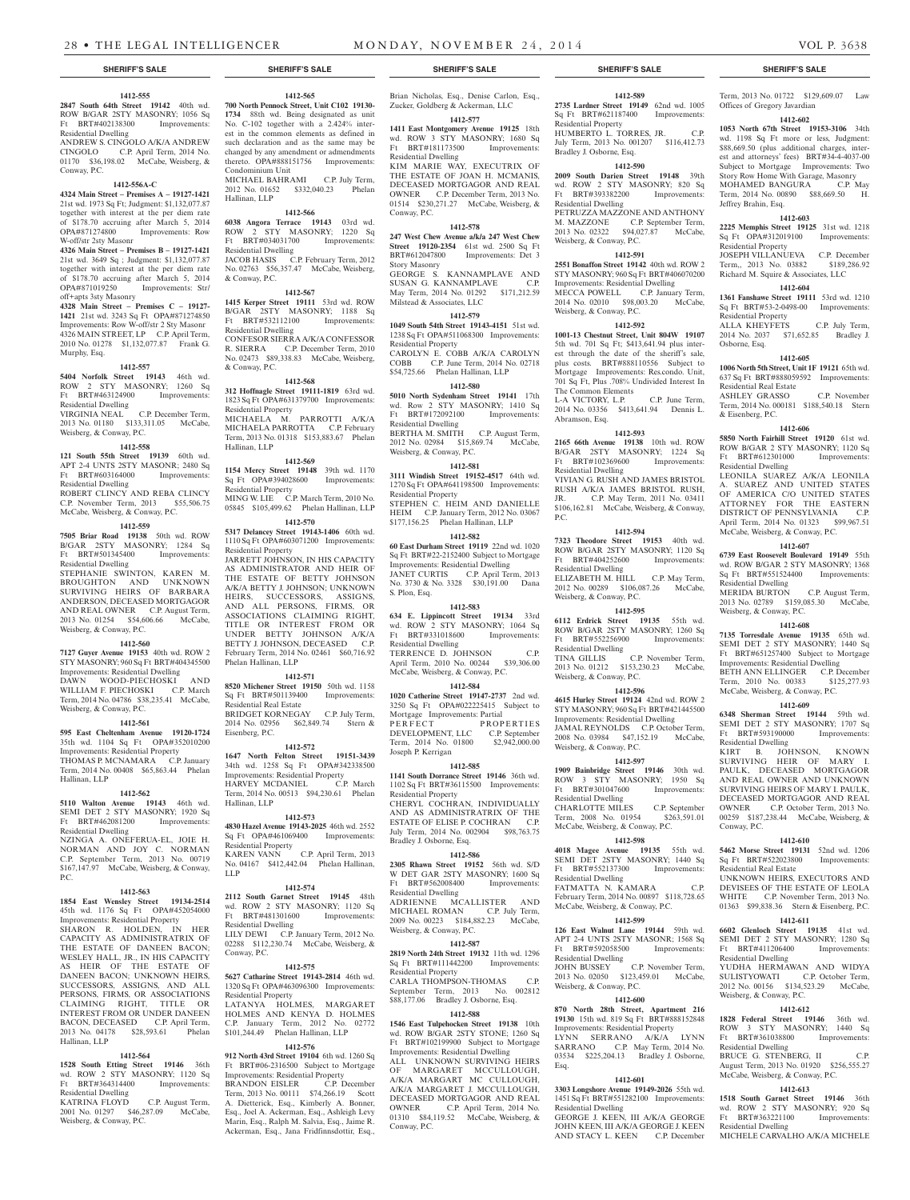**1412-555**

**2847 South 64th Street 19142** 40th wd. ROW B/GAR 2STY MASONRY; 1056 Sq Ft BRT#402138300 Improvements: Residential Dwelling
ANDREW S. CINGOLO A/K/A ANDREW CINGOLO C.P. April Term, 2014 No. 01170 $36,198.02 McCabe, Weisberg, & Conway, P.C.

**1412-556A-C**

**4324 Main Street – Premises A – 19127-1421** 21st wd. 1973 Sq Ft; Judgment: $1,132,077.87 together with interest at the per diem rate of $178.70 accruing after March 5, 2014 OPA#871274800 Improvements: Row W-off/str 2sty Masonr
**4326 Main Street – Premises B – 19127-1421** 21st wd. 3649 Sq ; Judgment: $1,132,077.87 together with interest at the per diem rate of $178.70 accruing after March 5, 2014 OPA#871019250 Improvements: Str/off+apts 3sty Masonry
**4328 Main Street – Premises C – 19127-1421** 21st wd. 3243 Sq Ft OPA#871274850 Improvements: Row W-off/str 2 Sty Masonr
4326 MAIN STREET, LP C.P. April Term, 2010 No. 01278 $1,132,077.87 Frank G. Murphy, Esq.

**1412-557**

**5404 Norfolk Street 19143** 46th wd. ROW 2 STY MASONRY; 1260 Sq Ft BRT#463124900 Improvements: Residential Dwelling
VIRGINIA NEAL C.P. December Term, 2013 No. 01180 $133,311.05 McCabe, Weisberg & Conway, P.C.

**1412-558**

**121 South 55th Street 19139** 60th wd. APT 2-4 UNTS 2STY MASONR; 2480 Sq Ft BRT#603164000 Improvements: Residential Dwelling
ROBERT CLINCY AND REBA CLINCY C.P. November Term, 2013 $55,506.75 McCabe, Weisberg, & Conway, P.C.

**1412-559**

**7505 Briar Road 19138** 50th wd. ROW B/GAR 2STY MASONRY; 1284 Sq Ft BRT#501345400 Improvements: Residential Dwelling
STEPHANIE SWINTON, KAREN M. BROUGHTON AND UNKNOWN SURVIVING HEIRS OF BARBARA ANDERSON, DECEASED MORTGAGOR AND REAL OWNER C.P. August Term, 2013 No. 01254 $54,606.66 McCabe, Weisberg, & Conway, P.C.

**1412-560**

**7127 Guyer Avenue 19153** 40th wd. ROW 2 STY MASONRY; 960 Sq Ft BRT#404345500 Improvements: Residential Dwelling
DAWN WOOD-PIECHOSKI AND WILLIAM F. PIECHOSKI C.P. March Term, 2014 No. 04786 $38,235.41 McCabe, Weisberg, & Conway, P.C.

**1412-561**

**595 East Cheltenham Avenue 19120-1724** 35th wd. 1104 Sq Ft OPA#352010200 Improvements: Residential Property
THOMAS P. MCNAMARA C.P. January Term, 2014 No. 00408 $65,863.44 Phelan Hallinan, LLP

**1412-562**

**5110 Walton Avenue 19143** 46th wd. SEMI DET 2 STY MASONRY; 1920 Sq Ft BRT#462081200 Improvements: Residential Dwelling
NZINGA A. ONEFERUA-EL, JOIE H. NORMAN AND JOY C. NORMAN C.P. September Term, 2013 No. 00719 $167,147.97 McCabe, Weisberg, & Conway, P.C.

**1412-563**

**1854 East Wensley Street 19134-2514** 45th wd. 1176 Sq Ft OPA#452054000 Improvements: Residential Property
SHARON R. HOLDEN, IN HER CAPACITY AS ADMINISTRATRIX OF THE ESTATE OF DANEEN BACON; WESLEY HALL, JR., IN HIS CAPACITY AS HEIR OF THE ESTATE OF DANEEN BACON; UNKNOWN HEIRS, SUCCESSORS, ASSIGNS, AND ALL PERSONS, FIRMS, OR ASSOCIATIONS CLAIMING RIGHT, TITLE OR INTEREST FROM OR UNDER DANEEN BACON, DECEASED C.P. April Term, 2013 No. 04178 $28,593.61 Phelan Hallinan, LLP

**1412-564**

**1528 South Etting Street 19146** 36th wd. ROW 2 STY MASONRY; 1120 Sq Ft BRT#364314400 Improvements: Residential Dwelling
KATRINA FLOYD C.P. August Term, 2001 No. 01297 $46,287.09 McCabe, Weisberg, & Conway, P.C.

**1412-565**

**700 North Pennock Street, Unit C102 19130-1734** 88th wd. Being designated as unit No. C-102 together with a 2.424% interest in the common elements as defined in such declaration and as the same may be changed by any amendment or admendments thereto. OPA#888151756 Improvements: Condominium Unit
MICHAEL BAHRAMI C.P. July Term, 2012 No. 01652 $332,040.23 Phelan Hallinan, LLP

**1412-566**

**6038 Angora Terrace 19143** 03rd wd. ROW 2 STY MASONRY; 1220 Sq Ft BRT#034031700 Improvements: Residential Dwelling
JACOB HASIS C.P. February Term, 2012 No. 02763 $56,357.47 McCabe, Weisberg, & Conway, P.C.

**1412-567**

**1415 Kerper Street 19111** 53rd wd. ROW B/GAR 2STY MASONRY; 1188 Sq Ft BRT#532112100 Improvements: Residential Dwelling
CONFESOR SIERRA A/K/A CONFESSOR R. SIERRA C.P. December Term, 2010 No. 02473 $89,338.83 McCabe, Weisberg, & Conway, P.C.

**1412-568**

**312 Hoffnagle Street 19111-1819** 63rd wd. 1823 Sq Ft OPA#631379700 Improvements: Residential Property
MICHAELA M. PARROTTI A/K/A MICHAELA PARROTTA C.P. February Term, 2013 No. 01318 $153,883.67 Phelan Hallinan, LLP

**1412-569**

**1154 Mercy Street 19148** 39th wd. 1170 Sq Ft OPA#394028600 Improvements: Residential Property
MING W. LIE C.P. March Term, 2010 No. 05845 $105,499.62 Phelan Hallinan, LLP

**1412-570**

**5317 Delancey Street 19143-1406** 60th wd. 1110 Sq Ft OPA#603071200 Improvements: Residential Property
JARRETT JOHNSON, IN HIS CAPACITY AS ADMINISTRATOR AND HEIR OF THE ESTATE OF BETTY JOHNSON A/K/A BETTY J. JOHNSON; UNKNOWN HEIRS, SUCCESSORS, ASSIGNS, AND ALL PERSONS, FIRMS, OR ASSOCIATIONS CLAIMING RIGHT, TITLE OR INTEREST FROM OR UNDER BETTY JOHNSON A/K/A BETTY J. JOHNSON, DECEASED C.P. February Term, 2014 No. 02461 $60,716.92 Phelan Hallinan, LLP

**1412-571**

**8520 Michener Street 19150** 50th wd. 1158 Sq Ft BRT#501139400 Improvements: Residential Real Estate
BRIDGET KORNEGAY C.P. July Term, 2014 No. 02956 $62,849.74 Stern & Eisenberg, P.C.

**1412-572**

**1647 North Felton Street 19151-3439** 34th wd. 1258 Sq Ft OPA#342338500 Improvements: Residential Property
HARVEY MCDANIEL C.P. March Term, 2014 No. 00513 $94,230.61 Phelan Hallinan, LLP

**1412-573**

**4830 Hazel Avenue 19143-2025** 46th wd. 2552 Sq Ft OPA#461069400 Improvements: Residential Property
KAREN VANN C.P. April Term, 2013 No. 04167 $412,442.04 Phelan Hallinan, LLP

**1412-574**

**2112 South Garnet Street 19145** 48th wd. ROW 2 STY MASONRY; 1120 Sq Ft BRT#481301600 Improvements: Residential Dwelling
LILY DEWI C.P. January Term, 2012 No. 02288 $112,230.74 McCabe, Weisberg, & Conway, P.C.

**1412-575**

**5627 Catharine Street 19143-2814** 46th wd. 1320 Sq Ft OPA#463096300 Improvements: Residential Property
LATANYA HOLMES, MARGARET HOLMES AND KENYA D. HOLMES C.P. January Term, 2012 No. 02772 $101,244.49 Phelan Hallinan, LLP

**1412-576**

**912 North 43rd Street 19104** 6th wd. 1260 Sq Ft BRT#06-2316500 Subject to Mortgage Improvements: Residential Property
BRANDON EISLER C.P. December Term, 2013 No. 00111 $74,266.19 Scott A. Dietterick, Esq., Kimberly A. Bonner, Esq., Joel A. Ackerman, Esq., Ashleigh Levy Marin, Esq., Ralph M. Salvia, Esq., Jaime R. Ackerman, Esq., Jana Fridfinnsdottir, Esq., Brian Nicholas, Esq., Denise Carlon, Esq., Zucker, Goldberg & Ackerman, LLC

**1412-577**

**1411 East Montgomery Avenue 19125** 18th wd. ROW 3 STY MASONRY; 1680 Sq Ft BRT#181173500 Improvements: Residential Dwelling
KIM MARIE WAY, EXECUTRIX OF THE ESTATE OF JOAN H. MCMANIS, DECEASED MORTGAGOR AND REAL OWNER C.P. December Term, 2013 No. 01514 $230,271.27 McCabe, Weisberg, & Conway, P.C.

**1412-578**

**247 West Chew Avenue a/k/a 247 West Chew Street 19120-2354** 61st wd. 2500 Sq Ft BRT#612047800 Improvements: Det 3 Story Masonry
GEORGE S. KANNAMPLAVE AND SUSAN G. KANNAMPLAVE C.P. May Term, 2014 No. 01292 $171,212.59 Milstead & Associates, LLC

**1412-579**

**1049 South 54th Street 19143-4151** 51st wd. 1238 Sq Ft OPA#511068300 Improvements: Residential Property
CAROLYN E. COBB A/K/A CAROLYN COBB C.P. June Term, 2014 No. 02718 $54,725.66 Phelan Hallinan, LLP

**1412-580**

**5010 North Sydenham Street 19141** 17th wd. Row 2 STY MASONRY; 1410 Sq Ft BRT#172092100 Improvements: Residential Dwelling
BERTHA M. SMITH C.P. August Term, 2012 No. 02984 $15,869.74 McCabe, Weisberg, & Conway, P.C.

**1412-581**

**3111 Windish Street 19152-4517** 64th wd. 1270 Sq Ft OPA#641198500 Improvements: Residential Property
STEPHEN C. HEIM AND DANIELLE HEIM C.P. January Term, 2012 No. 03067 $177,156.25 Phelan Hallinan, LLP

**1412-582**

**60 East Durham Street 19119** 22nd wd. 1020 Sq Ft BRT#22-2152400 Subject to Mortgage Improvements: Residential Dwelling
JANET CURTIS C.P. April Term, 2013 No. 3730 & No. 3328 $30,191.00 Dana S. Plon, Esq.

**1412-583**

**634 E. Lippincott Street 19134** 33rd wd. ROW 2 STY MASONRY; 1064 Sq Ft BRT#331018600 Improvements: Residential Dwelling
TERRENCE D. JOHNSON C.P. April Term, 2010 No. 00244 $39,306.00 McCabe, Weisberg, & Conway, P.C.

**1412-584**

**1020 Catherine Street 19147-2737** 2nd wd. 3250 Sq Ft OPA#022225415 Subject to Mortgage Improvements: Partial
PERFECT PROPERTIES DEVELOPMENT, LLC C.P. September Term, 2014 No. 01800 $2,942,000.00 Joseph P. Kerrigan

**1412-585**

**1141 South Dorrance Street 19146** 36th wd. 1102 Sq Ft BRT#36115500 Improvements: Residential Property
CHERYL COCHRAN, INDIVIDUALLY AND AS ADMINISTRATRIX OF THE ESTATE OF ELISE P. COCHRAN C.P. July Term, 2014 No. 002904 $98,763.75 Bradley J. Osborne, Esq.

**1412-586**

**2305 Rhawn Street 19152** 56th wd. S/D W DET GAR 2STY MASONRY; 1600 Sq Ft BRT#562008400 Improvements: Residential Dwelling
ADRIENNE MCALLISTER AND MICHAEL ROMAN C.P. July Term, 2009 No. 00223 $184,882.23 McCabe, Weisberg, & Conway, P.C.

**1412-587**

**2819 North 24th Street 19132** 11th wd. 1296 Sq Ft BRT#111442200 Improvements: Residential Property
CARLA THOMPSON-THOMAS C.P. September Term, 2013 No. 002812 $88,177.06 Bradley J. Osborne, Esq.

**1412-588**

**1546 East Tulpehocken Street 19138** 10th wd. ROW B/GAR 2STY STONE; 1260 Sq Ft BRT#102199900 Subject to Mortgage Improvements: Residential Dwelling
ALL UNKNOWN SURVIVING HEIRS OF MARGARET MCCULLOUGH, A/K/A MARGART MC CULLOUGH, A/K/A MARGARET J. MCCULLOUGH, DECEASED MORTGAGOR AND REAL OWNER C.P. April Term, 2014 No. 01310 $84,119.52 McCabe, Weisberg, & Conway, P.C.

**1412-589**

**2735 Lardner Street 19149** 62nd wd. 1005 Sq Ft BRT#621187400 Improvements: Residential Property
HUMBERTO L. TORRES, JR. C.P. July Term, 2013 No. 001207 $116,412.73 Bradley J. Osborne, Esq.

**1412-590**

**2009 South Darien Street 19148** 39th wd. ROW 2 STY MASONRY; 820 Sq Ft BRT#393382200 Improvements: Residential Dwelling
PETRUZZA MAZZONE AND ANTHONY M. MAZZONE C.P. September Term, 2013 No. 02322 $94,027.87 McCabe, Weisberg, & Conway, P.C.

**1412-591**

**2551 Bonaffon Street 19142** 40th wd. ROW 2 STY MASONRY; 960 Sq Ft BRT#406070200 Improvements: Residential Dwelling
MECCA POWELL C.P. January Term, 2014 No. 02010 $98,003.20 McCabe, Weisberg, & Conway, P.C.

**1412-592**

**1001-13 Chestnut Street, Unit 804W 19107** 5th wd. 701 Sq Ft; $413,641.94 plus interest through the date of the sheriff's sale, plus costs. BRT#888110556 Subject to Mortgage Improvements: Res.condo. Unit, 701 Sq Ft, Plus .708% Undivided Interest In The Common Elements
L-A VICTORY, L.P. C.P. June Term, 2014 No. 03356 $413,641.94 Dennis L. Abramson, Esq.

**1412-593**

**2165 66th Avenue 19138** 10th wd. ROW B/GAR 2STY MASONRY; 1224 Sq Ft BRT#102369600 Improvements: Residential Dwelling
VIVIAN G. RUSH AND JAMES BRISTOL RUSH A/K/A JAMES BRISTOL RUSH, JR. C.P. May Term, 2011 No. 03411 $106,162.81 McCabe, Weisberg, & Conway, P.C.

**1412-594**

**7323 Theodore Street 19153** 40th wd. ROW B/GAR 2STY MASONRY; 1120 Sq Ft BRT#404252600 Improvements: Residential Dwelling
ELIZABETH M. HILL C.P. May Term, 2012 No. 00289 $106,087.26 McCabe, Weisberg, & Conway, P.C.

**1412-595**

**6112 Erdrick Street 19135** 55th wd. ROW B/GAR 2STY MASONRY; 1260 Sq Ft BRT#552256900 Improvements: Residential Dwelling
TINA GILLIS C.P. November Term, 2013 No. 01212 $153,230.23 McCabe, Weisberg, & Conway, P.C.

**1412-596**

**4615 Hurley Street 19124** 42nd wd. ROW 2 STY MASONRY; 960 Sq Ft BRT#421445500 Improvements: Residential Dwelling
JAMAL REYNOLDS C.P. October Term, 2008 No. 03984 $47,152.19 McCabe, Weisberg, & Conway, P.C.

**1412-597**

**1909 Bainbridge Street 19146** 30th wd. ROW 3 STY MASONRY; 1950 Sq Ft BRT#301047600 Improvements: Residential Dwelling
CHARLOTTE MILES C.P. September Term, 2008 No. 01954 $263,591.01 McCabe, Weisberg, & Conway, P.C.

**1412-598**

**4018 Magee Avenue 19135** 55th wd. SEMI DET 2STY MASONRY; 1440 Sq Ft BRT#552137300 Improvements: Residential Dwelling
FATMATTA N. KAMARA C.P. February Term, 2014 No. 00897 $118,728.65 McCabe, Weisberg, & Conway, P.C.

**1412-599**

**126 East Walnut Lane 19144** 59th wd. APT 2-4 UNTS 2STY MASONR; 1568 Sq Ft BRT#592058500 Improvements: Residential Dwelling
JOHN BUSSEY C.P. November Term, 2013 No. 02050 $123,459.01 McCabe, Weisberg, & Conway, P.C.

**1412-600**

**870 North 28th Street, Apartment 216 19130** 15th wd. 819 Sq Ft BRT#888152848 Improvements: Residential Property
LYNN SERRANO A/K/A LYNN SARRANO C.P. May Term, 2014 No. 03534 $225,204.13 Bradley J. Osborne, Esq.

**1412-601**

**3303 Longshore Avenue 19149-2026** 55th wd. 1451 Sq Ft BRT#551282100 Improvements: Residential Dwelling
GEORGE J. KEEN, III A/K/A GEORGE JOHN KEEN, III A/K/A GEORGE J. KEEN AND STACY L. KEEN C.P. December Term, 2013 No. 01722 $129,609.07 Law Offices of Gregory Javardian

**1412-602**

**1053 North 67th Street 19153-3106** 34th wd. 1198 Sq Ft more or less, Judgment: $88,669.50 (plus additional charges, interest and attorneys' fees) BRT#34-4-4037-00 Subject to Mortgage Improvements: Two Story Row Home With Garage, Masonry
MOHAMED BANGURA C.P. May Term, 2014 No. 00890 $88,669.50 H. Jeffrey Brahin, Esq.

**1412-603**

**2225 Memphis Street 19125** 31st wd. 1218 Sq Ft OPA#312019100 Improvements: Residential Property
JOSEPH VILLANUEVA C.P. December Term,, 2013 No. 03882 $189,286.92 Richard M. Squire & Associates, LLC

**1412-604**

**1361 Fanshawe Street 19111** 53rd wd. 1210 Sq Ft BRT#53-2-0498-00 Improvements: Residential Property
ALLA KHEYFETS C.P. July Term, 2014 No. 2037 $71,652.85 Bradley J. Osborne, Esq.

**1412-605**

**1006 North 5th Street, Unit 1F 19121** 65th wd. 637 Sq Ft BRT#888059592 Improvements: Residential Real Estate
ASHLEY GRASSO C.P. November Term, 2014 No. 000181 $188,540.18 Stern & Eisenberg, P.C.

**1412-606**

**5850 North Fairhill Street 19120** 61st wd. ROW B/GAR 2 STY MASONRY; 1120 Sq Ft BRT#612301000 Improvements: Residential Dwelling
LEONILA SUAREZ A/K/A LEONILA A. SUAREZ AND UNITED STATES OF AMERICA C/O UNITED STATES ATTORNEY FOR THE EASTERN DISTRICT OF PENNSYLVANIA C.P. April Term, 2014 No. 01323 $99,967.51 McCabe, Weisberg, & Conway, P.C.

**1412-607**

**6739 East Roosevelt Boulevard 19149** 55th wd. ROW B/GAR 2 STY MASONRY; 1368 Sq Ft BRT#551524400 Improvements: Residential Dwelling
MERIDA BURTON C.P. August Term, 2013 No. 02789 $159,085.30 McCabe, Weisberg, & Conway, P.C.

**1412-608**

**7135 Torresdale Avenue 19135** 65th wd. SEMI DET 2 STY MASONRY; 1440 Sq Ft BRT#651257400 Subject to Mortgage Improvements: Residential Dwelling
BETH ANN ELLINGER C.P. December Term, 2010 No. 00383 $125,277.93 McCabe, Weisberg, & Conway, P.C.

**1412-609**

**6348 Sherman Street 19144** 59th wd. SEMI DET 2 STY MASONRY; 1707 Sq Ft BRT#593190000 Improvements: Residential Dwelling
KIRT B. JOHNSON, KNOWN SURVIVING HEIR OF MARY I. PAULK, DECEASED MORTGAGOR AND REAL OWNER AND UNKNOWN SURVIVING HEIRS OF MARY I. PAULK, DECEASED MORTGAGOR AND REAL OWNER C.P. October Term, 2013 No. 00259 $187,238.44 McCabe, Weisberg, & Conway, P.C.

**1412-610**

**5462 Morse Street 19131** 52nd wd. 1206 Sq Ft BRT#522023800 Improvements: Residential Real Estate
UNKNOWN HEIRS, EXECUTORS AND DEVISEES OF THE ESTATE OF LEOLA WHITE C.P. November Term, 2013 No. 01363 $99,838.36 Stern & Eisenberg, P.C.

**1412-611**

**6602 Glenloch Street 19135** 41st wd. SEMI DET 2 STY MASONRY; 1280 Sq Ft BRT#411206400 Improvements: Residential Dwelling
YUDHA HERMAWAN AND WIDYA SULISTYOWATI C.P. October Term, 2012 No. 00156 $134,523.29 McCabe, Weisberg, & Conway, P.C.

**1412-612**

**1828 Federal Street 19146** 36th wd. ROW 3 STY MASONRY; 1440 Sq Ft BRT#361038800 Improvements: Residential Dwelling
BRUCE G. STENBERG, II C.P. August Term, 2013 No. 01920 $256,555.27 McCabe, Weisberg, & Conway, P.C.

**1412-613**

**1518 South Garnet Street 19146** 36th wd. ROW 2 STY MASONRY; 920 Sq Ft BRT#363221100 Improvements: Residential Dwelling
MICHELE CARVALHO A/K/A MICHELE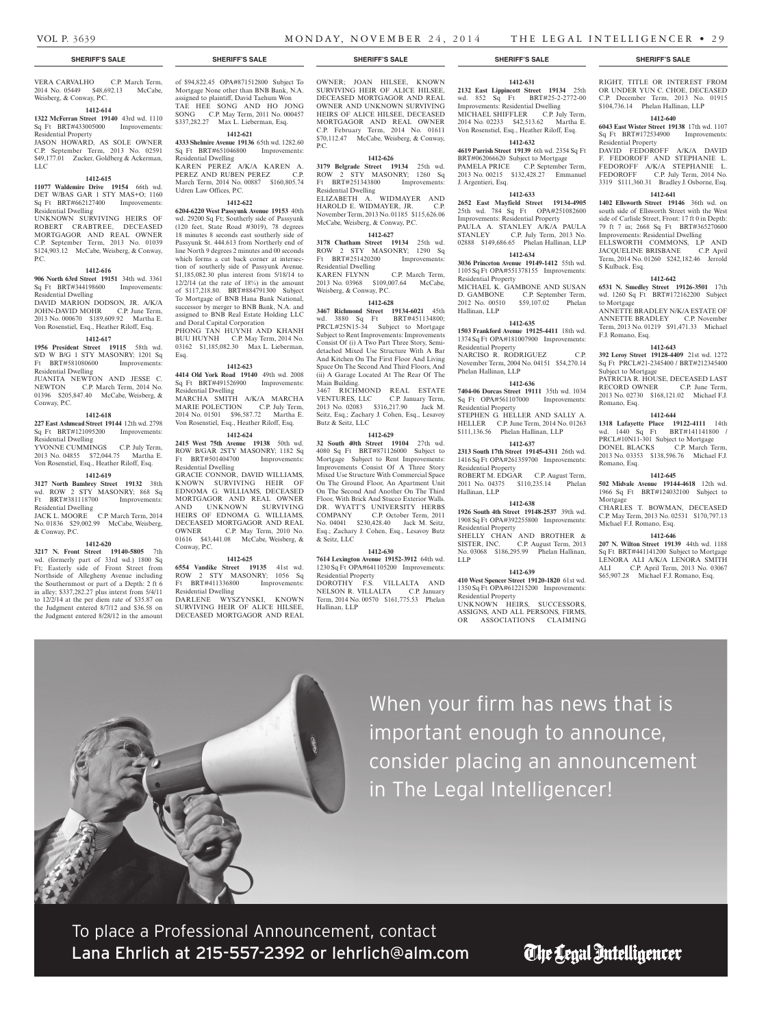## SHERIFF'S SALE

VERA CARVALHO C.P. March Term, 2014 No. 05449 $48,692.13 McCabe, Weisberg, & Conway, P.C.

**1412-614**

**1322 McFerran Street 19140** 43rd wd. 1110 Sq Ft BRT#433005000 Improvements: Residential Property
JASON HOWARD, AS SOLE OWNER C.P. September Term, 2013 No. 02591 $49,177.01 Zucker, Goldberg & Ackerman, LLC

**1412-615**

**11077 Waldemire Drive 19154** 66th wd. DET W/BAS GAR 1 STY MAS+O; 1160 Sq Ft BRT#662127400 Improvements: Residential Dwelling
UNKNOWN SURVIVING HEIRS OF ROBERT CRABTREE, DECEASED MORTGAGOR AND REAL OWNER C.P. September Term, 2013 No. 01039 $124,903.12 McCabe, Weisberg, & Conway, P.C.

**1412-616**

**906 North 63rd Street 19151** 34th wd. 3361 Sq Ft BRT#344198600 Improvements: Residential Dwelling
DAVID MARION DODSON, JR. A/K/A JOHN-DAVID MOHR C.P. June Term, 2013 No. 000670 $189,609.92 Martha E. Von Rosenstiel, Esq., Heather Riloff, Esq.

**1412-617**

**1956 President Street 19115** 58th wd. S/D W B/G 1 STY MASONRY; 1201 Sq Ft BRT#581080600 Improvements: Residential Dwelling
JUANITA NEWTON AND JESSE C. NEWTON C.P. March Term, 2014 No. 01396 $205,847.40 McCabe, Weisberg, & Conway, P.C.

**1412-618**

**227 East Ashmead Street 19144** 12th wd. 2798 Sq Ft BRT#121095200 Improvements: Residential Dwelling
YVONNE CUMMINGS C.P. July Term, 2013 No. 04855 $72,044.75 Martha E. Von Rosenstiel, Esq., Heather Riloff, Esq.

**1412-619**

**3127 North Bambrey Street 19132** 38th wd. ROW 2 STY MASONRY; 868 Sq Ft BRT#381118700 Improvements: Residential Dwelling
JACK L. MOORE C.P. March Term, 2014 No. 01836 $29,002.99 McCabe, Weisberg, & Conway, P.C.

**1412-620**

**3217 N. Front Street 19140-5805** 7th wd. (formerly part of 33rd wd.) 1800 Sq Ft; Easterly side of Front Street from Northside of Allegheny Avenue including the Southernmost or part of a Depth: 2 ft 6 in alley; $337,282.27 plus interst from 5/4/11 to 12/2/14 at the per diem rate of $35.87 on the Judgment entered 8/7/12 and $36.58 on the Judgment entered 8/28/12 in the amount of $94,822.45 OPA#871512800 Subject To Mortgage None other than BNB Bank, N.A. assigned to plaintiff, David Taehum Won
TAE HEE SONG AND HO JONG SONG C.P. May Term, 2011 No. 000457 $337,282.27 Max L. Lieberman, Esq.

**1412-621**

**4333 Shelmire Avenue 19136** 65th wd. 1282.60 Sq Ft BRT#651046800 Improvements: Residential Dwelling
KAREN PEREZ A/K/A KAREN A. PEREZ AND RUBEN PEREZ C.P. March Term, 2014 No. 00887 $160,805.74 Udren Law Offices, P.C.

**1412-622**

**6204-6220 West Passyunk Avenue 19153** 40th wd. 29200 Sq Ft; Southerly side of Passyunk (120 feet, State Road #3019), 78 degrees 18 minutes 8 seconds east southerly side of Passyunk St. 444.613 from Northerly end of line North 9 degrees 2 minutes and 00 seconds which forms a cut back corner at intersection of southerly side of Passyunk Avenue. $1,185,082.30 plus interest from 5/18/14 to 12/2/14 (at the rate of 18%) in the amount of $117,218.80. BRT#884791300 Subject To Mortgage of BNB Hana Bank National, successor by merger to BNB Bank, N.A. and assigned to BNB Real Estate Holding LLC and Doral Capital Corporation
PHONG TAN HUYNH AND KHANH BUU HUYNH C.P. May Term, 2014 No. 03162 $1,185,082.30 Max L. Lieberman, Esq.

**1412-623**

**4414 Old York Road 19140** 49th wd. 2008 Sq Ft BRT#491526900 Improvements: Residential Dwelling
MARCHA SMITH A/K/A MARCHA MARIE POLECTION C.P. July Term, 2014 No. 01501 $96,587.72 Martha E. Von Rosenstiel, Esq., Heather Riloff, Esq.

**1412-624**

**2415 West 75th Avenue 19138** 50th wd. ROW B/GAR 2STY MASONRY; 1182 Sq Ft BRT#501404700 Improvements: Residential Dwelling
GRACIE CONNOR, DAVID WILLIAMS, KNOWN SURVIVING HEIR OF EDNOMA G. WILLIAMS, DECEASED MORTGAGOR AND REAL OWNER AND UNKNOWN SURVIVING HEIRS OF EDNOMA G. WILLIAMS, DECEASED MORTGAGOR AND REAL OWNER C.P. May Term, 2010 No. 01616 $43,441.08 McCabe, Weisberg, & Conway, P.C.

**1412-625**

**6554 Vandike Street 19135** 41st wd. ROW 2 STY MASONRY; 1056 Sq Ft BRT#411336800 Improvements: Residential Dwelling
DARLENE WYSZYNSKI, KNOWN SURVIVING HEIR OF ALICE HILSEE, DECEASED MORTGAGOR AND REAL OWNER; JOAN HILSEE, KNOWN SURVIVING HEIR OF ALICE HILSEE, DECEASED MORTGAGOR AND REAL OWNER AND UNKNOWN SURVIVING HEIRS OF ALICE HILSEE, DECEASED MORTGAGOR AND REAL OWNER C.P. February Term, 2014 No. 01611 $70,112.47 McCabe, Weisberg, & Conway, P.C.

**1412-626**

**3179 Belgrade Street 19134** 25th wd. ROW 2 STY MASONRY; 1260 Sq Ft BRT#251343800 Improvements: Residential Dwelling
ELIZABETH A. WIDMAYER AND HAROLD E. WIDMAYER, JR. C.P. November Term, 2013 No. 01185 $115,626.06 McCabe, Weisberg, & Conway, P.C.

**1412-627**

**3178 Chatham Street 19134** 25th wd. ROW 2 STY MASONRY; 1290 Sq Ft BRT#251420200 Improvements: Residential Dwelling
KAREN FLYNN C.P. March Term, 2013 No. 03968 $109,007.64 McCabe, Weisberg, & Conway, P.C.

**1412-628**

**3467 Richmond Street 19134-6021** 45th wd. 3880 Sq Ft BRT#451134800; PRCL#25N15-34 Subject to Mortgage Subject to Rent Improvements: Improvements Consist Of (i) A Two Part Three Story, Semi-detached Mixed Use Structure With A Bar And Kitchen On The First Floor And Living Space On The Second And Third Floors, And (ii) A Garage Located At The Rear Of The Main Building.
3467 RICHMOND REAL ESTATE VENTURES, LLC C.P. January Term, 2013 No. 02083 $316,217.90 Jack M. Seitz, Esq.; Zachary J. Cohen, Esq., Lesavoy Butz & Seitz, LLC

**1412-629**

**32 South 40th Street 19104** 27th wd. 4080 Sq Ft BRT#871126000 Subject to Mortgage Subject to Rent Improvements: Improvements Consist Of A Three Story Mixed Use Structure With Commercial Space On The Ground Floor, An Apartment Unit On The Second And Another On The Third Floor, With Brick And Stucco Exterior Walls.
DR. WYATT'S UNIVERSITY HERBS COMPANY C.P. October Term, 2011 No. 04041 $230,428.40 Jack M. Seitz, Esq.; Zachary J. Cohen, Esq., Lesavoy Butz & Seitz, LLC

**1412-630**

**7614 Lexington Avenue 19152-3912** 64th wd. 1230 Sq Ft OPA#641105200 Improvements: Residential Property
DOROTHY F.S. VILLALTA AND NELSON R. VILLALTA C.P. January Term, 2014 No. 00570 $161,775.53 Phelan Hallinan, LLP

**1412-631**

**2132 East Lippincott Street 19134** 25th wd. 852 Sq Ft BRT#25-2-2772-00 Improvements: Residential Dwelling
MICHAEL SHIFFLER C.P. July Term, 2014 No. 02233 $42,513.62 Martha E. Von Rosenstiel, Esq., Heather Riloff, Esq.

**1412-632**

**4619 Parrish Street 19139** 6th wd. 2354 Sq Ft BRT#062066620 Subject to Mortgage
PAMELA PRICE C.P. September Term, 2013 No. 00215 $132,428.27 Emmanuel J. Argentieri, Esq.

**1412-633**

**2652 East Mayfield Street 19134-4905** 25th wd. 784 Sq Ft OPA#251082600 Improvements: Residential Property
PAULA A. STANLEY A/K/A PAULA STANLEY C.P. July Term, 2013 No. 02888 $149,686.65 Phelan Hallinan, LLP

**1412-634**

**3036 Princeton Avenue 19149-1412** 55th wd. 1105 Sq Ft OPA#551378155 Improvements: Residential Property
MICHAEL K. GAMBONE AND SUSAN D. GAMBONE C.P. September Term, 2012 No. 00510 $59,107.02 Phelan Hallinan, LLP

**1412-635**

**1503 Frankford Avenue 19125-4411** 18th wd. 1374 Sq Ft OPA#181007900 Improvements: Residential Property
NARCISO R. RODRIGUEZ C.P. November Term, 2004 No. 04151 $54,270.14 Phelan Hallinan, LLP

**1412-636**

**7404-06 Dorcas Street 19111** 35th wd. 1034 Sq Ft OPA#561107000 Improvements: Residential Property
STEPHEN G. HELLER AND SALLY A. HELLER C.P. June Term, 2014 No. 01263 $111,136.56 Phelan Hallinan, LLP

**1412-637**

**2313 South 17th Street 19145-4311** 26th wd. 1416 Sq Ft OPA#261359700 Improvements: Residential Property
ROBERT M. EDGAR C.P. August Term, 2011 No. 04375 $110,235.14 Phelan Hallinan, LLP

**1412-638**

**1926 South 4th Street 19148-2537** 39th wd. 1908 Sq Ft OPA#392255800 Improvements: Residential Property
SHELLY CHAN AND BROTHER & SISTER, INC. C.P. August Term, 2013 No. 03068 $186,295.99 Phelan Hallinan, LLP

**1412-639**

**410 West Spencer Street 19120-1820** 61st wd. 1350 Sq Ft OPA#612215200 Improvements: Residential Property
UNKNOWN HEIRS, SUCCESSORS, ASSIGNS, AND ALL PERSONS, FIRMS, OR ASSOCIATIONS CLAIMING RIGHT, TITLE OR INTEREST FROM OR UNDER YUN C. CHOE, DECEASED C.P. December Term, 2013 No. 01915 $104,736.14 Phelan Hallinan, LLP

**1412-640**

**6043 East Wister Street 19138** 17th wd. 1107 Sq Ft BRT#172534900 Improvements: Residential Property
DAVID FEDOROFF A/K/A DAVID F. FEDOROFF AND STEPHANIE L. FEDOROFF A/K/A STEPHANIE L. FEDOROFF C.P. July Term, 2014 No. 3319 $111,360.31 Bradley J. Osborne, Esq.

**1412-641**

**1402 Ellsworth Street 19146** 36th wd. on south side of Ellsworth Street with the West side of Carlisle Street, Front: 17 ft 0 in Depth: 79 ft 7 in; 2668 Sq Ft BRT#365270600 Improvements: Residential Dwelling
ELLSWORTH COMMONS, LP AND JACQUELINE BRISBANE C.P. April Term, 2014 No. 01260 $242,182.46 Jerrold S Kulback, Esq.

**1412-642**

**6531 N. Smedley Street 19126-3501** 17th wd. 1260 Sq Ft BRT#172162200 Subject to Mortgage
ANNETTE BRADLEY N/K/A ESTATE OF ANNETTE BRADLEY C.P. November Term, 2013 No. 01219 $91,471.33 Michael F.J. Romano, Esq.

**1412-643**

**392 Leroy Street 19128-4409** 21st wd. 1272 Sq Ft PRCL#21-2345400 / BRT#212345400 Subject to Mortgage
PATRICIA R. HOUSE, DECEASED LAST RECORD OWNER C.P. June Term, 2013 No. 02730 $168,121.02 Michael F.J. Romano, Esq.

**1412-644**

**1318 Lafayette Place 19122-4111** 14th wd. 1440 Sq Ft BRT#141141800 / PRCL#10N11-301 Subject to Mortgage
DONEL BLACKS C.P. March Term, 2013 No. 03353 $138,596.76 Michael F.J. Romano, Esq.

**1412-645**

**502 Midvale Avenue 19144-4618** 12th wd. 1966 Sq Ft BRT#124032100 Subject to Mortgage
CHARLES T. BOWMAN, DECEASED C.P. May Term, 2013 No. 02531 $170,797.13 Michael F.J. Romano, Esq.

**1412-646**

**207 N. Wilton Street 19139** 44th wd. 1188 Sq Ft BRT#441141200 Subject to Mortgage
LENORA ALI A/K/A LENORA SMITH ALI C.P. April Term, 2013 No. 03067 $65,907.28 Michael F.J. Romano, Esq.

When your firm has news that is important enough to announce, consider placing an announcement in The Legal Intelligencer!

To place a Professional Announcement, contact Lana Ehrlich at 215-557-2392 or lehrlich@alm.com

The Legal Intelligencer